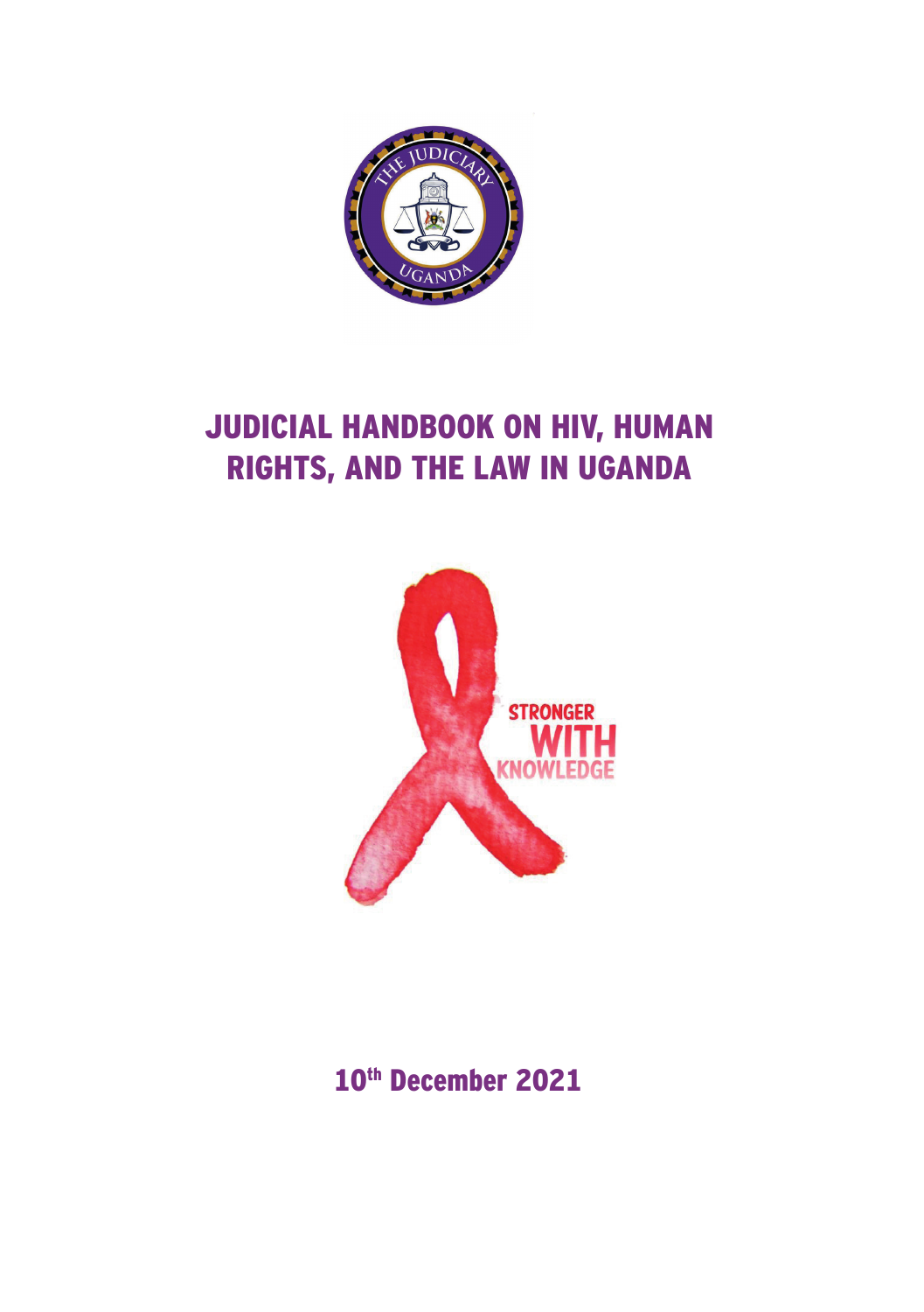# JUDICIAL HANDBOOK ON HIV, HUMAN RIGHTS, AND THE LAW IN UGANDA

10th December 2021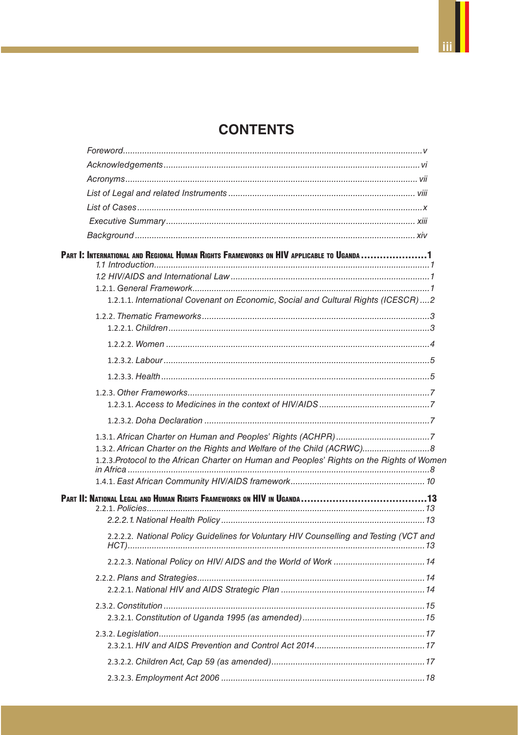# CONTENTS

*Foreword* ........ *v*

*Acknowledgements* ........ *vi*

*Acronyms* ........ *vii*

*List of Legal and related Instruments* ........ *viii*

*List of Cases* ........ *x*

*Executive Summary* ........ *xiii*

*Background* ........ *xiv*

**PART I: INTERNATIONAL AND REGIONAL HUMAN RIGHTS FRAMEWORKS ON HIV APPLICABLE TO UGANDA ........ 1**

- *1.1 Introduction* ........ *1*
- *1.2 HIV/AIDS and International Law* ........ *1*
- 1.2.1. *General Framework* ........ *1*
  - 1.2.1.1. *International Covenant on Economic, Social and Cultural Rights (ICESCR)* ........ *2*
- 1.2.2. *Thematic Frameworks* ........ *3*
  - 1.2.2.1. *Children* ........ *3*
  - 1.2.2.2. *Women* ........ *4*
  - 1.2.3.2. *Labour* ........ *5*
  - 1.2.3.3. *Health* ........ *5*
- 1.2.3. *Other Frameworks* ........ *7*
  - 1.2.3.1. *Access to Medicines in the context of HIV/AIDS* ........ *7*
  - 1.2.3.2. *Doha Declaration* ........ *7*
- 1.3.1. *African Charter on Human and Peoples' Rights (ACHPR)* ........ *7*
- 1.3.2. *African Charter on the Rights and Welfare of the Child (ACRWC)* ........ *8*
- 1.2.3.*Protocol to the African Charter on Human and Peoples' Rights on the Rights of Women in Africa* ........ *8*
- 1.4.1. *East African Community HIV/AIDS framework* ........ *10*

**PART II: NATIONAL LEGAL AND HUMAN RIGHTS FRAMEWORKS ON HIV IN UGANDA ........ 13**

- 2.2.1. *Policies* ........ *13*
  - *2.2.2.1 National Health Policy* ........ *13*
  - 2.2.2.2. *National Policy Guidelines for Voluntary HIV Counselling and Testing (VCT and HCT)* ........ *13*
  - 2.2.2.3. *National Policy on HIV/ AIDS and the World of Work* ........ *14*
- 2.2.2. *Plans and Strategies* ........ *14*
  - 2.2.2.1. *National HIV and AIDS Strategic Plan* ........ *14*
- 2.3.2. *Constitution* ........ *15*
  - 2.3.2.1. *Constitution of Uganda 1995 (as amended)* ........ *15*
- 2.3.2. *Legislation* ........ *17*
  - 2.3.2.1. *HIV and AIDS Prevention and Control Act 2014* ........ *17*
  - 2.3.2.2. *Children Act, Cap 59 (as amended)* ........ *17*
  - 2.3.2.3. *Employment Act 2006* ........ *18*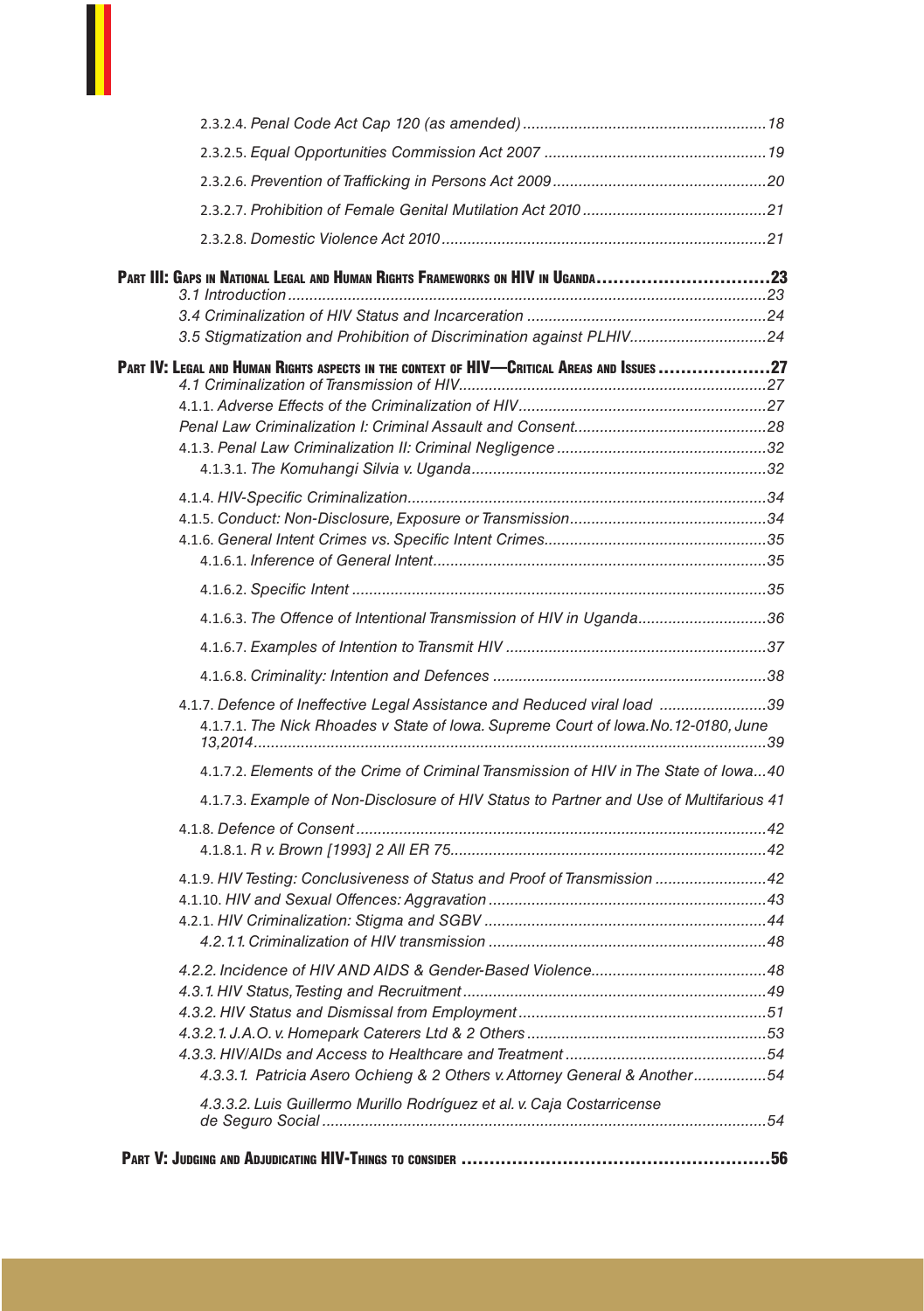2.3.2.4. *Penal Code Act Cap 120 (as amended)* ........................................................ 18

2.3.2.5. *Equal Opportunities Commission Act 2007* ................................................... 19

2.3.2.6. *Prevention of Trafficking in Persons Act 2009* ................................................ 20

2.3.2.7. *Prohibition of Female Genital Mutilation Act 2010* .......................................... 21

2.3.2.8. *Domestic Violence Act 2010* ........................................................................... 21

**PART III: GAPS IN NATIONAL LEGAL AND HUMAN RIGHTS FRAMEWORKS ON HIV IN UGANDA............................... 23**

*3.1 Introduction* ............................................................................................................... 23

*3.4 Criminalization of HIV Status and Incarceration* ....................................................... 24

*3.5 Stigmatization and Prohibition of Discrimination against PLHIV* ................................ 24

**PART IV: LEGAL AND HUMAN RIGHTS ASPECTS IN THE CONTEXT OF HIV—CRITICAL AREAS AND ISSUES ................... 27**

*4.1 Criminalization of Transmission of HIV* ...................................................................... 27

4.1.1. *Adverse Effects of the Criminalization of HIV* ......................................................... 27

*Penal Law Criminalization I: Criminal Assault and Consent* ............................................ 28

4.1.3. *Penal Law Criminalization II: Criminal Negligence* ................................................. 32

4.1.3.1. *The Komuhangi Silvia v. Uganda* .................................................................... 32

4.1.4. *HIV-Specific Criminalization* ................................................................................... 34

4.1.5. *Conduct: Non-Disclosure, Exposure or Transmission* ............................................. 34

4.1.6. *General Intent Crimes vs. Specific Intent Crimes* ................................................... 35

4.1.6.1. *Inference of General Intent* ............................................................................. 35

4.1.6.2. *Specific Intent* ................................................................................................ 35

4.1.6.3. *The Offence of Intentional Transmission of HIV in Uganda* .............................. 36

4.1.6.7. *Examples of Intention to Transmit HIV* ............................................................ 37

4.1.6.8. *Criminality: Intention and Defences* ................................................................ 38

4.1.7. *Defence of Ineffective Legal Assistance and Reduced viral load* ......................... 39

4.1.7.1. *The Nick Rhoades v State of Iowa. Supreme Court of Iowa.No.12-0180, June 13,2014* ........................................................................................................ 39

4.1.7.2. *Elements of the Crime of Criminal Transmission of HIV in The State of Iowa*... 40

4.1.7.3. *Example of Non-Disclosure of HIV Status to Partner and Use of Multifarious* 41

4.1.8. *Defence of Consent* ............................................................................................... 42

4.1.8.1. *R v. Brown [1993] 2 All ER 75* ......................................................................... 42

4.1.9. *HIV Testing: Conclusiveness of Status and Proof of Transmission* .......................... 42

4.1.10. *HIV and Sexual Offences: Aggravation* .................................................................. 43

4.2.1. *HIV Criminalization: Stigma and SGBV* ................................................................. 44

*4.2.1.1. Criminalization of HIV transmission* ................................................................ 48

*4.2.2. Incidence of HIV AND AIDS & Gender-Based Violence* .......................................... 48

*4.3.1. HIV Status, Testing and Recruitment* ..................................................................... 49

*4.3.2. HIV Status and Dismissal from Employment* ........................................................... 51

*4.3.2.1. J.A.O. v. Homepark Caterers Ltd & 2 Others* ...................................................... 53

*4.3.3. HIV/AIDs and Access to Healthcare and Treatment* ............................................... 54

*4.3.3.1. Patricia Asero Ochieng & 2 Others v. Attorney General & Another* .................. 54

*4.3.3.2. Luis Guillermo Murillo Rodríguez et al. v. Caja Costarricense de Seguro Social* ...................................................................................................... 54

**PART V: JUDGING AND ADJUDICATING HIV-THINGS TO CONSIDER ...................................................... 56**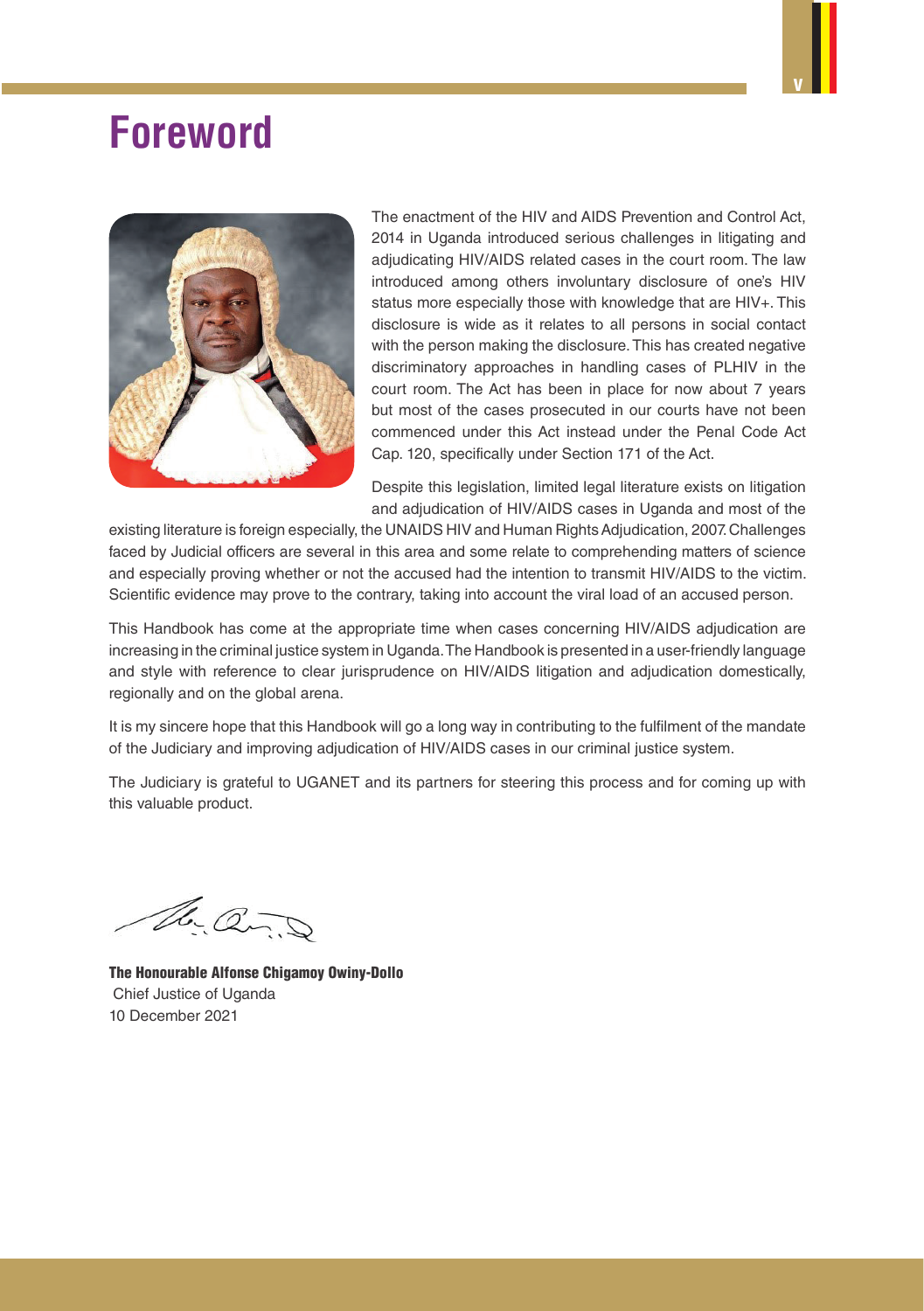# Foreword

The enactment of the HIV and AIDS Prevention and Control Act, 2014 in Uganda introduced serious challenges in litigating and adjudicating HIV/AIDS related cases in the court room. The law introduced among others involuntary disclosure of one's HIV status more especially those with knowledge that are HIV+. This disclosure is wide as it relates to all persons in social contact with the person making the disclosure. This has created negative discriminatory approaches in handling cases of PLHIV in the court room. The Act has been in place for now about 7 years but most of the cases prosecuted in our courts have not been commenced under this Act instead under the Penal Code Act Cap. 120, specifically under Section 171 of the Act.

Despite this legislation, limited legal literature exists on litigation and adjudication of HIV/AIDS cases in Uganda and most of the existing literature is foreign especially, the UNAIDS HIV and Human Rights Adjudication, 2007. Challenges faced by Judicial officers are several in this area and some relate to comprehending matters of science and especially proving whether or not the accused had the intention to transmit HIV/AIDS to the victim. Scientific evidence may prove to the contrary, taking into account the viral load of an accused person.

This Handbook has come at the appropriate time when cases concerning HIV/AIDS adjudication are increasing in the criminal justice system in Uganda. The Handbook is presented in a user-friendly language and style with reference to clear jurisprudence on HIV/AIDS litigation and adjudication domestically, regionally and on the global arena.

It is my sincere hope that this Handbook will go a long way in contributing to the fulfilment of the mandate of the Judiciary and improving adjudication of HIV/AIDS cases in our criminal justice system.

The Judiciary is grateful to UGANET and its partners for steering this process and for coming up with this valuable product.

**The Honourable Alfonse Chigamoy Owiny-Dollo**
Chief Justice of Uganda
10 December 2021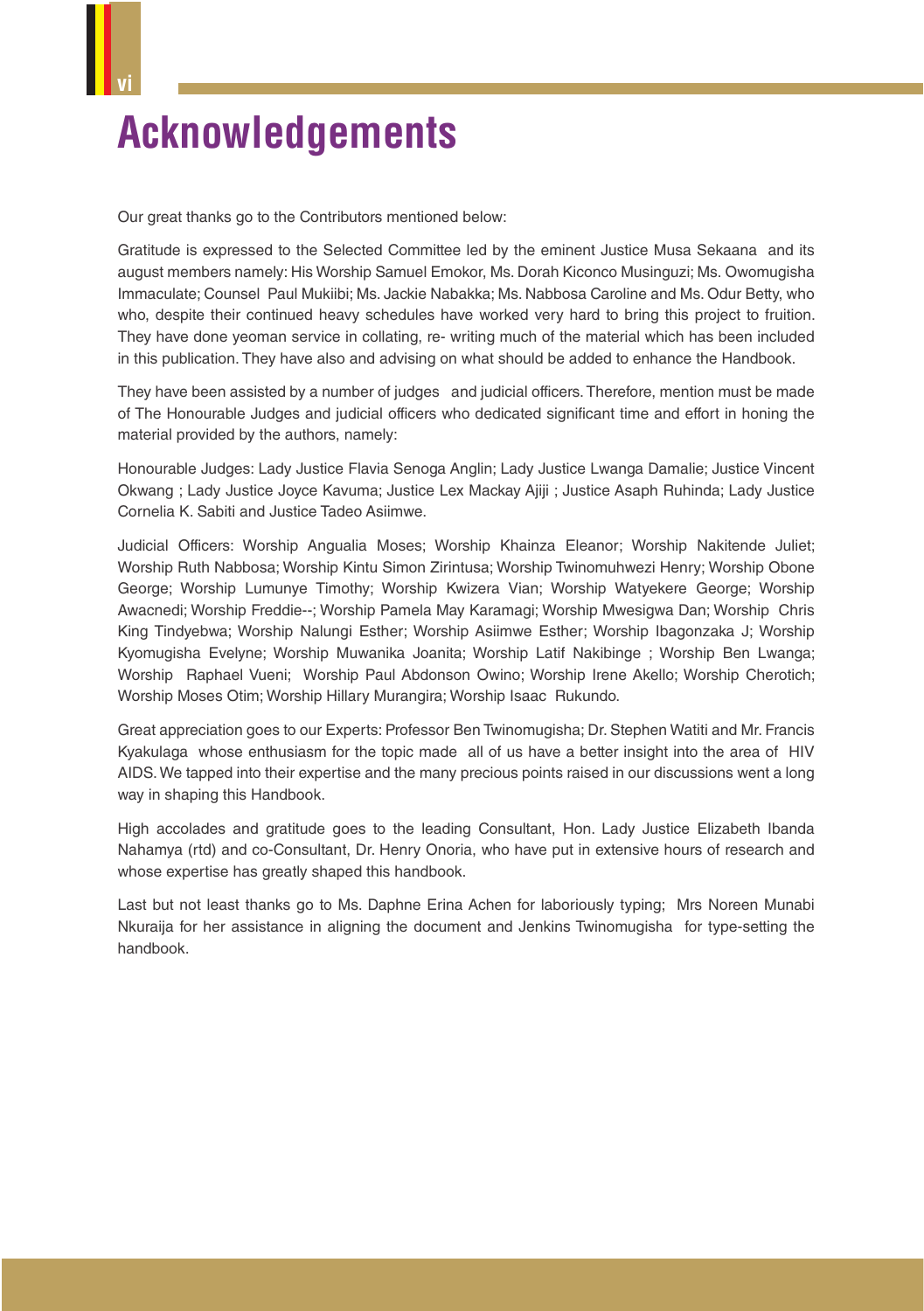# Acknowledgements

Our great thanks go to the Contributors mentioned below:

Gratitude is expressed to the Selected Committee led by the eminent Justice Musa Sekaana and its august members namely: His Worship Samuel Emokor, Ms. Dorah Kiconco Musinguzi; Ms. Owomugisha Immaculate; Counsel Paul Mukiibi; Ms. Jackie Nabakka; Ms. Nabbosa Caroline and Ms. Odur Betty, who who, despite their continued heavy schedules have worked very hard to bring this project to fruition. They have done yeoman service in collating, re- writing much of the material which has been included in this publication. They have also and advising on what should be added to enhance the Handbook.

They have been assisted by a number of judges and judicial officers. Therefore, mention must be made of The Honourable Judges and judicial officers who dedicated significant time and effort in honing the material provided by the authors, namely:

Honourable Judges: Lady Justice Flavia Senoga Anglin; Lady Justice Lwanga Damalie; Justice Vincent Okwang ; Lady Justice Joyce Kavuma; Justice Lex Mackay Ajiji ; Justice Asaph Ruhinda; Lady Justice Cornelia K. Sabiti and Justice Tadeo Asiimwe.

Judicial Officers: Worship Angualia Moses; Worship Khainza Eleanor; Worship Nakitende Juliet; Worship Ruth Nabbosa; Worship Kintu Simon Zirintusa; Worship Twinomuhwezi Henry; Worship Obone George; Worship Lumunye Timothy; Worship Kwizera Vian; Worship Watyekere George; Worship Awacnedi; Worship Freddie--; Worship Pamela May Karamagi; Worship Mwesigwa Dan; Worship Chris King Tindyebwa; Worship Nalungi Esther; Worship Asiimwe Esther; Worship Ibagonzaka J; Worship Kyomugisha Evelyne; Worship Muwanika Joanita; Worship Latif Nakibinge ; Worship Ben Lwanga; Worship Raphael Vueni; Worship Paul Abdonson Owino; Worship Irene Akello; Worship Cherotich; Worship Moses Otim; Worship Hillary Murangira; Worship Isaac Rukundo.

Great appreciation goes to our Experts: Professor Ben Twinomugisha; Dr. Stephen Watiti and Mr. Francis Kyakulaga whose enthusiasm for the topic made all of us have a better insight into the area of HIV AIDS. We tapped into their expertise and the many precious points raised in our discussions went a long way in shaping this Handbook.

High accolades and gratitude goes to the leading Consultant, Hon. Lady Justice Elizabeth Ibanda Nahamya (rtd) and co-Consultant, Dr. Henry Onoria, who have put in extensive hours of research and whose expertise has greatly shaped this handbook.

Last but not least thanks go to Ms. Daphne Erina Achen for laboriously typing; Mrs Noreen Munabi Nkuraija for her assistance in aligning the document and Jenkins Twinomugisha for type-setting the handbook.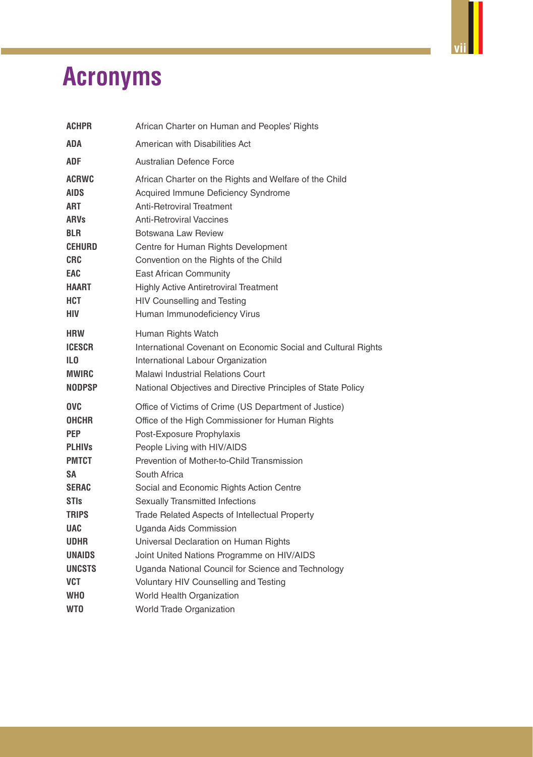# Acronyms

| | |
|---|---|
| **ACHPR** | African Charter on Human and Peoples' Rights |
| **ADA** | American with Disabilities Act |
| **ADF** | Australian Defence Force |
| **ACRWC** | African Charter on the Rights and Welfare of the Child |
| **AIDS** | Acquired Immune Deficiency Syndrome |
| **ART** | Anti-Retroviral Treatment |
| **ARVs** | Anti-Retroviral Vaccines |
| **BLR** | Botswana Law Review |
| **CEHURD** | Centre for Human Rights Development |
| **CRC** | Convention on the Rights of the Child |
| **EAC** | East African Community |
| **HAART** | Highly Active Antiretroviral Treatment |
| **HCT** | HIV Counselling and Testing |
| **HIV** | Human Immunodeficiency Virus |
| **HRW** | Human Rights Watch |
| **ICESCR** | International Covenant on Economic Social and Cultural Rights |
| **ILO** | International Labour Organization |
| **MWIRC** | Malawi Industrial Relations Court |
| **NODPSP** | National Objectives and Directive Principles of State Policy |
| **OVC** | Office of Victims of Crime (US Department of Justice) |
| **OHCHR** | Office of the High Commissioner for Human Rights |
| **PEP** | Post-Exposure Prophylaxis |
| **PLHIVs** | People Living with HIV/AIDS |
| **PMTCT** | Prevention of Mother-to-Child Transmission |
| **SA** | South Africa |
| **SERAC** | Social and Economic Rights Action Centre |
| **STIs** | Sexually Transmitted Infections |
| **TRIPS** | Trade Related Aspects of Intellectual Property |
| **UAC** | Uganda Aids Commission |
| **UDHR** | Universal Declaration on Human Rights |
| **UNAIDS** | Joint United Nations Programme on HIV/AIDS |
| **UNCSTS** | Uganda National Council for Science and Technology |
| **VCT** | Voluntary HIV Counselling and Testing |
| **WHO** | World Health Organization |
| **WTO** | World Trade Organization |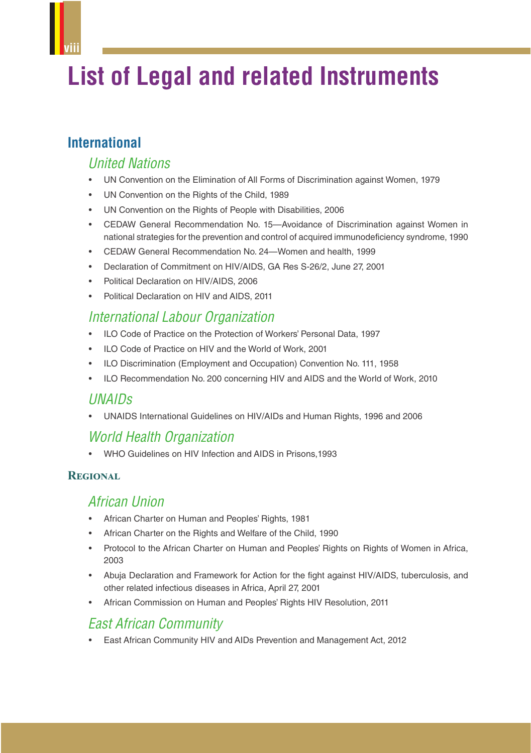# List of Legal and related Instruments

## International

### United Nations

- UN Convention on the Elimination of All Forms of Discrimination against Women, 1979
- UN Convention on the Rights of the Child, 1989
- UN Convention on the Rights of People with Disabilities, 2006
- CEDAW General Recommendation No. 15—Avoidance of Discrimination against Women in national strategies for the prevention and control of acquired immunodeficiency syndrome, 1990
- CEDAW General Recommendation No. 24—Women and health, 1999
- Declaration of Commitment on HIV/AIDS, GA Res S-26/2, June 27, 2001
- Political Declaration on HIV/AIDS, 2006
- Political Declaration on HIV and AIDS, 2011

### International Labour Organization

- ILO Code of Practice on the Protection of Workers' Personal Data, 1997
- ILO Code of Practice on HIV and the World of Work, 2001
- ILO Discrimination (Employment and Occupation) Convention No. 111, 1958
- ILO Recommendation No. 200 concerning HIV and AIDS and the World of Work, 2010

### UNAIDs

- UNAIDS International Guidelines on HIV/AIDs and Human Rights, 1996 and 2006

### World Health Organization

- WHO Guidelines on HIV Infection and AIDS in Prisons,1993

## Regional

### African Union

- African Charter on Human and Peoples' Rights, 1981
- African Charter on the Rights and Welfare of the Child, 1990
- Protocol to the African Charter on Human and Peoples' Rights on Rights of Women in Africa, 2003
- Abuja Declaration and Framework for Action for the fight against HIV/AIDS, tuberculosis, and other related infectious diseases in Africa, April 27, 2001
- African Commission on Human and Peoples' Rights HIV Resolution, 2011

### East African Community

- East African Community HIV and AIDs Prevention and Management Act, 2012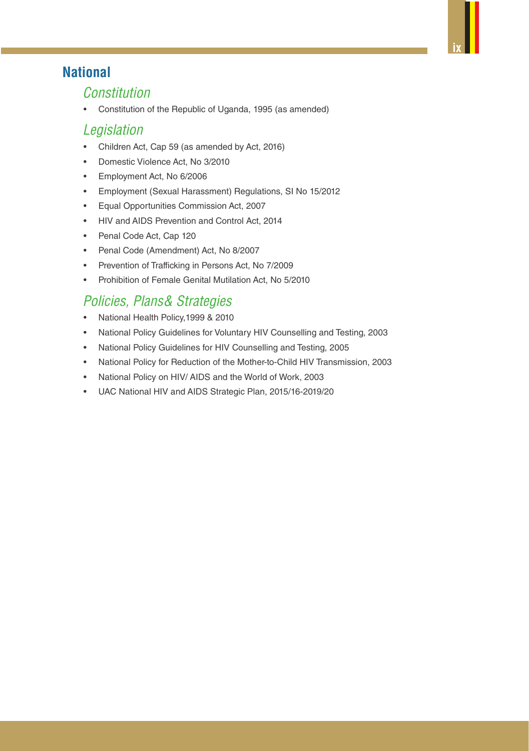## National

### *Constitution*

- Constitution of the Republic of Uganda, 1995 (as amended)

### *Legislation*

- Children Act, Cap 59 (as amended by Act, 2016)
- Domestic Violence Act, No 3/2010
- Employment Act, No 6/2006
- Employment (Sexual Harassment) Regulations, SI No 15/2012
- Equal Opportunities Commission Act, 2007
- HIV and AIDS Prevention and Control Act, 2014
- Penal Code Act, Cap 120
- Penal Code (Amendment) Act, No 8/2007
- Prevention of Trafficking in Persons Act, No 7/2009
- Prohibition of Female Genital Mutilation Act, No 5/2010

### *Policies, Plans& Strategies*

- National Health Policy,1999 & 2010
- National Policy Guidelines for Voluntary HIV Counselling and Testing, 2003
- National Policy Guidelines for HIV Counselling and Testing, 2005
- National Policy for Reduction of the Mother-to-Child HIV Transmission, 2003
- National Policy on HIV/ AIDS and the World of Work, 2003
- UAC National HIV and AIDS Strategic Plan, 2015/16-2019/20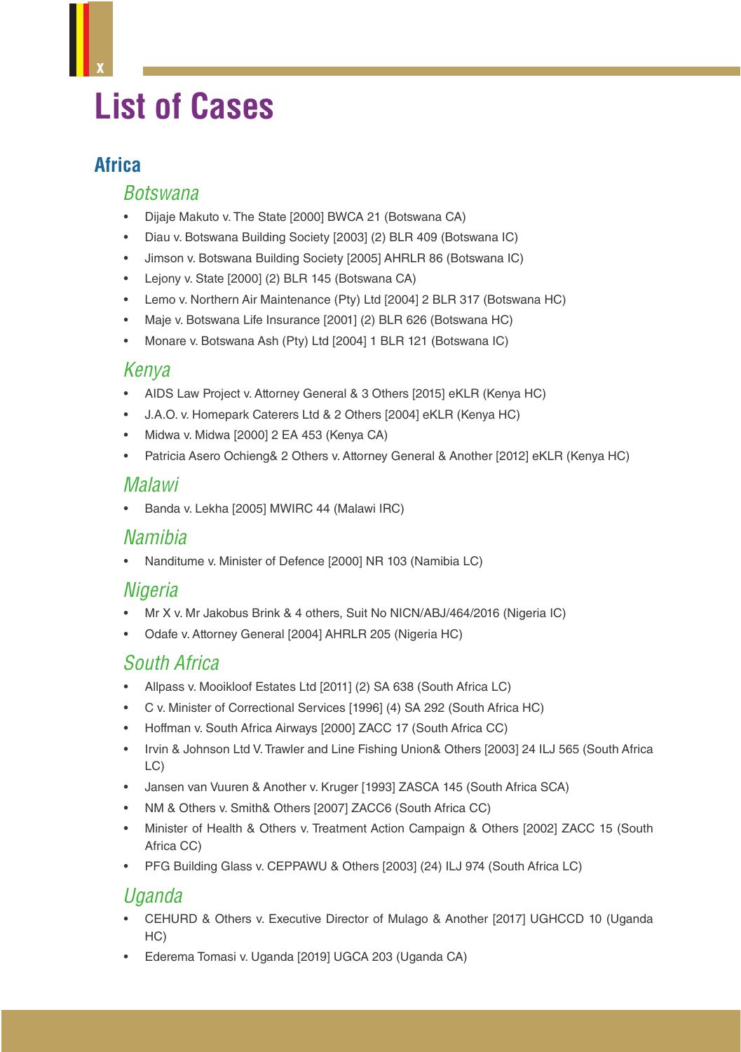# List of Cases

## Africa

### Botswana

- Dijaje Makuto v. The State [2000] BWCA 21 (Botswana CA)
- Diau v. Botswana Building Society [2003] (2) BLR 409 (Botswana IC)
- Jimson v. Botswana Building Society [2005] AHRLR 86 (Botswana IC)
- Lejony v. State [2000] (2) BLR 145 (Botswana CA)
- Lemo v. Northern Air Maintenance (Pty) Ltd [2004] 2 BLR 317 (Botswana HC)
- Maje v. Botswana Life Insurance [2001] (2) BLR 626 (Botswana HC)
- Monare v. Botswana Ash (Pty) Ltd [2004] 1 BLR 121 (Botswana IC)

### Kenya

- AIDS Law Project v. Attorney General & 3 Others [2015] eKLR (Kenya HC)
- J.A.O. v. Homepark Caterers Ltd & 2 Others [2004] eKLR (Kenya HC)
- Midwa v. Midwa [2000] 2 EA 453 (Kenya CA)
- Patricia Asero Ochieng& 2 Others v. Attorney General & Another [2012] eKLR (Kenya HC)

### Malawi

- Banda v. Lekha [2005] MWIRC 44 (Malawi IRC)

### Namibia

- Nanditume v. Minister of Defence [2000] NR 103 (Namibia LC)

### Nigeria

- Mr X v. Mr Jakobus Brink & 4 others, Suit No NICN/ABJ/464/2016 (Nigeria IC)
- Odafe v. Attorney General [2004] AHRLR 205 (Nigeria HC)

### South Africa

- Allpass v. Mooikloof Estates Ltd [2011] (2) SA 638 (South Africa LC)
- C v. Minister of Correctional Services [1996] (4) SA 292 (South Africa HC)
- Hoffman v. South Africa Airways [2000] ZACC 17 (South Africa CC)
- Irvin & Johnson Ltd V. Trawler and Line Fishing Union& Others [2003] 24 ILJ 565 (South Africa LC)
- Jansen van Vuuren & Another v. Kruger [1993] ZASCA 145 (South Africa SCA)
- NM & Others v. Smith& Others [2007] ZACC6 (South Africa CC)
- Minister of Health & Others v. Treatment Action Campaign & Others [2002] ZACC 15 (South Africa CC)
- PFG Building Glass v. CEPPAWU & Others [2003] (24) ILJ 974 (South Africa LC)

### Uganda

- CEHURD & Others v. Executive Director of Mulago & Another [2017] UGHCCD 10 (Uganda HC)
- Ederema Tomasi v. Uganda [2019] UGCA 203 (Uganda CA)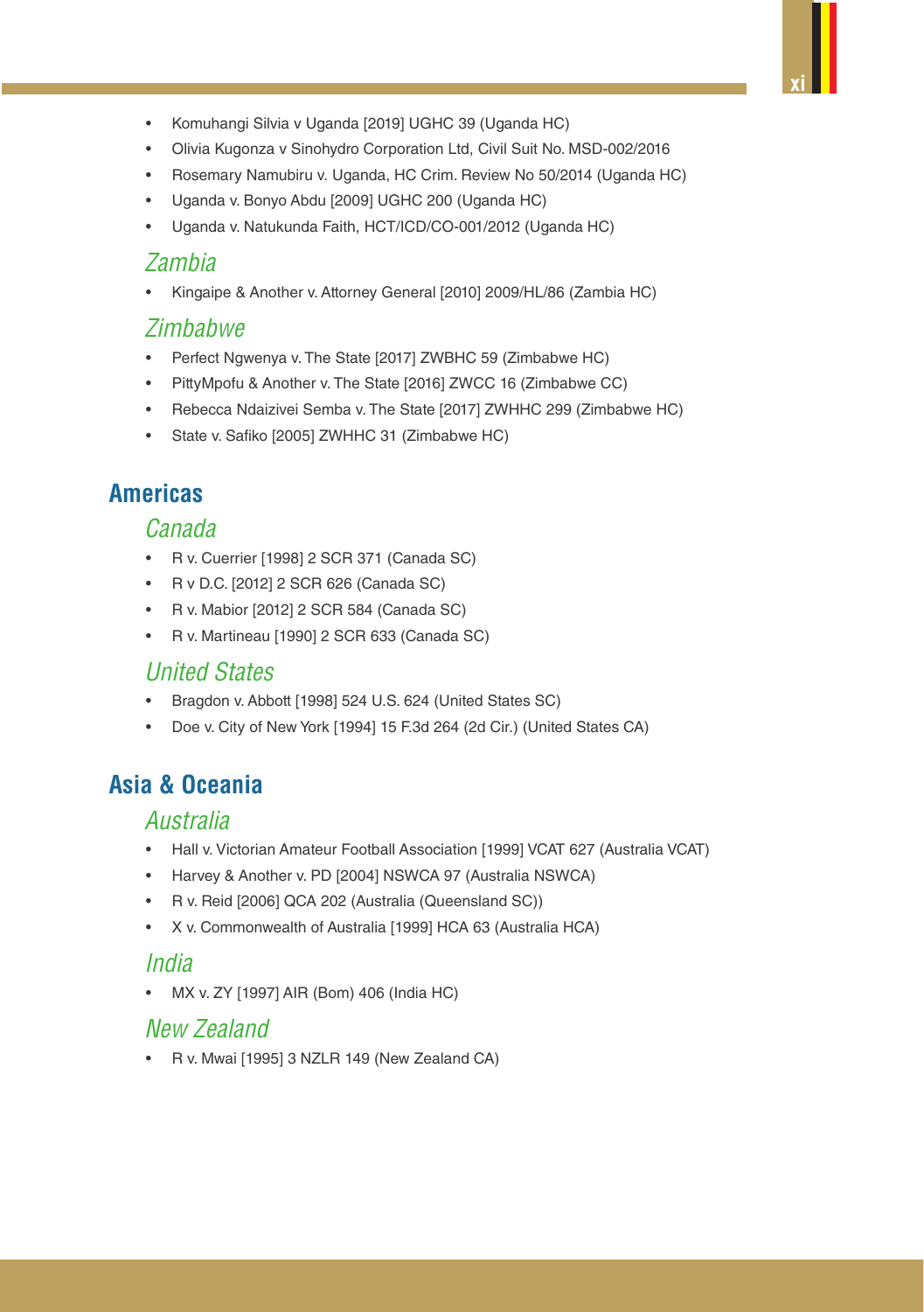- Komuhangi Silvia v Uganda [2019] UGHC 39 (Uganda HC)
- Olivia Kugonza v Sinohydro Corporation Ltd, Civil Suit No. MSD-002/2016
- Rosemary Namubiru v. Uganda, HC Crim. Review No 50/2014 (Uganda HC)
- Uganda v. Bonyo Abdu [2009] UGHC 200 (Uganda HC)
- Uganda v. Natukunda Faith, HCT/ICD/CO-001/2012 (Uganda HC)

### Zambia

- Kingaipe & Another v. Attorney General [2010] 2009/HL/86 (Zambia HC)

### Zimbabwe

- Perfect Ngwenya v. The State [2017] ZWBHC 59 (Zimbabwe HC)
- PittyMpofu & Another v. The State [2016] ZWCC 16 (Zimbabwe CC)
- Rebecca Ndaizivei Semba v. The State [2017] ZWHHC 299 (Zimbabwe HC)
- State v. Safiko [2005] ZWHHC 31 (Zimbabwe HC)

## Americas

### Canada

- R v. Cuerrier [1998] 2 SCR 371 (Canada SC)
- R v D.C. [2012] 2 SCR 626 (Canada SC)
- R v. Mabior [2012] 2 SCR 584 (Canada SC)
- R v. Martineau [1990] 2 SCR 633 (Canada SC)

### United States

- Bragdon v. Abbott [1998] 524 U.S. 624 (United States SC)
- Doe v. City of New York [1994] 15 F.3d 264 (2d Cir.) (United States CA)

## Asia & Oceania

### Australia

- Hall v. Victorian Amateur Football Association [1999] VCAT 627 (Australia VCAT)
- Harvey & Another v. PD [2004] NSWCA 97 (Australia NSWCA)
- R v. Reid [2006] QCA 202 (Australia (Queensland SC))
- X v. Commonwealth of Australia [1999] HCA 63 (Australia HCA)

### India

- MX v. ZY [1997] AIR (Bom) 406 (India HC)

### New Zealand

- R v. Mwai [1995] 3 NZLR 149 (New Zealand CA)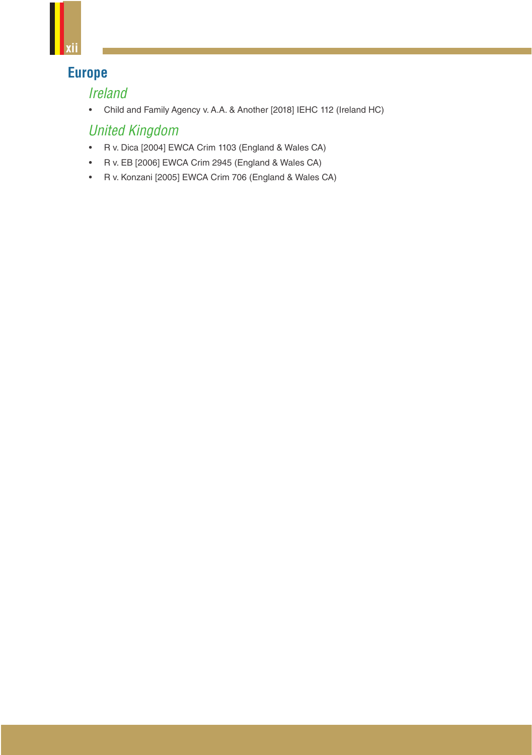## Europe

### *Ireland*

- Child and Family Agency v. A.A. & Another [2018] IEHC 112 (Ireland HC)

### *United Kingdom*

- R v. Dica [2004] EWCA Crim 1103 (England & Wales CA)
- R v. EB [2006] EWCA Crim 2945 (England & Wales CA)
- R v. Konzani [2005] EWCA Crim 706 (England & Wales CA)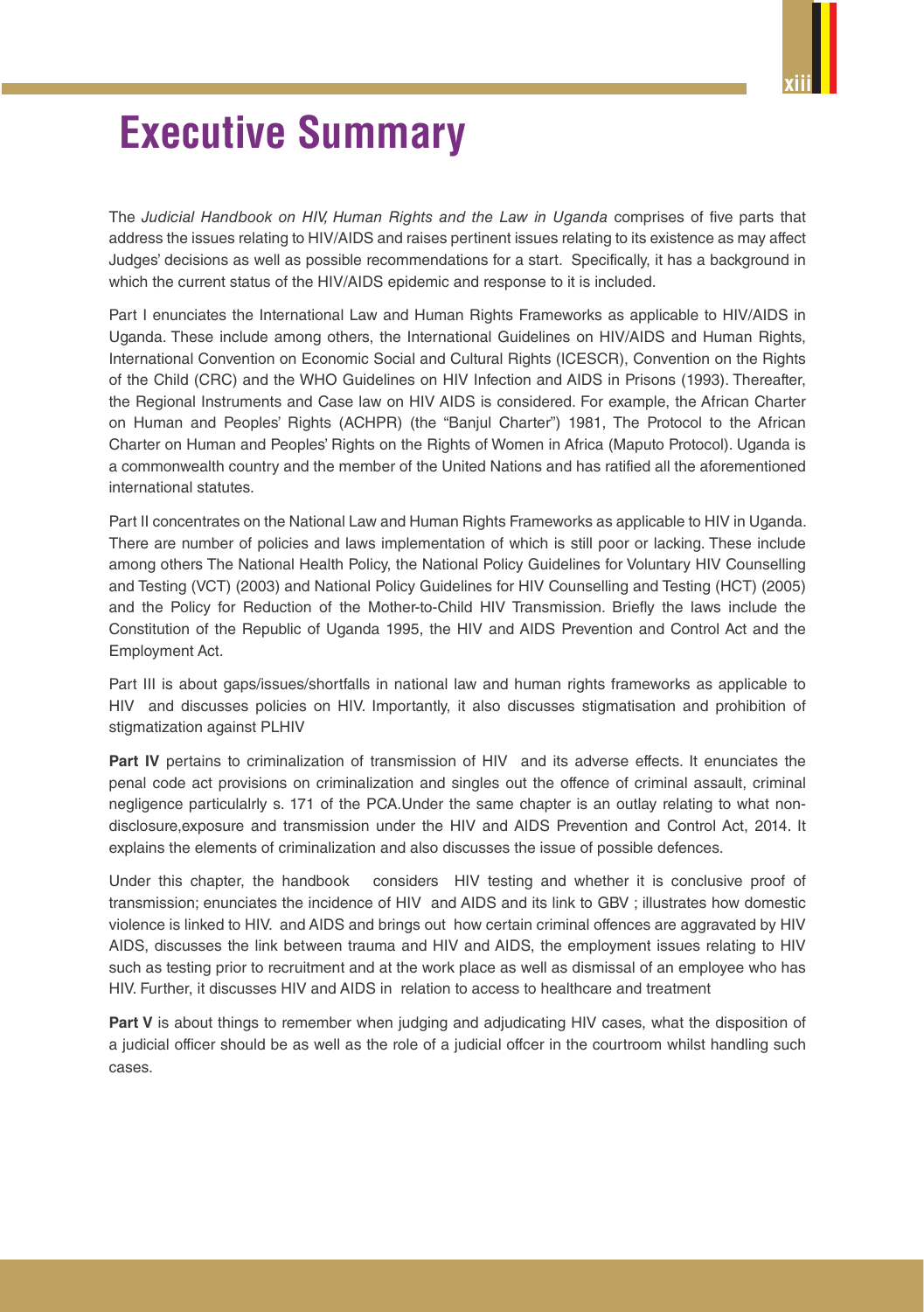# Executive Summary

The *Judicial Handbook on HIV, Human Rights and the Law in Uganda* comprises of five parts that address the issues relating to HIV/AIDS and raises pertinent issues relating to its existence as may affect Judges' decisions as well as possible recommendations for a start. Specifically, it has a background in which the current status of the HIV/AIDS epidemic and response to it is included.

Part I enunciates the International Law and Human Rights Frameworks as applicable to HIV/AIDS in Uganda. These include among others, the International Guidelines on HIV/AIDS and Human Rights, International Convention on Economic Social and Cultural Rights (ICESCR), Convention on the Rights of the Child (CRC) and the WHO Guidelines on HIV Infection and AIDS in Prisons (1993). Thereafter, the Regional Instruments and Case law on HIV AIDS is considered. For example, the African Charter on Human and Peoples' Rights (ACHPR) (the "Banjul Charter") 1981, The Protocol to the African Charter on Human and Peoples' Rights on the Rights of Women in Africa (Maputo Protocol). Uganda is a commonwealth country and the member of the United Nations and has ratified all the aforementioned international statutes.

Part II concentrates on the National Law and Human Rights Frameworks as applicable to HIV in Uganda. There are number of policies and laws implementation of which is still poor or lacking. These include among others The National Health Policy, the National Policy Guidelines for Voluntary HIV Counselling and Testing (VCT) (2003) and National Policy Guidelines for HIV Counselling and Testing (HCT) (2005) and the Policy for Reduction of the Mother-to-Child HIV Transmission. Briefly the laws include the Constitution of the Republic of Uganda 1995, the HIV and AIDS Prevention and Control Act and the Employment Act.

Part III is about gaps/issues/shortfalls in national law and human rights frameworks as applicable to HIV and discusses policies on HIV. Importantly, it also discusses stigmatisation and prohibition of stigmatization against PLHIV

**Part IV** pertains to criminalization of transmission of HIV and its adverse effects. It enunciates the penal code act provisions on criminalization and singles out the offence of criminal assault, criminal negligence particulalrly s. 171 of the PCA.Under the same chapter is an outlay relating to what non-disclosure,exposure and transmission under the HIV and AIDS Prevention and Control Act, 2014. It explains the elements of criminalization and also discusses the issue of possible defences.

Under this chapter, the handbook considers HIV testing and whether it is conclusive proof of transmission; enunciates the incidence of HIV and AIDS and its link to GBV ; illustrates how domestic violence is linked to HIV. and AIDS and brings out how certain criminal offences are aggravated by HIV AIDS, discusses the link between trauma and HIV and AIDS, the employment issues relating to HIV such as testing prior to recruitment and at the work place as well as dismissal of an employee who has HIV. Further, it discusses HIV and AIDS in relation to access to healthcare and treatment

**Part V** is about things to remember when judging and adjudicating HIV cases, what the disposition of a judicial officer should be as well as the role of a judicial offcer in the courtroom whilst handling such cases.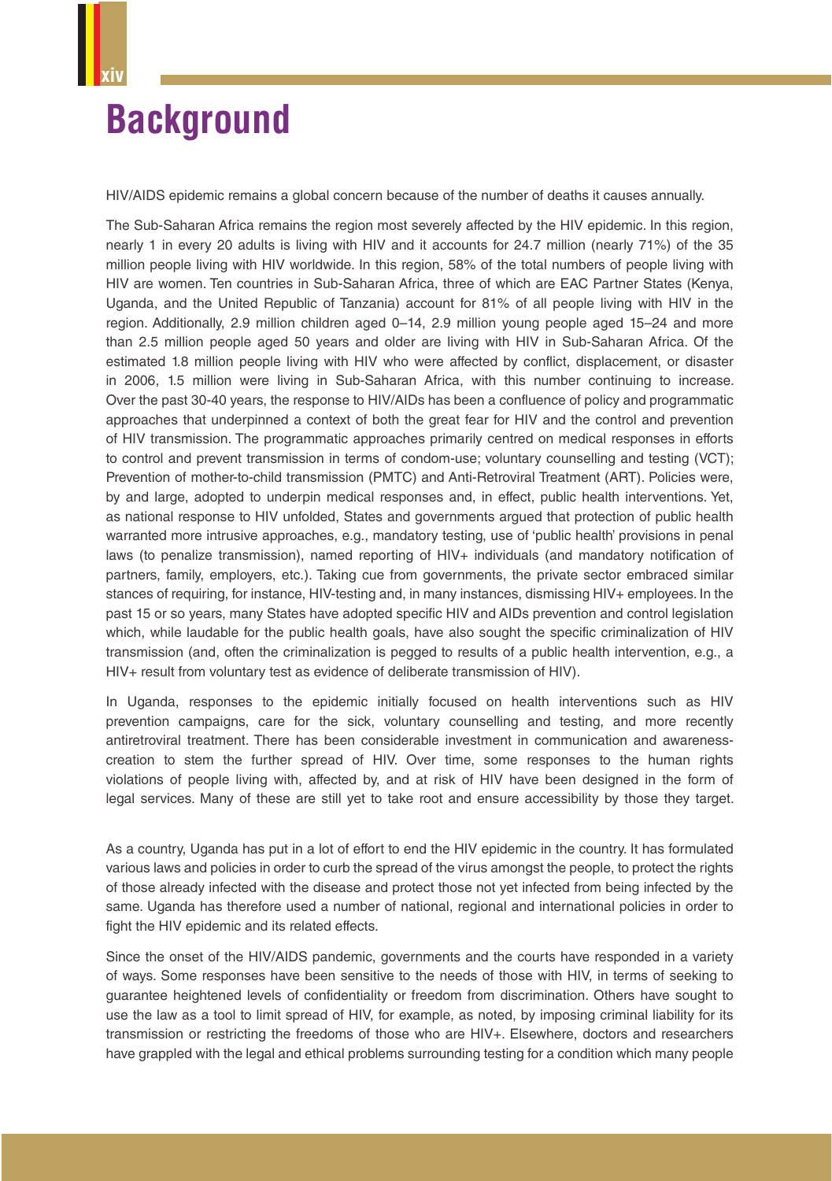# Background

HIV/AIDS epidemic remains a global concern because of the number of deaths it causes annually.

The Sub-Saharan Africa remains the region most severely affected by the HIV epidemic. In this region, nearly 1 in every 20 adults is living with HIV and it accounts for 24.7 million (nearly 71%) of the 35 million people living with HIV worldwide. In this region, 58% of the total numbers of people living with HIV are women. Ten countries in Sub-Saharan Africa, three of which are EAC Partner States (Kenya, Uganda, and the United Republic of Tanzania) account for 81% of all people living with HIV in the region. Additionally, 2.9 million children aged 0–14, 2.9 million young people aged 15–24 and more than 2.5 million people aged 50 years and older are living with HIV in Sub-Saharan Africa. Of the estimated 1.8 million people living with HIV who were affected by conflict, displacement, or disaster in 2006, 1.5 million were living in Sub-Saharan Africa, with this number continuing to increase. Over the past 30-40 years, the response to HIV/AIDs has been a confluence of policy and programmatic approaches that underpinned a context of both the great fear for HIV and the control and prevention of HIV transmission. The programmatic approaches primarily centred on medical responses in efforts to control and prevent transmission in terms of condom-use; voluntary counselling and testing (VCT); Prevention of mother-to-child transmission (PMTC) and Anti-Retroviral Treatment (ART). Policies were, by and large, adopted to underpin medical responses and, in effect, public health interventions. Yet, as national response to HIV unfolded, States and governments argued that protection of public health warranted more intrusive approaches, e.g., mandatory testing, use of 'public health' provisions in penal laws (to penalize transmission), named reporting of HIV+ individuals (and mandatory notification of partners, family, employers, etc.). Taking cue from governments, the private sector embraced similar stances of requiring, for instance, HIV-testing and, in many instances, dismissing HIV+ employees. In the past 15 or so years, many States have adopted specific HIV and AIDs prevention and control legislation which, while laudable for the public health goals, have also sought the specific criminalization of HIV transmission (and, often the criminalization is pegged to results of a public health intervention, e.g., a HIV+ result from voluntary test as evidence of deliberate transmission of HIV).

In Uganda, responses to the epidemic initially focused on health interventions such as HIV prevention campaigns, care for the sick, voluntary counselling and testing, and more recently antiretroviral treatment. There has been considerable investment in communication and awareness-creation to stem the further spread of HIV. Over time, some responses to the human rights violations of people living with, affected by, and at risk of HIV have been designed in the form of legal services. Many of these are still yet to take root and ensure accessibility by those they target.

As a country, Uganda has put in a lot of effort to end the HIV epidemic in the country. It has formulated various laws and policies in order to curb the spread of the virus amongst the people, to protect the rights of those already infected with the disease and protect those not yet infected from being infected by the same. Uganda has therefore used a number of national, regional and international policies in order to fight the HIV epidemic and its related effects.

Since the onset of the HIV/AIDS pandemic, governments and the courts have responded in a variety of ways. Some responses have been sensitive to the needs of those with HIV, in terms of seeking to guarantee heightened levels of confidentiality or freedom from discrimination. Others have sought to use the law as a tool to limit spread of HIV, for example, as noted, by imposing criminal liability for its transmission or restricting the freedoms of those who are HIV+. Elsewhere, doctors and researchers have grappled with the legal and ethical problems surrounding testing for a condition which many people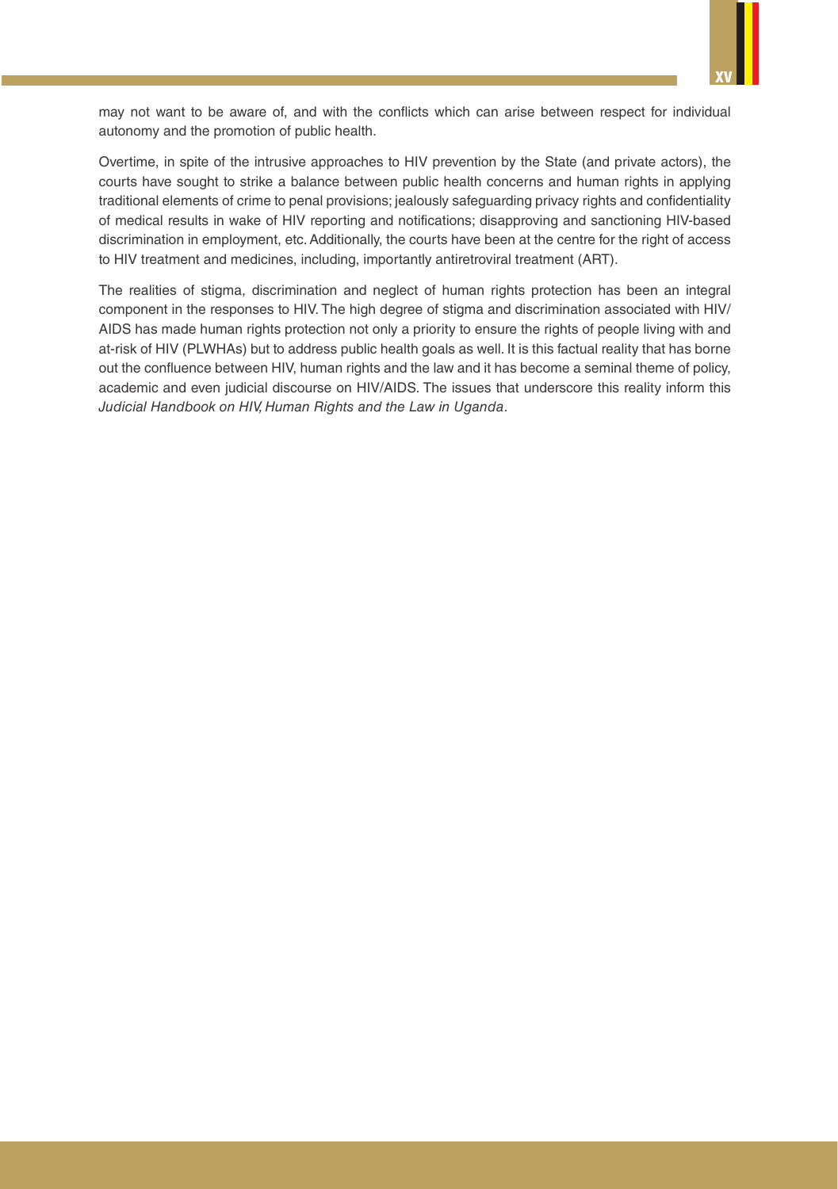may not want to be aware of, and with the conflicts which can arise between respect for individual autonomy and the promotion of public health.

Overtime, in spite of the intrusive approaches to HIV prevention by the State (and private actors), the courts have sought to strike a balance between public health concerns and human rights in applying traditional elements of crime to penal provisions; jealously safeguarding privacy rights and confidentiality of medical results in wake of HIV reporting and notifications; disapproving and sanctioning HIV-based discrimination in employment, etc. Additionally, the courts have been at the centre for the right of access to HIV treatment and medicines, including, importantly antiretroviral treatment (ART).

The realities of stigma, discrimination and neglect of human rights protection has been an integral component in the responses to HIV. The high degree of stigma and discrimination associated with HIV/AIDS has made human rights protection not only a priority to ensure the rights of people living with and at-risk of HIV (PLWHAs) but to address public health goals as well. It is this factual reality that has borne out the confluence between HIV, human rights and the law and it has become a seminal theme of policy, academic and even judicial discourse on HIV/AIDS. The issues that underscore this reality inform this *Judicial Handbook on HIV, Human Rights and the Law in Uganda*.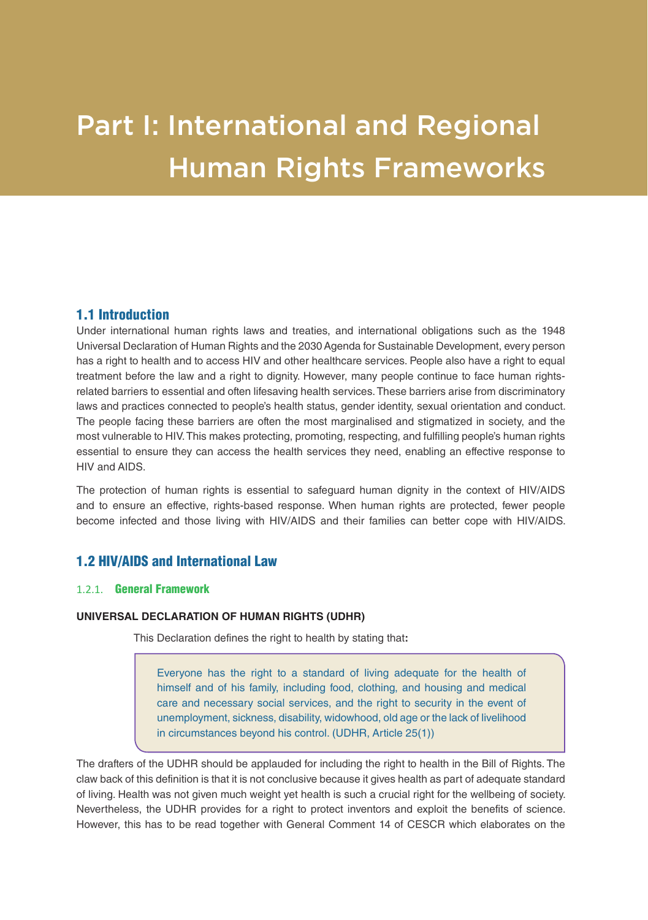# Part I: International and Regional Human Rights Frameworks

## 1.1 Introduction

Under international human rights laws and treaties, and international obligations such as the 1948 Universal Declaration of Human Rights and the 2030 Agenda for Sustainable Development, every person has a right to health and to access HIV and other healthcare services. People also have a right to equal treatment before the law and a right to dignity. However, many people continue to face human rights-related barriers to essential and often lifesaving health services. These barriers arise from discriminatory laws and practices connected to people's health status, gender identity, sexual orientation and conduct. The people facing these barriers are often the most marginalised and stigmatized in society, and the most vulnerable to HIV. This makes protecting, promoting, respecting, and fulfilling people's human rights essential to ensure they can access the health services they need, enabling an effective response to HIV and AIDS.

The protection of human rights is essential to safeguard human dignity in the context of HIV/AIDS and to ensure an effective, rights-based response. When human rights are protected, fewer people become infected and those living with HIV/AIDS and their families can better cope with HIV/AIDS.

## 1.2 HIV/AIDS and International Law

### 1.2.1. General Framework

**UNIVERSAL DECLARATION OF HUMAN RIGHTS (UDHR)**

This Declaration defines the right to health by stating that**:**

> Everyone has the right to a standard of living adequate for the health of himself and of his family, including food, clothing, and housing and medical care and necessary social services, and the right to security in the event of unemployment, sickness, disability, widowhood, old age or the lack of livelihood in circumstances beyond his control. (UDHR, Article 25(1))

The drafters of the UDHR should be applauded for including the right to health in the Bill of Rights. The claw back of this definition is that it is not conclusive because it gives health as part of adequate standard of living. Health was not given much weight yet health is such a crucial right for the wellbeing of society. Nevertheless, the UDHR provides for a right to protect inventors and exploit the benefits of science. However, this has to be read together with General Comment 14 of CESCR which elaborates on the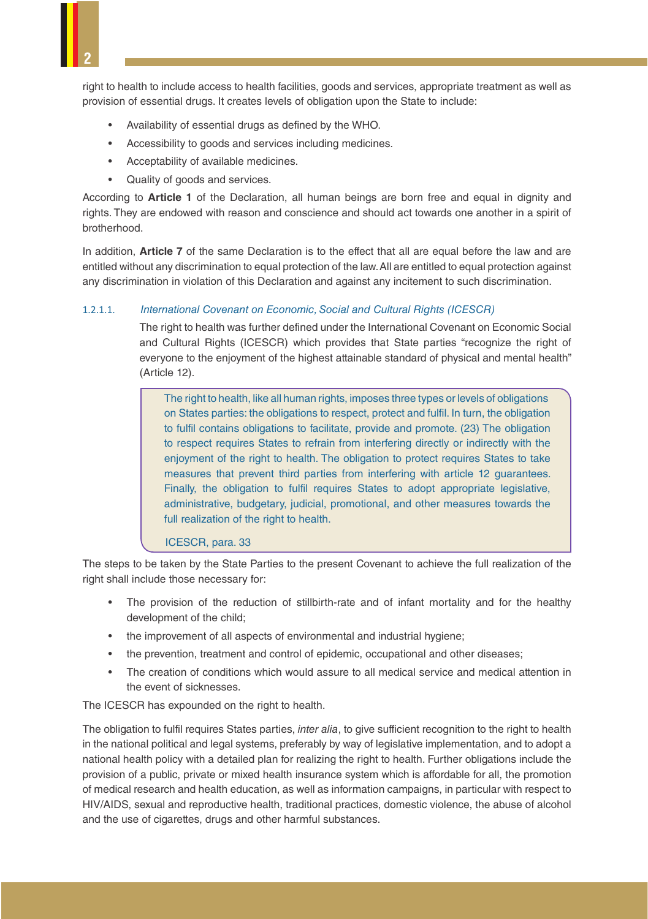right to health to include access to health facilities, goods and services, appropriate treatment as well as provision of essential drugs. It creates levels of obligation upon the State to include:

- Availability of essential drugs as defined by the WHO.
- Accessibility to goods and services including medicines.
- Acceptability of available medicines.
- Quality of goods and services.

According to **Article 1** of the Declaration, all human beings are born free and equal in dignity and rights. They are endowed with reason and conscience and should act towards one another in a spirit of brotherhood.

In addition, **Article 7** of the same Declaration is to the effect that all are equal before the law and are entitled without any discrimination to equal protection of the law. All are entitled to equal protection against any discrimination in violation of this Declaration and against any incitement to such discrimination.

#### 1.2.1.1. *International Covenant on Economic, Social and Cultural Rights (ICESCR)*

The right to health was further defined under the International Covenant on Economic Social and Cultural Rights (ICESCR) which provides that State parties "recognize the right of everyone to the enjoyment of the highest attainable standard of physical and mental health" (Article 12).

> The right to health, like all human rights, imposes three types or levels of obligations on States parties: the obligations to respect, protect and fulfil. In turn, the obligation to fulfil contains obligations to facilitate, provide and promote. (23) The obligation to respect requires States to refrain from interfering directly or indirectly with the enjoyment of the right to health. The obligation to protect requires States to take measures that prevent third parties from interfering with article 12 guarantees. Finally, the obligation to fulfil requires States to adopt appropriate legislative, administrative, budgetary, judicial, promotional, and other measures towards the full realization of the right to health.
>
> ICESCR, para. 33

The steps to be taken by the State Parties to the present Covenant to achieve the full realization of the right shall include those necessary for:

- The provision of the reduction of stillbirth-rate and of infant mortality and for the healthy development of the child;
- the improvement of all aspects of environmental and industrial hygiene;
- the prevention, treatment and control of epidemic, occupational and other diseases;
- The creation of conditions which would assure to all medical service and medical attention in the event of sicknesses.

The ICESCR has expounded on the right to health.

The obligation to fulfil requires States parties, *inter alia*, to give sufficient recognition to the right to health in the national political and legal systems, preferably by way of legislative implementation, and to adopt a national health policy with a detailed plan for realizing the right to health. Further obligations include the provision of a public, private or mixed health insurance system which is affordable for all, the promotion of medical research and health education, as well as information campaigns, in particular with respect to HIV/AIDS, sexual and reproductive health, traditional practices, domestic violence, the abuse of alcohol and the use of cigarettes, drugs and other harmful substances.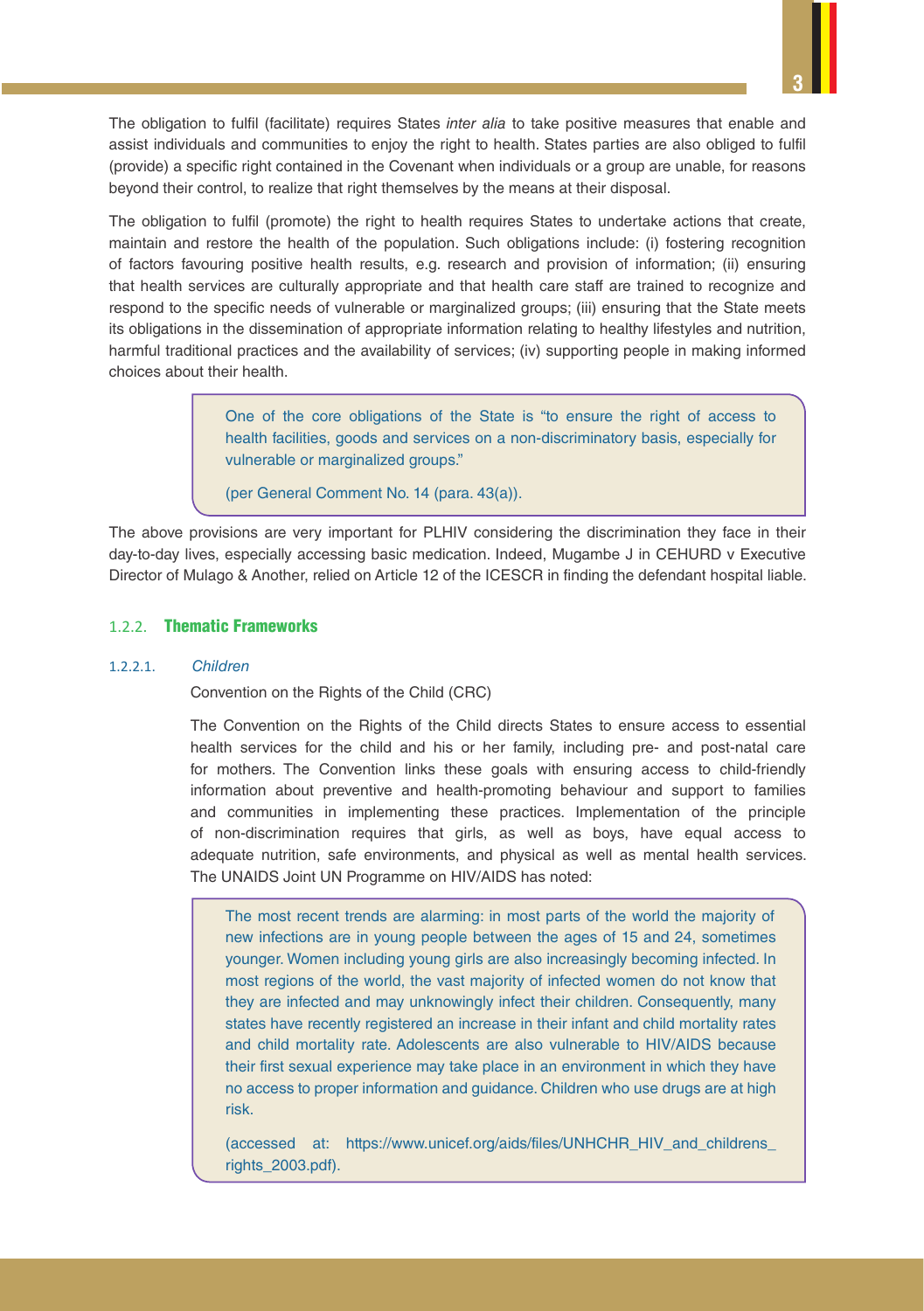The obligation to fulfil (facilitate) requires States *inter alia* to take positive measures that enable and assist individuals and communities to enjoy the right to health. States parties are also obliged to fulfil (provide) a specific right contained in the Covenant when individuals or a group are unable, for reasons beyond their control, to realize that right themselves by the means at their disposal.

The obligation to fulfil (promote) the right to health requires States to undertake actions that create, maintain and restore the health of the population. Such obligations include: (i) fostering recognition of factors favouring positive health results, e.g. research and provision of information; (ii) ensuring that health services are culturally appropriate and that health care staff are trained to recognize and respond to the specific needs of vulnerable or marginalized groups; (iii) ensuring that the State meets its obligations in the dissemination of appropriate information relating to healthy lifestyles and nutrition, harmful traditional practices and the availability of services; (iv) supporting people in making informed choices about their health.

> One of the core obligations of the State is "to ensure the right of access to health facilities, goods and services on a non-discriminatory basis, especially for vulnerable or marginalized groups."
>
> (per General Comment No. 14 (para. 43(a)).

The above provisions are very important for PLHIV considering the discrimination they face in their day-to-day lives, especially accessing basic medication. Indeed, Mugambe J in CEHURD v Executive Director of Mulago & Another, relied on Article 12 of the ICESCR in finding the defendant hospital liable.

### 1.2.2. Thematic Frameworks

#### 1.2.2.1. *Children*

Convention on the Rights of the Child (CRC)

The Convention on the Rights of the Child directs States to ensure access to essential health services for the child and his or her family, including pre- and post-natal care for mothers. The Convention links these goals with ensuring access to child-friendly information about preventive and health-promoting behaviour and support to families and communities in implementing these practices. Implementation of the principle of non-discrimination requires that girls, as well as boys, have equal access to adequate nutrition, safe environments, and physical as well as mental health services. The UNAIDS Joint UN Programme on HIV/AIDS has noted:

> The most recent trends are alarming: in most parts of the world the majority of new infections are in young people between the ages of 15 and 24, sometimes younger. Women including young girls are also increasingly becoming infected. In most regions of the world, the vast majority of infected women do not know that they are infected and may unknowingly infect their children. Consequently, many states have recently registered an increase in their infant and child mortality rates and child mortality rate. Adolescents are also vulnerable to HIV/AIDS because their first sexual experience may take place in an environment in which they have no access to proper information and guidance. Children who use drugs are at high risk.
>
> (accessed at: https://www.unicef.org/aids/files/UNHCHR_HIV_and_childrens_rights_2003.pdf).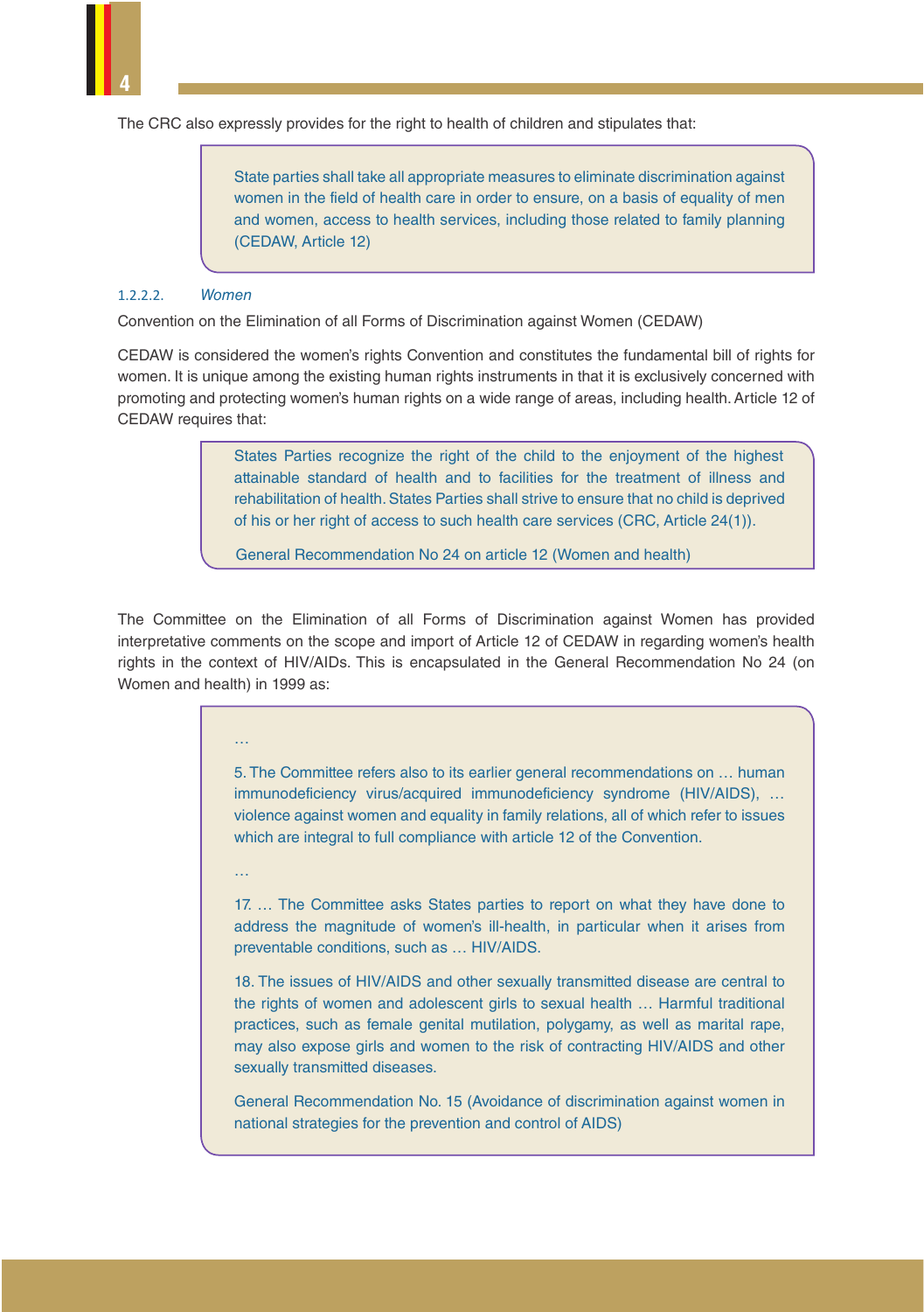The CRC also expressly provides for the right to health of children and stipulates that:

> State parties shall take all appropriate measures to eliminate discrimination against women in the field of health care in order to ensure, on a basis of equality of men and women, access to health services, including those related to family planning (CEDAW, Article 12)

#### 1.2.2.2. *Women*

Convention on the Elimination of all Forms of Discrimination against Women (CEDAW)

CEDAW is considered the women's rights Convention and constitutes the fundamental bill of rights for women. It is unique among the existing human rights instruments in that it is exclusively concerned with promoting and protecting women's human rights on a wide range of areas, including health. Article 12 of CEDAW requires that:

> States Parties recognize the right of the child to the enjoyment of the highest attainable standard of health and to facilities for the treatment of illness and rehabilitation of health. States Parties shall strive to ensure that no child is deprived of his or her right of access to such health care services (CRC, Article 24(1)).
>
> General Recommendation No 24 on article 12 (Women and health)

The Committee on the Elimination of all Forms of Discrimination against Women has provided interpretative comments on the scope and import of Article 12 of CEDAW in regarding women's health rights in the context of HIV/AIDs. This is encapsulated in the General Recommendation No 24 (on Women and health) in 1999 as:

> …
>
> 5. The Committee refers also to its earlier general recommendations on … human immunodeficiency virus/acquired immunodeficiency syndrome (HIV/AIDS), … violence against women and equality in family relations, all of which refer to issues which are integral to full compliance with article 12 of the Convention.
>
> …
>
> 17. … The Committee asks States parties to report on what they have done to address the magnitude of women's ill-health, in particular when it arises from preventable conditions, such as … HIV/AIDS.
>
> 18. The issues of HIV/AIDS and other sexually transmitted disease are central to the rights of women and adolescent girls to sexual health … Harmful traditional practices, such as female genital mutilation, polygamy, as well as marital rape, may also expose girls and women to the risk of contracting HIV/AIDS and other sexually transmitted diseases.
>
> General Recommendation No. 15 (Avoidance of discrimination against women in national strategies for the prevention and control of AIDS)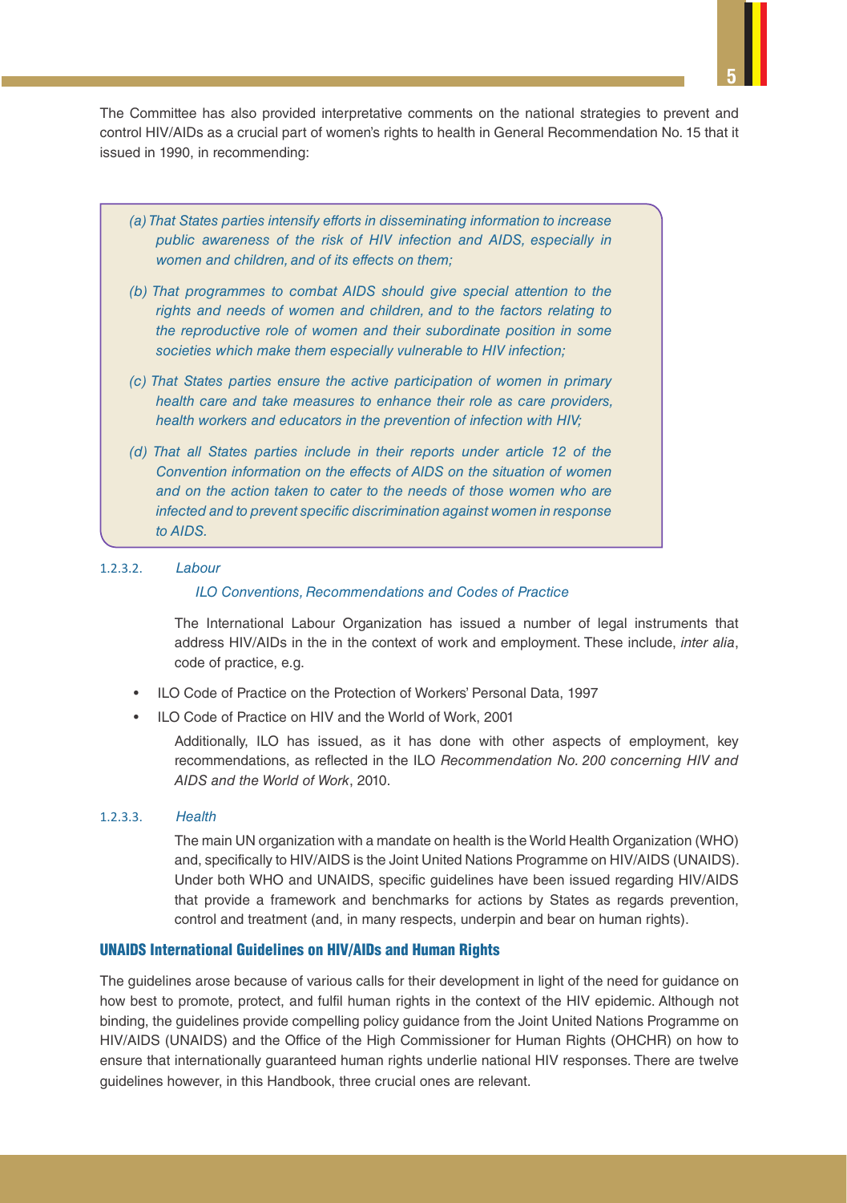The Committee has also provided interpretative comments on the national strategies to prevent and control HIV/AIDs as a crucial part of women's rights to health in General Recommendation No. 15 that it issued in 1990, in recommending:

> *(a) That States parties intensify efforts in disseminating information to increase public awareness of the risk of HIV infection and AIDS, especially in women and children, and of its effects on them;*
>
> *(b) That programmes to combat AIDS should give special attention to the rights and needs of women and children, and to the factors relating to the reproductive role of women and their subordinate position in some societies which make them especially vulnerable to HIV infection;*
>
> *(c) That States parties ensure the active participation of women in primary health care and take measures to enhance their role as care providers, health workers and educators in the prevention of infection with HIV;*
>
> *(d) That all States parties include in their reports under article 12 of the Convention information on the effects of AIDS on the situation of women and on the action taken to cater to the needs of those women who are infected and to prevent specific discrimination against women in response to AIDS.*

#### 1.2.3.2. *Labour*

*ILO Conventions, Recommendations and Codes of Practice*

The International Labour Organization has issued a number of legal instruments that address HIV/AIDs in the in the context of work and employment. These include, *inter alia*, code of practice, e.g.

- ILO Code of Practice on the Protection of Workers' Personal Data, 1997
- ILO Code of Practice on HIV and the World of Work, 2001

Additionally, ILO has issued, as it has done with other aspects of employment, key recommendations, as reflected in the ILO *Recommendation No. 200 concerning HIV and AIDS and the World of Work*, 2010.

#### 1.2.3.3. *Health*

The main UN organization with a mandate on health is the World Health Organization (WHO) and, specifically to HIV/AIDS is the Joint United Nations Programme on HIV/AIDS (UNAIDS). Under both WHO and UNAIDS, specific guidelines have been issued regarding HIV/AIDS that provide a framework and benchmarks for actions by States as regards prevention, control and treatment (and, in many respects, underpin and bear on human rights).

### UNAIDS International Guidelines on HIV/AIDs and Human Rights

The guidelines arose because of various calls for their development in light of the need for guidance on how best to promote, protect, and fulfil human rights in the context of the HIV epidemic. Although not binding, the guidelines provide compelling policy guidance from the Joint United Nations Programme on HIV/AIDS (UNAIDS) and the Office of the High Commissioner for Human Rights (OHCHR) on how to ensure that internationally guaranteed human rights underlie national HIV responses. There are twelve guidelines however, in this Handbook, three crucial ones are relevant.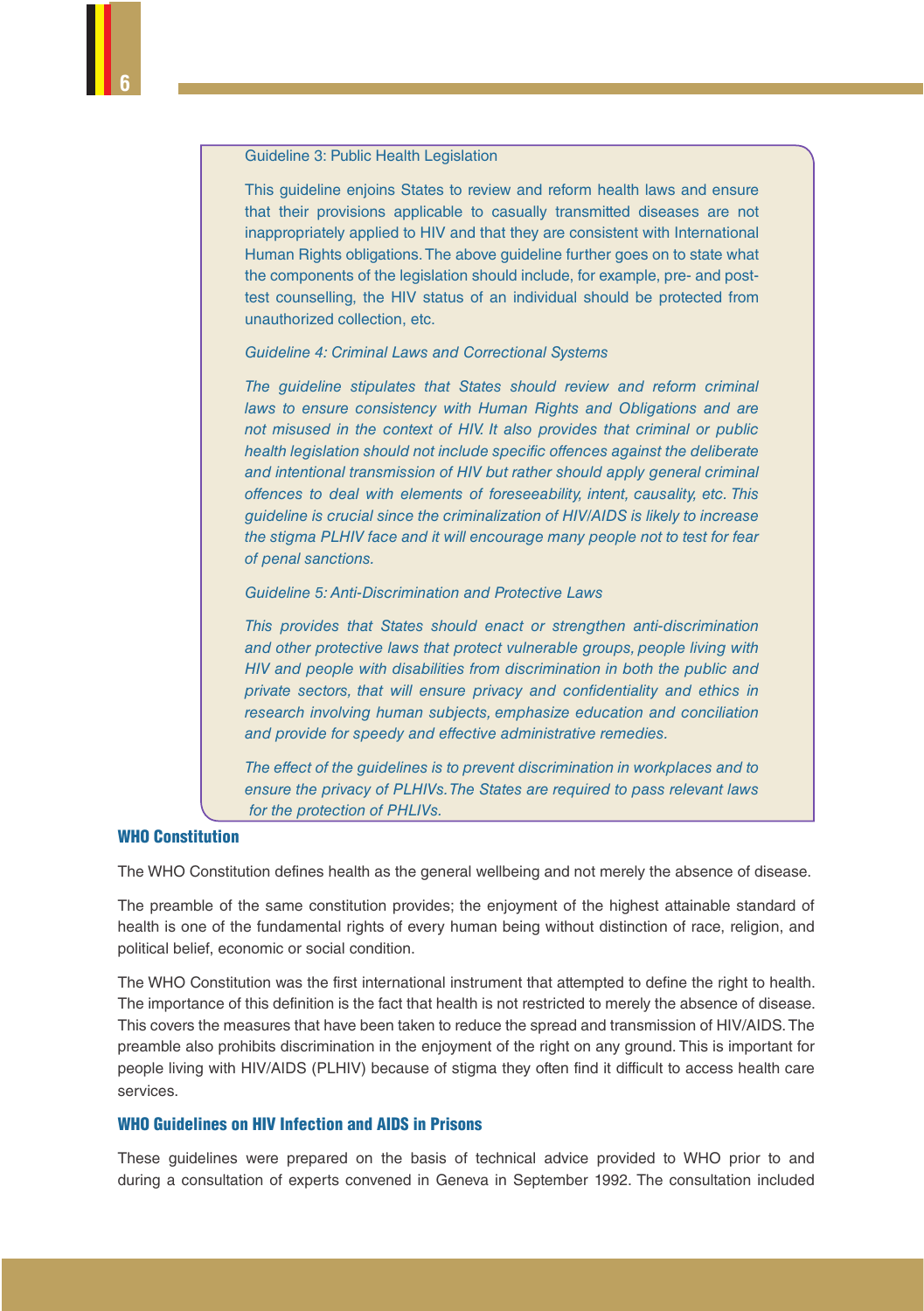Guideline 3: Public Health Legislation

This guideline enjoins States to review and reform health laws and ensure that their provisions applicable to casually transmitted diseases are not inappropriately applied to HIV and that they are consistent with International Human Rights obligations. The above guideline further goes on to state what the components of the legislation should include, for example, pre- and post-test counselling, the HIV status of an individual should be protected from unauthorized collection, etc.

*Guideline 4: Criminal Laws and Correctional Systems*

*The guideline stipulates that States should review and reform criminal laws to ensure consistency with Human Rights and Obligations and are not misused in the context of HIV. It also provides that criminal or public health legislation should not include specific offences against the deliberate and intentional transmission of HIV but rather should apply general criminal offences to deal with elements of foreseeability, intent, causality, etc. This guideline is crucial since the criminalization of HIV/AIDS is likely to increase the stigma PLHIV face and it will encourage many people not to test for fear of penal sanctions.*

*Guideline 5: Anti-Discrimination and Protective Laws*

*This provides that States should enact or strengthen anti-discrimination and other protective laws that protect vulnerable groups, people living with HIV and people with disabilities from discrimination in both the public and private sectors, that will ensure privacy and confidentiality and ethics in research involving human subjects, emphasize education and conciliation and provide for speedy and effective administrative remedies.*

*The effect of the guidelines is to prevent discrimination in workplaces and to ensure the privacy of PLHIVs. The States are required to pass relevant laws for the protection of PHLIVs.*

### WHO Constitution

The WHO Constitution defines health as the general wellbeing and not merely the absence of disease.

The preamble of the same constitution provides; the enjoyment of the highest attainable standard of health is one of the fundamental rights of every human being without distinction of race, religion, and political belief, economic or social condition.

The WHO Constitution was the first international instrument that attempted to define the right to health. The importance of this definition is the fact that health is not restricted to merely the absence of disease. This covers the measures that have been taken to reduce the spread and transmission of HIV/AIDS. The preamble also prohibits discrimination in the enjoyment of the right on any ground. This is important for people living with HIV/AIDS (PLHIV) because of stigma they often find it difficult to access health care services.

### WHO Guidelines on HIV Infection and AIDS in Prisons

These guidelines were prepared on the basis of technical advice provided to WHO prior to and during a consultation of experts convened in Geneva in September 1992. The consultation included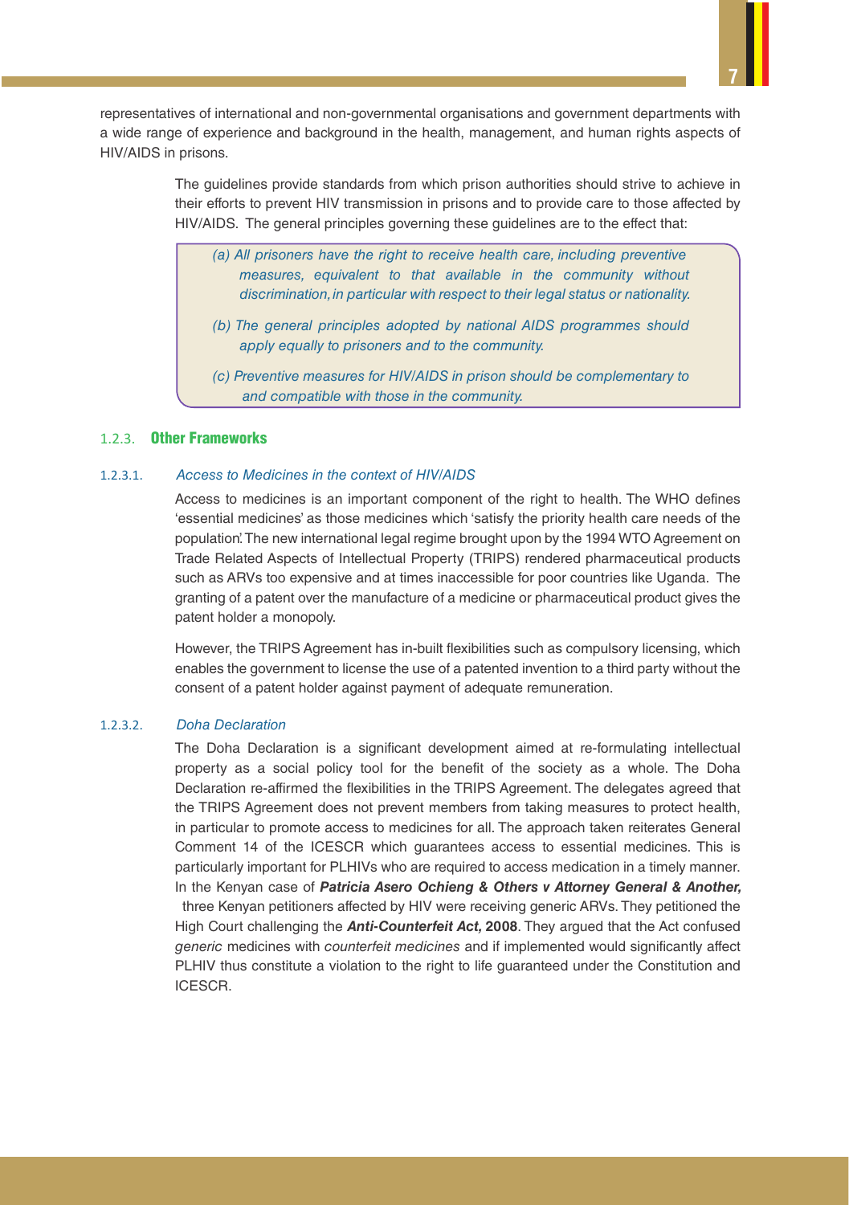representatives of international and non-governmental organisations and government departments with a wide range of experience and background in the health, management, and human rights aspects of HIV/AIDS in prisons.

The guidelines provide standards from which prison authorities should strive to achieve in their efforts to prevent HIV transmission in prisons and to provide care to those affected by HIV/AIDS. The general principles governing these guidelines are to the effect that:

> *(a) All prisoners have the right to receive health care, including preventive measures, equivalent to that available in the community without discrimination, in particular with respect to their legal status or nationality.*
>
> *(b) The general principles adopted by national AIDS programmes should apply equally to prisoners and to the community.*
>
> *(c) Preventive measures for HIV/AIDS in prison should be complementary to and compatible with those in the community.*

### 1.2.3. Other Frameworks

#### 1.2.3.1. *Access to Medicines in the context of HIV/AIDS*

Access to medicines is an important component of the right to health. The WHO defines 'essential medicines' as those medicines which 'satisfy the priority health care needs of the population'. The new international legal regime brought upon by the 1994 WTO Agreement on Trade Related Aspects of Intellectual Property (TRIPS) rendered pharmaceutical products such as ARVs too expensive and at times inaccessible for poor countries like Uganda. The granting of a patent over the manufacture of a medicine or pharmaceutical product gives the patent holder a monopoly.

However, the TRIPS Agreement has in-built flexibilities such as compulsory licensing, which enables the government to license the use of a patented invention to a third party without the consent of a patent holder against payment of adequate remuneration.

#### 1.2.3.2. *Doha Declaration*

The Doha Declaration is a significant development aimed at re-formulating intellectual property as a social policy tool for the benefit of the society as a whole. The Doha Declaration re-affirmed the flexibilities in the TRIPS Agreement. The delegates agreed that the TRIPS Agreement does not prevent members from taking measures to protect health, in particular to promote access to medicines for all. The approach taken reiterates General Comment 14 of the ICESCR which guarantees access to essential medicines. This is particularly important for PLHIVs who are required to access medication in a timely manner. In the Kenyan case of ***Patricia Asero Ochieng & Others v Attorney General & Another,*** three Kenyan petitioners affected by HIV were receiving generic ARVs. They petitioned the High Court challenging the ***Anti-Counterfeit Act,* 2008**. They argued that the Act confused *generic* medicines with *counterfeit medicines* and if implemented would significantly affect PLHIV thus constitute a violation to the right to life guaranteed under the Constitution and ICESCR.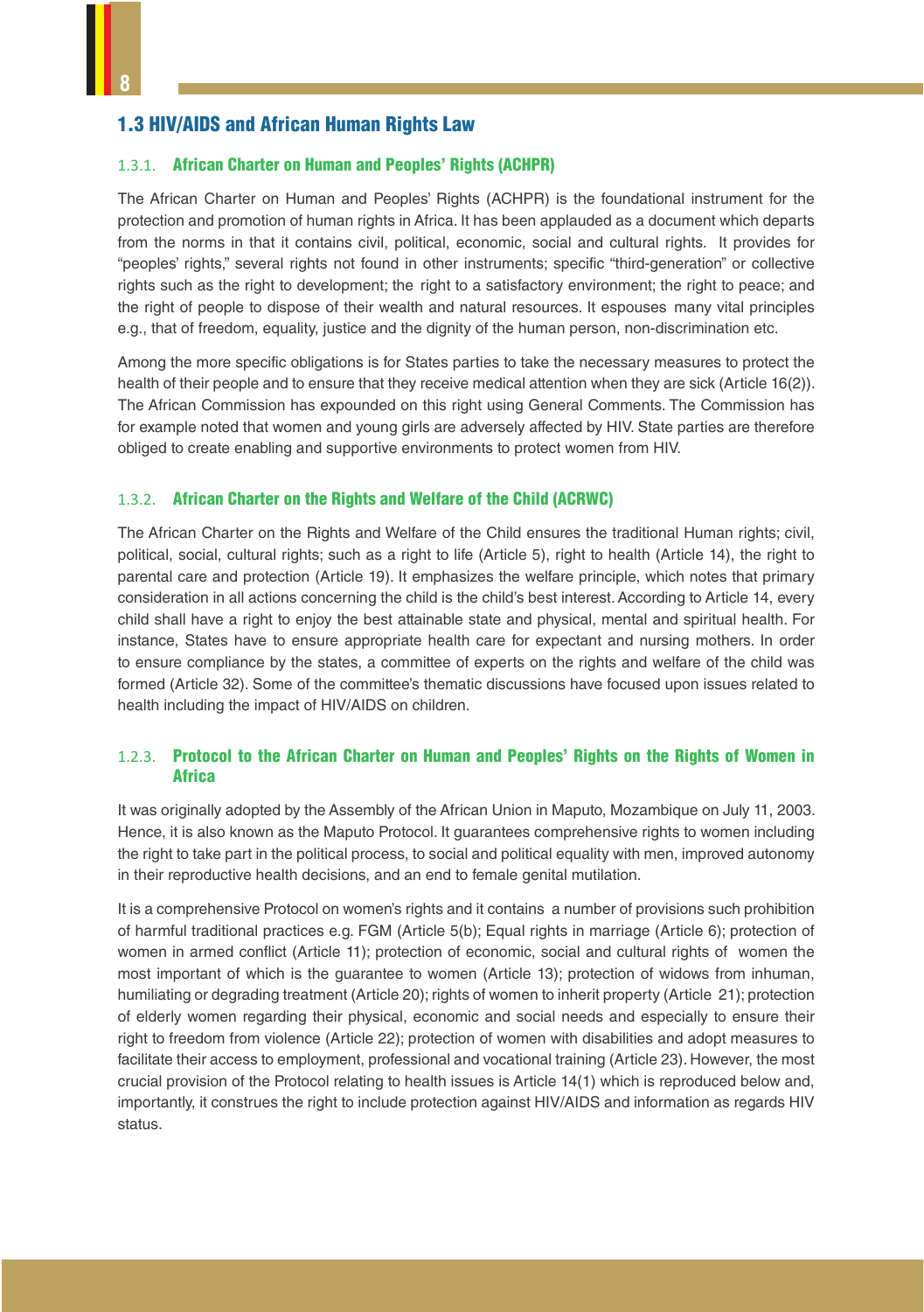## 1.3 HIV/AIDS and African Human Rights Law

### 1.3.1. African Charter on Human and Peoples' Rights (ACHPR)

The African Charter on Human and Peoples' Rights (ACHPR) is the foundational instrument for the protection and promotion of human rights in Africa. It has been applauded as a document which departs from the norms in that it contains civil, political, economic, social and cultural rights. It provides for "peoples' rights," several rights not found in other instruments; specific "third-generation" or collective rights such as the right to development; the right to a satisfactory environment; the right to peace; and the right of people to dispose of their wealth and natural resources. It espouses many vital principles e.g., that of freedom, equality, justice and the dignity of the human person, non-discrimination etc.

Among the more specific obligations is for States parties to take the necessary measures to protect the health of their people and to ensure that they receive medical attention when they are sick (Article 16(2)). The African Commission has expounded on this right using General Comments. The Commission has for example noted that women and young girls are adversely affected by HIV. State parties are therefore obliged to create enabling and supportive environments to protect women from HIV.

### 1.3.2. African Charter on the Rights and Welfare of the Child (ACRWC)

The African Charter on the Rights and Welfare of the Child ensures the traditional Human rights; civil, political, social, cultural rights; such as a right to life (Article 5), right to health (Article 14), the right to parental care and protection (Article 19). It emphasizes the welfare principle, which notes that primary consideration in all actions concerning the child is the child's best interest. According to Article 14, every child shall have a right to enjoy the best attainable state and physical, mental and spiritual health. For instance, States have to ensure appropriate health care for expectant and nursing mothers. In order to ensure compliance by the states, a committee of experts on the rights and welfare of the child was formed (Article 32). Some of the committee's thematic discussions have focused upon issues related to health including the impact of HIV/AIDS on children.

### 1.2.3. Protocol to the African Charter on Human and Peoples' Rights on the Rights of Women in Africa

It was originally adopted by the Assembly of the African Union in Maputo, Mozambique on July 11, 2003. Hence, it is also known as the Maputo Protocol. It guarantees comprehensive rights to women including the right to take part in the political process, to social and political equality with men, improved autonomy in their reproductive health decisions, and an end to female genital mutilation.

It is a comprehensive Protocol on women's rights and it contains a number of provisions such prohibition of harmful traditional practices e.g. FGM (Article 5(b); Equal rights in marriage (Article 6); protection of women in armed conflict (Article 11); protection of economic, social and cultural rights of women the most important of which is the guarantee to women (Article 13); protection of widows from inhuman, humiliating or degrading treatment (Article 20); rights of women to inherit property (Article 21); protection of elderly women regarding their physical, economic and social needs and especially to ensure their right to freedom from violence (Article 22); protection of women with disabilities and adopt measures to facilitate their access to employment, professional and vocational training (Article 23). However, the most crucial provision of the Protocol relating to health issues is Article 14(1) which is reproduced below and, importantly, it construes the right to include protection against HIV/AIDS and information as regards HIV status.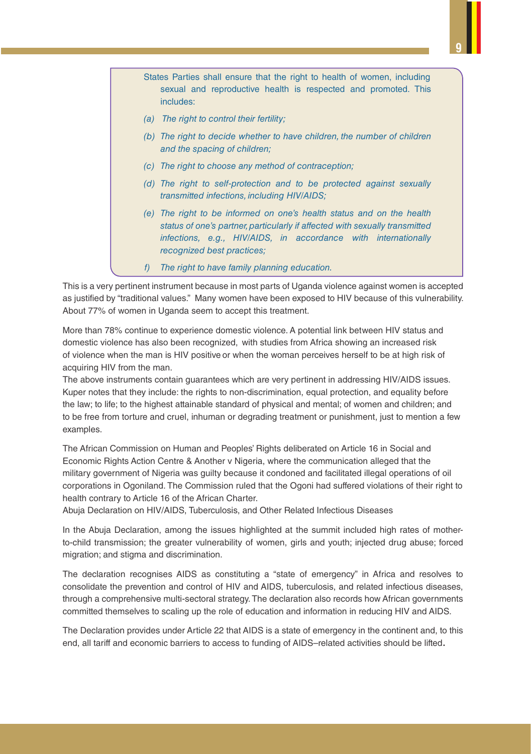> States Parties shall ensure that the right to health of women, including sexual and reproductive health is respected and promoted. This includes:
>
> *(a) The right to control their fertility;*
>
> *(b) The right to decide whether to have children, the number of children and the spacing of children;*
>
> *(c) The right to choose any method of contraception;*
>
> *(d) The right to self-protection and to be protected against sexually transmitted infections, including HIV/AIDS;*
>
> *(e) The right to be informed on one's health status and on the health status of one's partner, particularly if affected with sexually transmitted infections, e.g., HIV/AIDS, in accordance with internationally recognized best practices;*
>
> *f) The right to have family planning education.*

This is a very pertinent instrument because in most parts of Uganda violence against women is accepted as justified by "traditional values." Many women have been exposed to HIV because of this vulnerability. About 77% of women in Uganda seem to accept this treatment.

More than 78% continue to experience domestic violence. A potential link between HIV status and domestic violence has also been recognized, with studies from Africa showing an increased risk of violence when the man is HIV positive or when the woman perceives herself to be at high risk of acquiring HIV from the man.

The above instruments contain guarantees which are very pertinent in addressing HIV/AIDS issues. Kuper notes that they include: the rights to non-discrimination, equal protection, and equality before the law; to life; to the highest attainable standard of physical and mental; of women and children; and to be free from torture and cruel, inhuman or degrading treatment or punishment, just to mention a few examples.

The African Commission on Human and Peoples' Rights deliberated on Article 16 in Social and Economic Rights Action Centre & Another v Nigeria, where the communication alleged that the military government of Nigeria was guilty because it condoned and facilitated illegal operations of oil corporations in Ogoniland. The Commission ruled that the Ogoni had suffered violations of their right to health contrary to Article 16 of the African Charter.

Abuja Declaration on HIV/AIDS, Tuberculosis, and Other Related Infectious Diseases

In the Abuja Declaration, among the issues highlighted at the summit included high rates of mother-to-child transmission; the greater vulnerability of women, girls and youth; injected drug abuse; forced migration; and stigma and discrimination.

The declaration recognises AIDS as constituting a "state of emergency" in Africa and resolves to consolidate the prevention and control of HIV and AIDS, tuberculosis, and related infectious diseases, through a comprehensive multi-sectoral strategy. The declaration also records how African governments committed themselves to scaling up the role of education and information in reducing HIV and AIDS.

The Declaration provides under Article 22 that AIDS is a state of emergency in the continent and, to this end, all tariff and economic barriers to access to funding of AIDS–related activities should be lifted.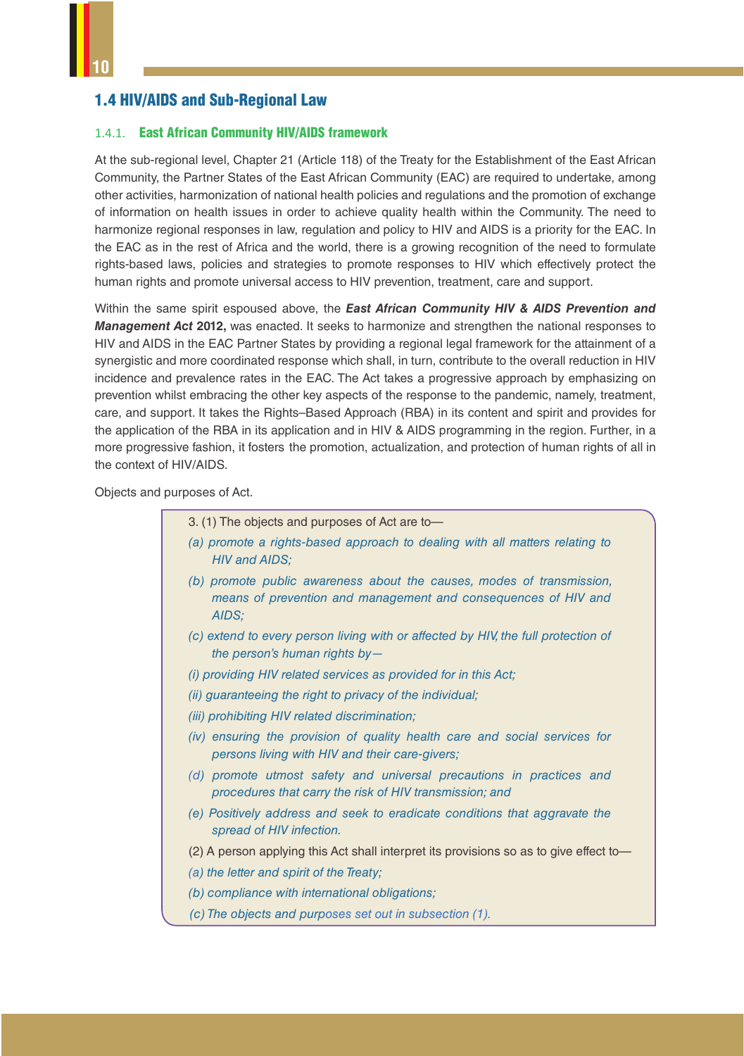## 1.4 HIV/AIDS and Sub-Regional Law

### 1.4.1. East African Community HIV/AIDS framework

At the sub-regional level, Chapter 21 (Article 118) of the Treaty for the Establishment of the East African Community, the Partner States of the East African Community (EAC) are required to undertake, among other activities, harmonization of national health policies and regulations and the promotion of exchange of information on health issues in order to achieve quality health within the Community. The need to harmonize regional responses in law, regulation and policy to HIV and AIDS is a priority for the EAC. In the EAC as in the rest of Africa and the world, there is a growing recognition of the need to formulate rights-based laws, policies and strategies to promote responses to HIV which effectively protect the human rights and promote universal access to HIV prevention, treatment, care and support.

Within the same spirit espoused above, the ***East African Community HIV & AIDS Prevention and Management Act* 2012,** was enacted. It seeks to harmonize and strengthen the national responses to HIV and AIDS in the EAC Partner States by providing a regional legal framework for the attainment of a synergistic and more coordinated response which shall, in turn, contribute to the overall reduction in HIV incidence and prevalence rates in the EAC. The Act takes a progressive approach by emphasizing on prevention whilst embracing the other key aspects of the response to the pandemic, namely, treatment, care, and support. It takes the Rights–Based Approach (RBA) in its content and spirit and provides for the application of the RBA in its application and in HIV & AIDS programming in the region. Further, in a more progressive fashion, it fosters the promotion, actualization, and protection of human rights of all in the context of HIV/AIDS.

Objects and purposes of Act.

> 3. (1) The objects and purposes of Act are to—
>
> *(a) promote a rights-based approach to dealing with all matters relating to HIV and AIDS;*
>
> *(b) promote public awareness about the causes, modes of transmission, means of prevention and management and consequences of HIV and AIDS;*
>
> *(c) extend to every person living with or affected by HIV, the full protection of the person's human rights by—*
>
> *(i) providing HIV related services as provided for in this Act;*
>
> *(ii) guaranteeing the right to privacy of the individual;*
>
> *(iii) prohibiting HIV related discrimination;*
>
> *(iv) ensuring the provision of quality health care and social services for persons living with HIV and their care-givers;*
>
> *(d) promote utmost safety and universal precautions in practices and procedures that carry the risk of HIV transmission; and*
>
> *(e) Positively address and seek to eradicate conditions that aggravate the spread of HIV infection.*
>
> (2) A person applying this Act shall interpret its provisions so as to give effect to—
>
> *(a) the letter and spirit of the Treaty;*
>
> *(b) compliance with international obligations;*
>
> *(c) The objects and purposes set out in subsection (1).*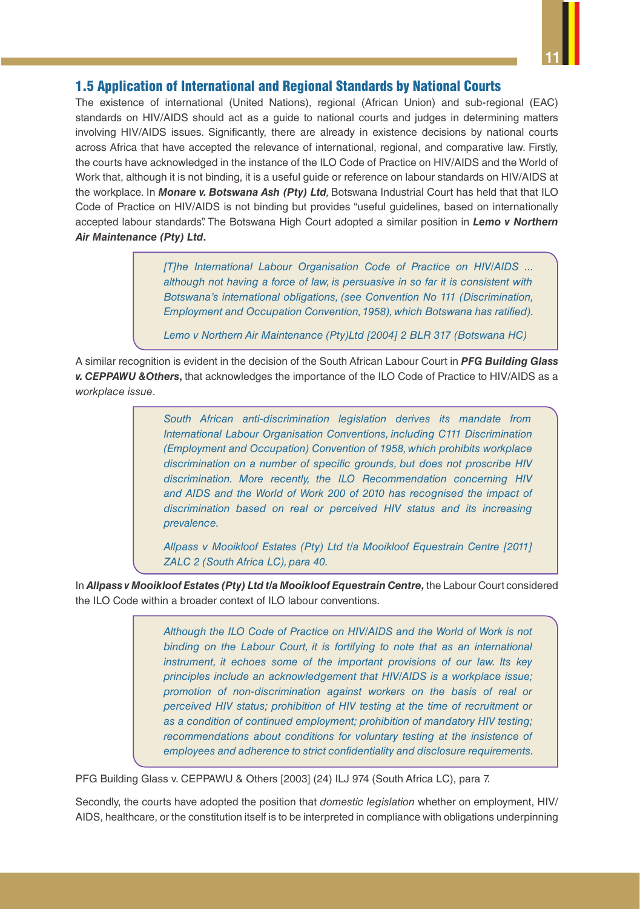## 1.5 Application of International and Regional Standards by National Courts

The existence of international (United Nations), regional (African Union) and sub-regional (EAC) standards on HIV/AIDS should act as a guide to national courts and judges in determining matters involving HIV/AIDS issues. Significantly, there are already in existence decisions by national courts across Africa that have accepted the relevance of international, regional, and comparative law. Firstly, the courts have acknowledged in the instance of the ILO Code of Practice on HIV/AIDS and the World of Work that, although it is not binding, it is a useful guide or reference on labour standards on HIV/AIDS at the workplace. In ***Monare v. Botswana Ash (Pty) Ltd***, Botswana Industrial Court has held that that ILO Code of Practice on HIV/AIDS is not binding but provides "useful guidelines, based on internationally accepted labour standards". The Botswana High Court adopted a similar position in ***Lemo v Northern Air Maintenance (Pty) Ltd***.

> *[T]he International Labour Organisation Code of Practice on HIV/AIDS ... although not having a force of law, is persuasive in so far it is consistent with Botswana's international obligations, (see Convention No 111 (Discrimination, Employment and Occupation Convention, 1958), which Botswana has ratified).*
>
> *Lemo v Northern Air Maintenance (Pty)Ltd [2004] 2 BLR 317 (Botswana HC)*

A similar recognition is evident in the decision of the South African Labour Court in ***PFG Building Glass v. CEPPAWU &Others***, that acknowledges the importance of the ILO Code of Practice to HIV/AIDS as a *workplace issue*.

> *South African anti-discrimination legislation derives its mandate from International Labour Organisation Conventions, including C111 Discrimination (Employment and Occupation) Convention of 1958, which prohibits workplace discrimination on a number of specific grounds, but does not proscribe HIV discrimination. More recently, the ILO Recommendation concerning HIV and AIDS and the World of Work 200 of 2010 has recognised the impact of discrimination based on real or perceived HIV status and its increasing prevalence.*
>
> *Allpass v Mooikloof Estates (Pty) Ltd t/a Mooikloof Equestrain Centre [2011] ZALC 2 (South Africa LC), para 40.*

In ***Allpass v Mooikloof Estates (Pty) Ltd t/a Mooikloof Equestrain Centre,*** the Labour Court considered the ILO Code within a broader context of ILO labour conventions.

> *Although the ILO Code of Practice on HIV/AIDS and the World of Work is not binding on the Labour Court, it is fortifying to note that as an international instrument, it echoes some of the important provisions of our law. Its key principles include an acknowledgement that HIV/AIDS is a workplace issue; promotion of non-discrimination against workers on the basis of real or perceived HIV status; prohibition of HIV testing at the time of recruitment or as a condition of continued employment; prohibition of mandatory HIV testing; recommendations about conditions for voluntary testing at the insistence of employees and adherence to strict confidentiality and disclosure requirements.*

PFG Building Glass v. CEPPAWU & Others [2003] (24) ILJ 974 (South Africa LC), para 7.

Secondly, the courts have adopted the position that *domestic legislation* whether on employment, HIV/AIDS, healthcare, or the constitution itself is to be interpreted in compliance with obligations underpinning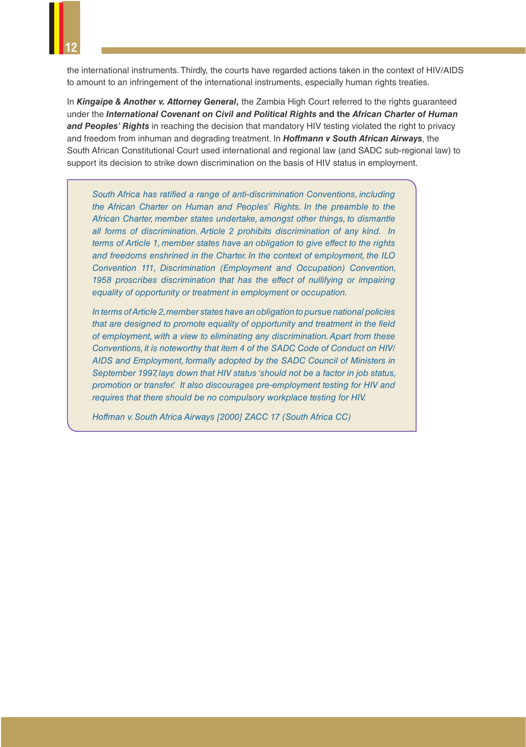the international instruments. Thirdly, the courts have regarded actions taken in the context of HIV/AIDS to amount to an infringement of the international instruments, especially human rights treaties.

In ***Kingaipe & Another v. Attorney General***, the Zambia High Court referred to the rights guaranteed under the ***International Covenant on Civil and Political Rights*** **and the** ***African Charter of Human and Peoples' Rights*** in reaching the decision that mandatory HIV testing violated the right to privacy and freedom from inhuman and degrading treatment. In ***Hoffmann v South African Airways***, the South African Constitutional Court used international and regional law (and SADC sub-regional law) to support its decision to strike down discrimination on the basis of HIV status in employment.

> *South Africa has ratified a range of anti-discrimination Conventions, including the African Charter on Human and Peoples' Rights. In the preamble to the African Charter, member states undertake, amongst other things, to dismantle all forms of discrimination. Article 2 prohibits discrimination of any kind. In terms of Article 1, member states have an obligation to give effect to the rights and freedoms enshrined in the Charter. In the context of employment, the ILO Convention 111, Discrimination (Employment and Occupation) Convention, 1958 proscribes discrimination that has the effect of nullifying or impairing equality of opportunity or treatment in employment or occupation.*
>
> *In terms of Article 2, member states have an obligation to pursue national policies that are designed to promote equality of opportunity and treatment in the field of employment, with a view to eliminating any discrimination. Apart from these Conventions, it is noteworthy that item 4 of the SADC Code of Conduct on HIV/AIDS and Employment, formally adopted by the SADC Council of Ministers in September 1997, lays down that HIV status 'should not be a factor in job status, promotion or transfer.' It also discourages pre-employment testing for HIV and requires that there should be no compulsory workplace testing for HIV.*
>
> *Hoffman v. South Africa Airways [2000] ZACC 17 (South Africa CC)*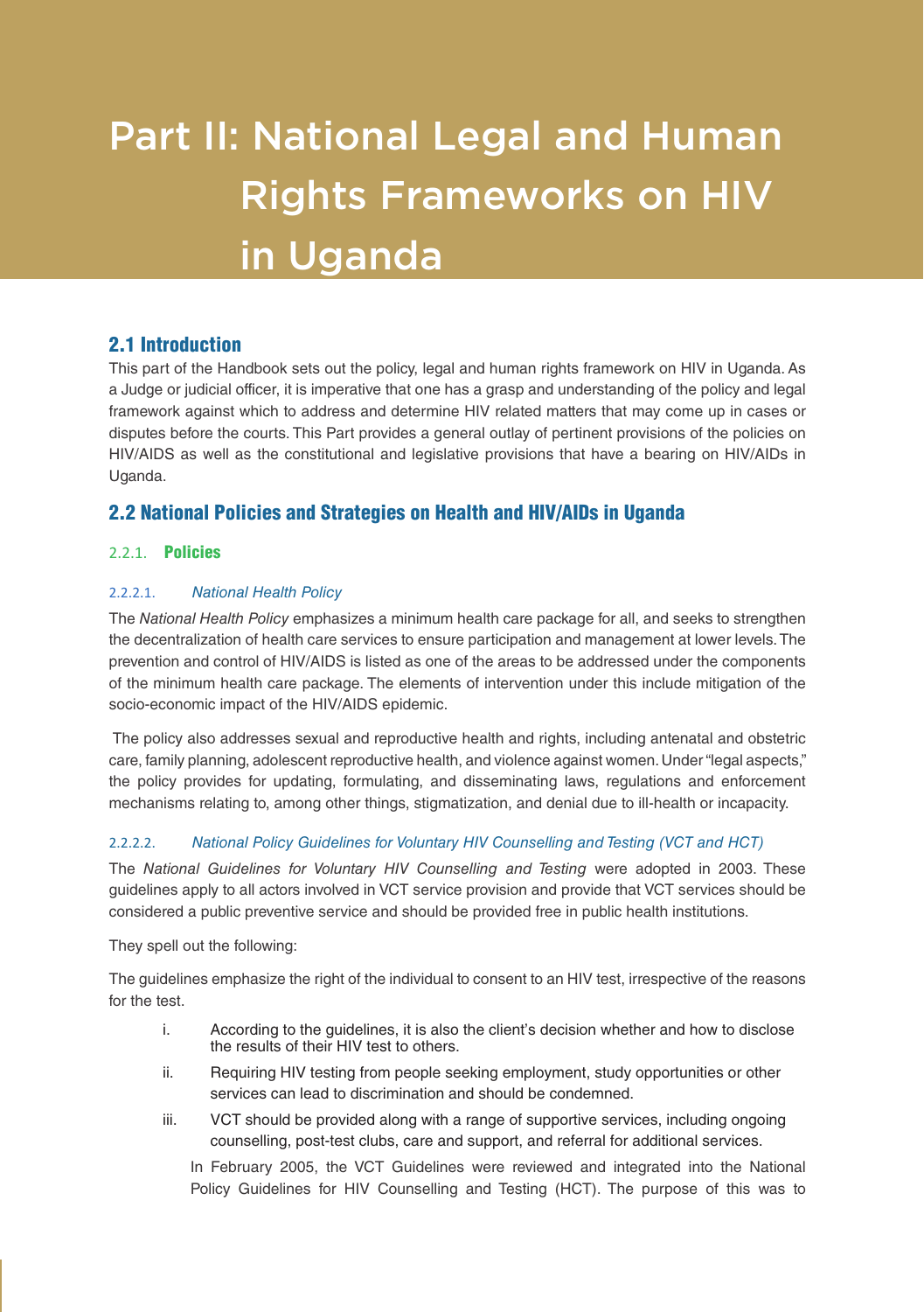# Part II: National Legal and Human Rights Frameworks on HIV in Uganda

## 2.1 Introduction

This part of the Handbook sets out the policy, legal and human rights framework on HIV in Uganda. As a Judge or judicial officer, it is imperative that one has a grasp and understanding of the policy and legal framework against which to address and determine HIV related matters that may come up in cases or disputes before the courts. This Part provides a general outlay of pertinent provisions of the policies on HIV/AIDS as well as the constitutional and legislative provisions that have a bearing on HIV/AIDs in Uganda.

## 2.2 National Policies and Strategies on Health and HIV/AIDs in Uganda

### 2.2.1. Policies

#### 2.2.1.1. *National Health Policy*

The *National Health Policy* emphasizes a minimum health care package for all, and seeks to strengthen the decentralization of health care services to ensure participation and management at lower levels. The prevention and control of HIV/AIDS is listed as one of the areas to be addressed under the components of the minimum health care package. The elements of intervention under this include mitigation of the socio-economic impact of the HIV/AIDS epidemic.

The policy also addresses sexual and reproductive health and rights, including antenatal and obstetric care, family planning, adolescent reproductive health, and violence against women. Under "legal aspects," the policy provides for updating, formulating, and disseminating laws, regulations and enforcement mechanisms relating to, among other things, stigmatization, and denial due to ill-health or incapacity.

#### 2.2.1.2. *National Policy Guidelines for Voluntary HIV Counselling and Testing (VCT and HCT)*

The *National Guidelines for Voluntary HIV Counselling and Testing* were adopted in 2003. These guidelines apply to all actors involved in VCT service provision and provide that VCT services should be considered a public preventive service and should be provided free in public health institutions.

They spell out the following:

The guidelines emphasize the right of the individual to consent to an HIV test, irrespective of the reasons for the test.

i. According to the guidelines, it is also the client's decision whether and how to disclose the results of their HIV test to others.

ii. Requiring HIV testing from people seeking employment, study opportunities or other services can lead to discrimination and should be condemned.

iii. VCT should be provided along with a range of supportive services, including ongoing counselling, post-test clubs, care and support, and referral for additional services.

In February 2005, the VCT Guidelines were reviewed and integrated into the National Policy Guidelines for HIV Counselling and Testing (HCT). The purpose of this was to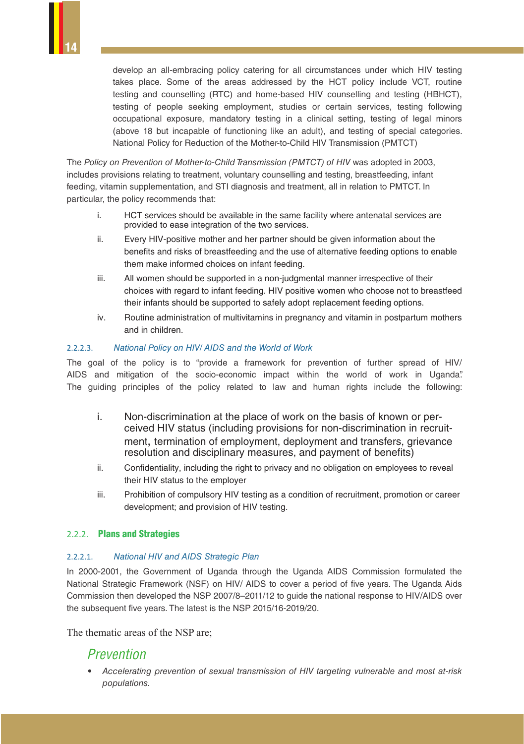develop an all-embracing policy catering for all circumstances under which HIV testing takes place. Some of the areas addressed by the HCT policy include VCT, routine testing and counselling (RTC) and home-based HIV counselling and testing (HBHCT), testing of people seeking employment, studies or certain services, testing following occupational exposure, mandatory testing in a clinical setting, testing of legal minors (above 18 but incapable of functioning like an adult), and testing of special categories. National Policy for Reduction of the Mother-to-Child HIV Transmission (PMTCT)

The *Policy on Prevention of Mother-to-Child Transmission (PMTCT) of HIV* was adopted in 2003, includes provisions relating to treatment, voluntary counselling and testing, breastfeeding, infant feeding, vitamin supplementation, and STI diagnosis and treatment, all in relation to PMTCT. In particular, the policy recommends that:

i. HCT services should be available in the same facility where antenatal services are provided to ease integration of the two services.

ii. Every HIV-positive mother and her partner should be given information about the benefits and risks of breastfeeding and the use of alternative feeding options to enable them make informed choices on infant feeding.

iii. All women should be supported in a non-judgmental manner irrespective of their choices with regard to infant feeding. HIV positive women who choose not to breastfeed their infants should be supported to safely adopt replacement feeding options.

iv. Routine administration of multivitamins in pregnancy and vitamin in postpartum mothers and in children.

#### 2.2.2.3. *National Policy on HIV/ AIDS and the World of Work*

The goal of the policy is to "provide a framework for prevention of further spread of HIV/ AIDS and mitigation of the socio-economic impact within the world of work in Uganda". The guiding principles of the policy related to law and human rights include the following:

i. Non-discrimination at the place of work on the basis of known or perceived HIV status (including provisions for non-discrimination in recruitment, termination of employment, deployment and transfers, grievance resolution and disciplinary measures, and payment of benefits)

ii. Confidentiality, including the right to privacy and no obligation on employees to reveal their HIV status to the employer

iii. Prohibition of compulsory HIV testing as a condition of recruitment, promotion or career development; and provision of HIV testing.

### 2.2.2. **Plans and Strategies**

#### 2.2.2.1. *National HIV and AIDS Strategic Plan*

In 2000-2001, the Government of Uganda through the Uganda AIDS Commission formulated the National Strategic Framework (NSF) on HIV/ AIDS to cover a period of five years. The Uganda Aids Commission then developed the NSP 2007/8–2011/12 to guide the national response to HIV/AIDS over the subsequent five years. The latest is the NSP 2015/16-2019/20.

The thematic areas of the NSP are;

*Prevention*

- *Accelerating prevention of sexual transmission of HIV targeting vulnerable and most at-risk populations.*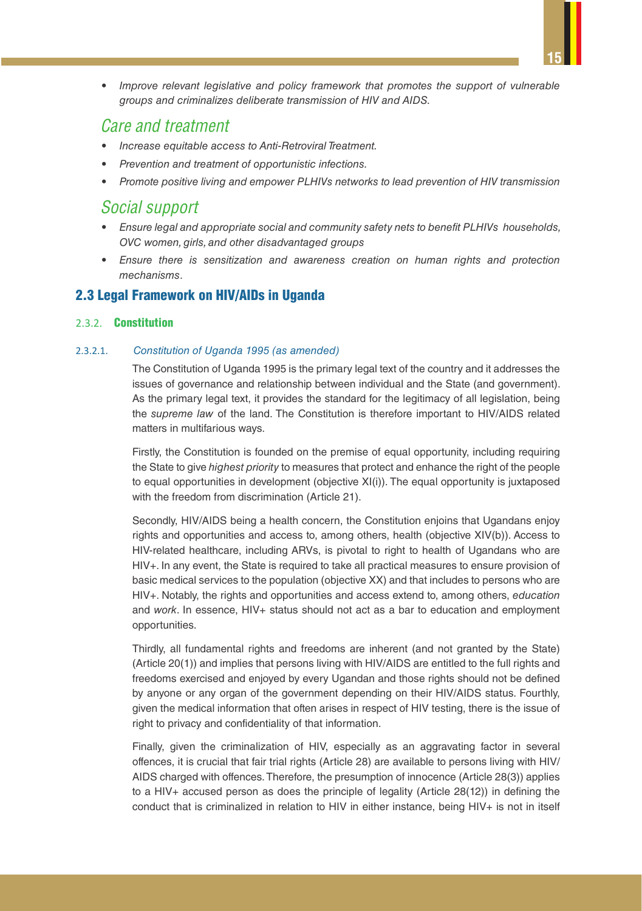- *Improve relevant legislative and policy framework that promotes the support of vulnerable groups and criminalizes deliberate transmission of HIV and AIDS.*

### *Care and treatment*

- *Increase equitable access to Anti-Retroviral Treatment.*
- *Prevention and treatment of opportunistic infections.*
- *Promote positive living and empower PLHIVs networks to lead prevention of HIV transmission*

### *Social support*

- *Ensure legal and appropriate social and community safety nets to benefit PLHIVs households, OVC women, girls, and other disadvantaged groups*
- *Ensure there is sensitization and awareness creation on human rights and protection mechanisms*.

## 2.3 Legal Framework on HIV/AIDs in Uganda

### 2.3.2. Constitution

#### 2.3.2.1. *Constitution of Uganda 1995 (as amended)*

The Constitution of Uganda 1995 is the primary legal text of the country and it addresses the issues of governance and relationship between individual and the State (and government). As the primary legal text, it provides the standard for the legitimacy of all legislation, being the *supreme law* of the land. The Constitution is therefore important to HIV/AIDS related matters in multifarious ways.

Firstly, the Constitution is founded on the premise of equal opportunity, including requiring the State to give *highest priority* to measures that protect and enhance the right of the people to equal opportunities in development (objective XI(i)). The equal opportunity is juxtaposed with the freedom from discrimination (Article 21).

Secondly, HIV/AIDS being a health concern, the Constitution enjoins that Ugandans enjoy rights and opportunities and access to, among others, health (objective XIV(b)). Access to HIV-related healthcare, including ARVs, is pivotal to right to health of Ugandans who are HIV+. In any event, the State is required to take all practical measures to ensure provision of basic medical services to the population (objective XX) and that includes to persons who are HIV+. Notably, the rights and opportunities and access extend to, among others, *education* and *work*. In essence, HIV+ status should not act as a bar to education and employment opportunities.

Thirdly, all fundamental rights and freedoms are inherent (and not granted by the State) (Article 20(1)) and implies that persons living with HIV/AIDS are entitled to the full rights and freedoms exercised and enjoyed by every Ugandan and those rights should not be defined by anyone or any organ of the government depending on their HIV/AIDS status. Fourthly, given the medical information that often arises in respect of HIV testing, there is the issue of right to privacy and confidentiality of that information.

Finally, given the criminalization of HIV, especially as an aggravating factor in several offences, it is crucial that fair trial rights (Article 28) are available to persons living with HIV/AIDS charged with offences. Therefore, the presumption of innocence (Article 28(3)) applies to a HIV+ accused person as does the principle of legality (Article 28(12)) in defining the conduct that is criminalized in relation to HIV in either instance, being HIV+ is not in itself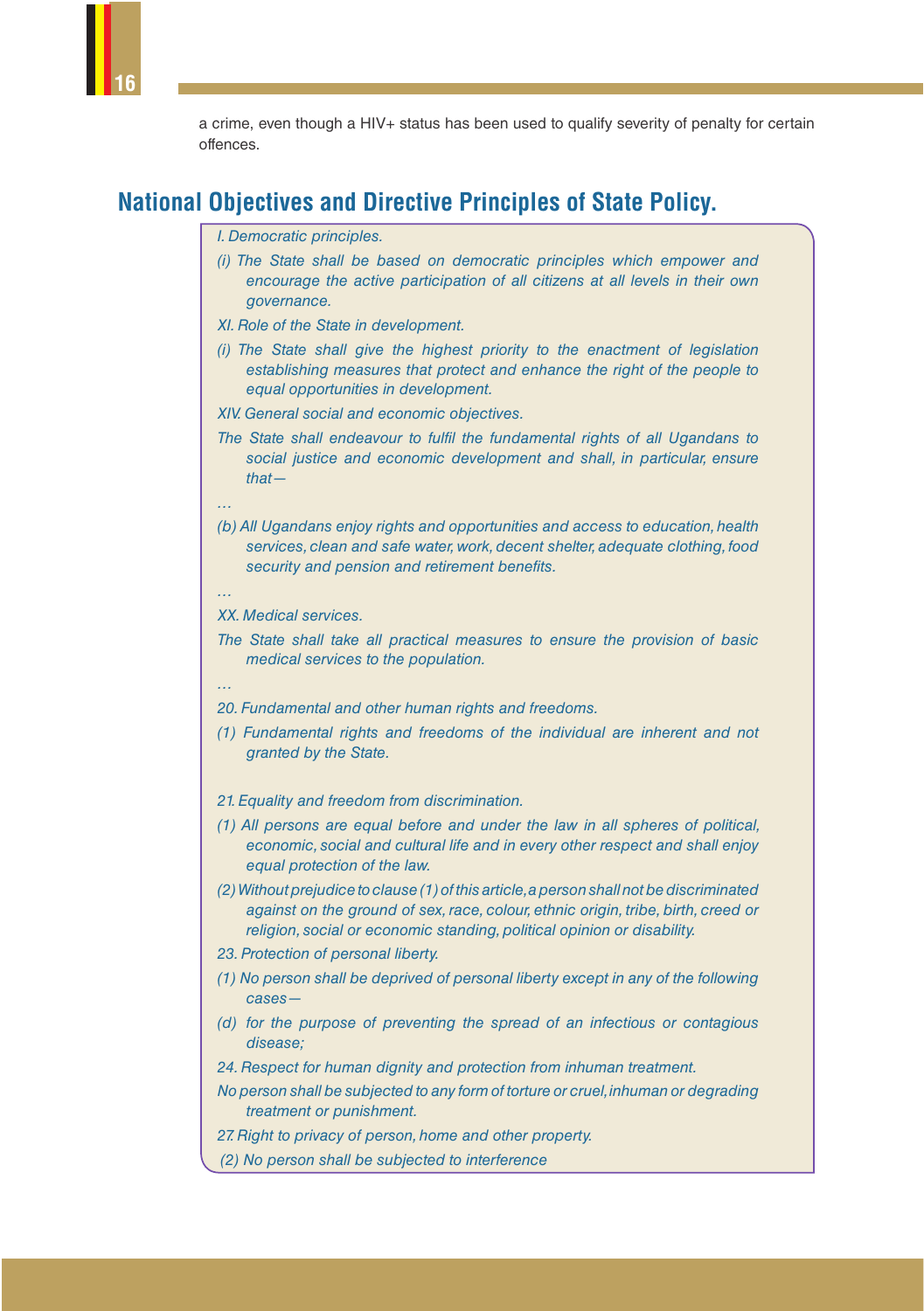a crime, even though a HIV+ status has been used to qualify severity of penalty for certain offences.

## National Objectives and Directive Principles of State Policy.

*I. Democratic principles.*

*(i) The State shall be based on democratic principles which empower and encourage the active participation of all citizens at all levels in their own governance.*

*XI. Role of the State in development.*

*(i) The State shall give the highest priority to the enactment of legislation establishing measures that protect and enhance the right of the people to equal opportunities in development.*

*XIV. General social and economic objectives.*

*The State shall endeavour to fulfil the fundamental rights of all Ugandans to social justice and economic development and shall, in particular, ensure that—*

*…*

*(b) All Ugandans enjoy rights and opportunities and access to education, health services, clean and safe water, work, decent shelter, adequate clothing, food security and pension and retirement benefits.*

*…*

*XX. Medical services.*

*The State shall take all practical measures to ensure the provision of basic medical services to the population.*

*…*

*20. Fundamental and other human rights and freedoms.*

*(1) Fundamental rights and freedoms of the individual are inherent and not granted by the State.*

*21. Equality and freedom from discrimination.*

*(1) All persons are equal before and under the law in all spheres of political, economic, social and cultural life and in every other respect and shall enjoy equal protection of the law.*

*(2) Without prejudice to clause (1) of this article, a person shall not be discriminated against on the ground of sex, race, colour, ethnic origin, tribe, birth, creed or religion, social or economic standing, political opinion or disability.*

*23. Protection of personal liberty.*

*(1) No person shall be deprived of personal liberty except in any of the following cases—*

*(d) for the purpose of preventing the spread of an infectious or contagious disease;*

*24. Respect for human dignity and protection from inhuman treatment.*

*No person shall be subjected to any form of torture or cruel, inhuman or degrading treatment or punishment.*

*27. Right to privacy of person, home and other property.*

*(2) No person shall be subjected to interference*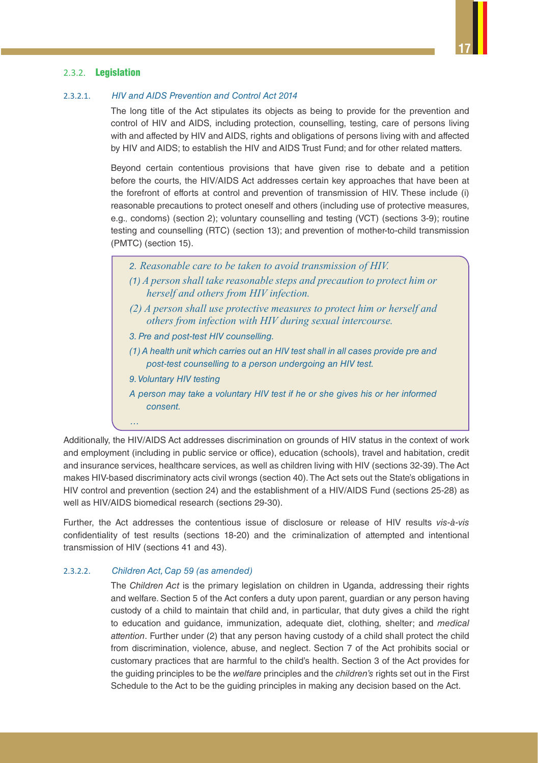### 2.3.2. **Legislation**

#### 2.3.2.1. *HIV and AIDS Prevention and Control Act 2014*

The long title of the Act stipulates its objects as being to provide for the prevention and control of HIV and AIDS, including protection, counselling, testing, care of persons living with and affected by HIV and AIDS, rights and obligations of persons living with and affected by HIV and AIDS; to establish the HIV and AIDS Trust Fund; and for other related matters.

Beyond certain contentious provisions that have given rise to debate and a petition before the courts, the HIV/AIDS Act addresses certain key approaches that have been at the forefront of efforts at control and prevention of transmission of HIV. These include (i) reasonable precautions to protect oneself and others (including use of protective measures, e.g., condoms) (section 2); voluntary counselling and testing (VCT) (sections 3-9); routine testing and counselling (RTC) (section 13); and prevention of mother-to-child transmission (PMTC) (section 15).

> *2. Reasonable care to be taken to avoid transmission of HIV.*
>
> *(1) A person shall take reasonable steps and precaution to protect him or herself and others from HIV infection.*
>
> *(2) A person shall use protective measures to protect him or herself and others from infection with HIV during sexual intercourse.*
>
> *3. Pre and post-test HIV counselling.*
>
> *(1) A health unit which carries out an HIV test shall in all cases provide pre and post-test counselling to a person undergoing an HIV test.*
>
> *9. Voluntary HIV testing*
>
> *A person may take a voluntary HIV test if he or she gives his or her informed consent.*
>
> *…*

Additionally, the HIV/AIDS Act addresses discrimination on grounds of HIV status in the context of work and employment (including in public service or office), education (schools), travel and habitation, credit and insurance services, healthcare services, as well as children living with HIV (sections 32-39). The Act makes HIV-based discriminatory acts civil wrongs (section 40). The Act sets out the State's obligations in HIV control and prevention (section 24) and the establishment of a HIV/AIDS Fund (sections 25-28) as well as HIV/AIDS biomedical research (sections 29-30).

Further, the Act addresses the contentious issue of disclosure or release of HIV results *vis-à-vis* confidentiality of test results (sections 18-20) and the criminalization of attempted and intentional transmission of HIV (sections 41 and 43).

#### 2.3.2.2. *Children Act, Cap 59 (as amended)*

The *Children Act* is the primary legislation on children in Uganda, addressing their rights and welfare. Section 5 of the Act confers a duty upon parent, guardian or any person having custody of a child to maintain that child and, in particular, that duty gives a child the right to education and guidance, immunization, adequate diet, clothing, shelter; and *medical attention*. Further under (2) that any person having custody of a child shall protect the child from discrimination, violence, abuse, and neglect. Section 7 of the Act prohibits social or customary practices that are harmful to the child's health. Section 3 of the Act provides for the guiding principles to be the *welfare* principles and the *children's* rights set out in the First Schedule to the Act to be the guiding principles in making any decision based on the Act.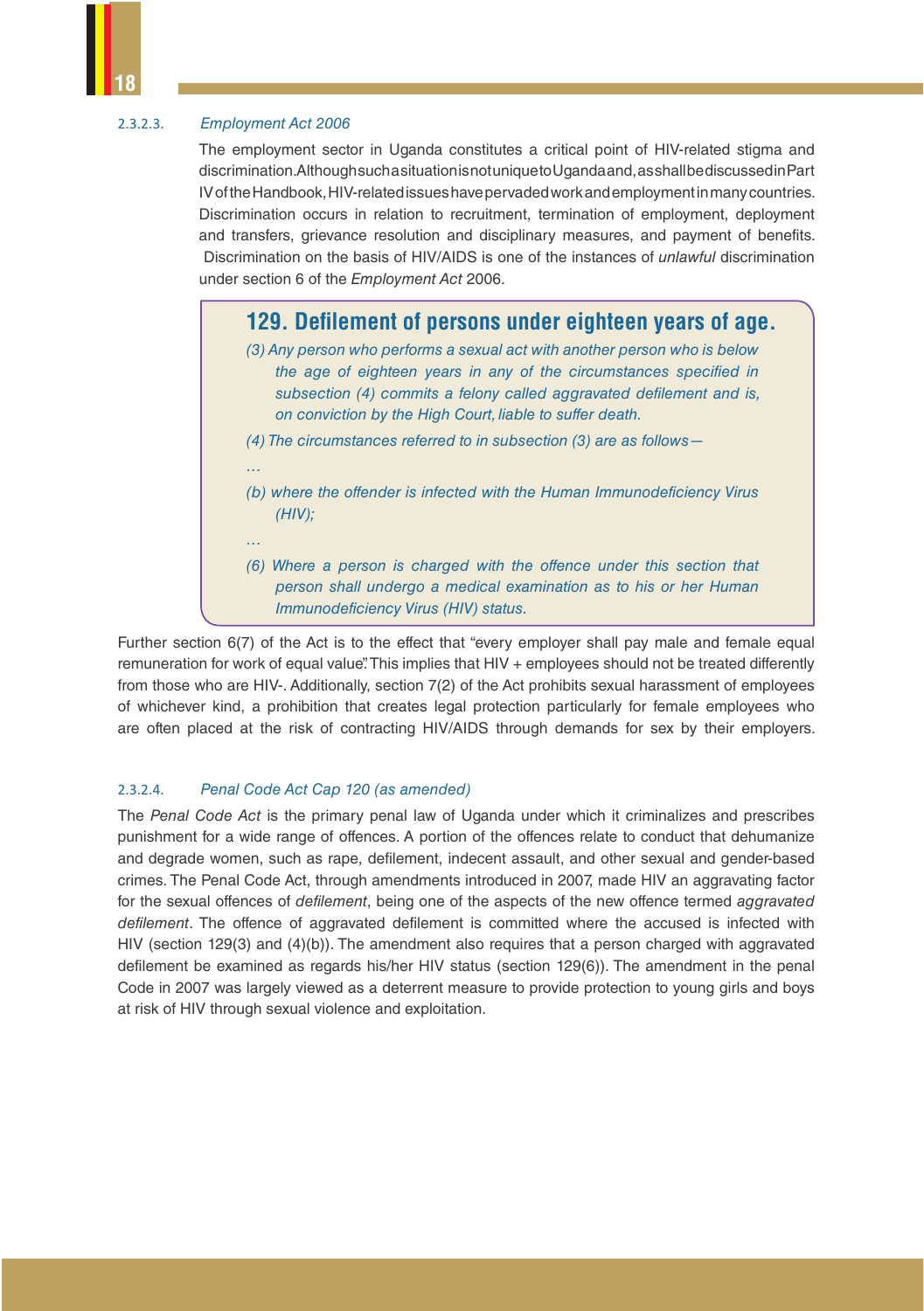#### 2.3.2.3. *Employment Act 2006*

The employment sector in Uganda constitutes a critical point of HIV-related stigma and discrimination. Although such a situation is not unique to Uganda and, as shall be discussed in Part IV of the Handbook, HIV-related issues have pervaded work and employment in many countries. Discrimination occurs in relation to recruitment, termination of employment, deployment and transfers, grievance resolution and disciplinary measures, and payment of benefits. Discrimination on the basis of HIV/AIDS is one of the instances of *unlawful* discrimination under section 6 of the *Employment Act* 2006.

> **129. Defilement of persons under eighteen years of age.**
>
> *(3) Any person who performs a sexual act with another person who is below the age of eighteen years in any of the circumstances specified in subsection (4) commits a felony called aggravated defilement and is, on conviction by the High Court, liable to suffer death.*
>
> *(4) The circumstances referred to in subsection (3) are as follows—*
>
> *…*
>
> *(b) where the offender is infected with the Human Immunodeficiency Virus (HIV);*
>
> *…*
>
> *(6) Where a person is charged with the offence under this section that person shall undergo a medical examination as to his or her Human Immunodeficiency Virus (HIV) status.*

Further section 6(7) of the Act is to the effect that "every employer shall pay male and female equal remuneration for work of equal value". This implies that HIV + employees should not be treated differently from those who are HIV-. Additionally, section 7(2) of the Act prohibits sexual harassment of employees of whichever kind, a prohibition that creates legal protection particularly for female employees who are often placed at the risk of contracting HIV/AIDS through demands for sex by their employers.

#### 2.3.2.4. *Penal Code Act Cap 120 (as amended)*

The *Penal Code Act* is the primary penal law of Uganda under which it criminalizes and prescribes punishment for a wide range of offences. A portion of the offences relate to conduct that dehumanize and degrade women, such as rape, defilement, indecent assault, and other sexual and gender-based crimes. The Penal Code Act, through amendments introduced in 2007, made HIV an aggravating factor for the sexual offences of *defilement*, being one of the aspects of the new offence termed *aggravated defilement*. The offence of aggravated defilement is committed where the accused is infected with HIV (section 129(3) and (4)(b)). The amendment also requires that a person charged with aggravated defilement be examined as regards his/her HIV status (section 129(6)). The amendment in the penal Code in 2007 was largely viewed as a deterrent measure to provide protection to young girls and boys at risk of HIV through sexual violence and exploitation.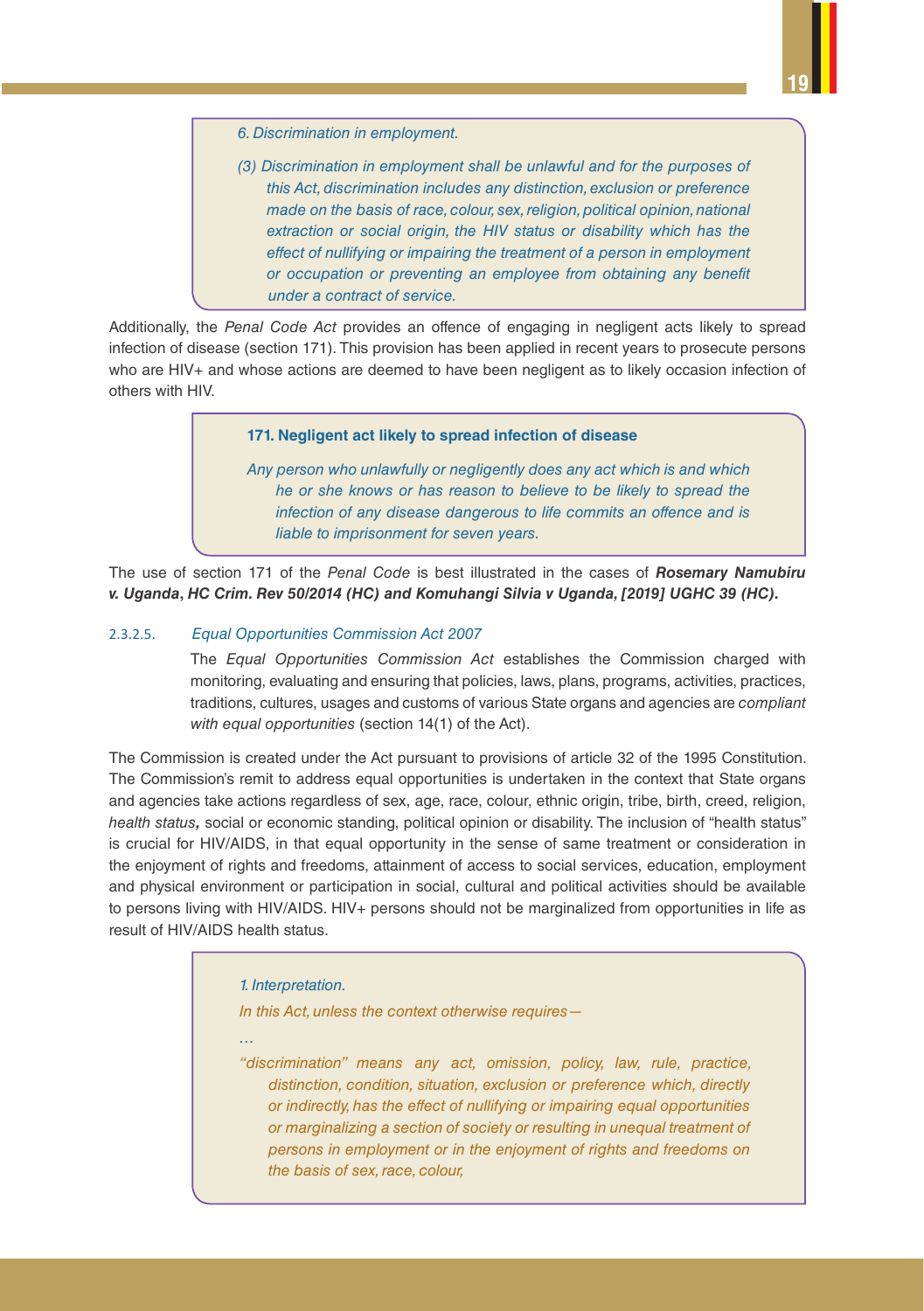> *6. Discrimination in employment.*
>
> *(3) Discrimination in employment shall be unlawful and for the purposes of this Act, discrimination includes any distinction, exclusion or preference made on the basis of race, colour, sex, religion, political opinion, national extraction or social origin, the HIV status or disability which has the effect of nullifying or impairing the treatment of a person in employment or occupation or preventing an employee from obtaining any benefit under a contract of service.*

Additionally, the *Penal Code Act* provides an offence of engaging in negligent acts likely to spread infection of disease (section 171). This provision has been applied in recent years to prosecute persons who are HIV+ and whose actions are deemed to have been negligent as to likely occasion infection of others with HIV.

> **171. Negligent act likely to spread infection of disease**
>
> *Any person who unlawfully or negligently does any act which is and which he or she knows or has reason to believe to be likely to spread the infection of any disease dangerous to life commits an offence and is liable to imprisonment for seven years.*

The use of section 171 of the *Penal Code* is best illustrated in the cases of ***Rosemary Namubiru v. Uganda, HC Crim. Rev 50/2014 (HC) and Komuhangi Silvia v Uganda, [2019] UGHC 39 (HC).***

#### 2.3.2.5. *Equal Opportunities Commission Act 2007*

The *Equal Opportunities Commission Act* establishes the Commission charged with monitoring, evaluating and ensuring that policies, laws, plans, programs, activities, practices, traditions, cultures, usages and customs of various State organs and agencies are *compliant with equal opportunities* (section 14(1) of the Act).

The Commission is created under the Act pursuant to provisions of article 32 of the 1995 Constitution. The Commission's remit to address equal opportunities is undertaken in the context that State organs and agencies take actions regardless of sex, age, race, colour, ethnic origin, tribe, birth, creed, religion, *health status,* social or economic standing, political opinion or disability. The inclusion of "health status" is crucial for HIV/AIDS, in that equal opportunity in the sense of same treatment or consideration in the enjoyment of rights and freedoms, attainment of access to social services, education, employment and physical environment or participation in social, cultural and political activities should be available to persons living with HIV/AIDS. HIV+ persons should not be marginalized from opportunities in life as result of HIV/AIDS health status.

> *1. Interpretation.*
>
> *In this Act, unless the context otherwise requires—*
>
> *…*
>
> *"discrimination" means any act, omission, policy, law, rule, practice, distinction, condition, situation, exclusion or preference which, directly or indirectly, has the effect of nullifying or impairing equal opportunities or marginalizing a section of society or resulting in unequal treatment of persons in employment or in the enjoyment of rights and freedoms on the basis of sex, race, colour,*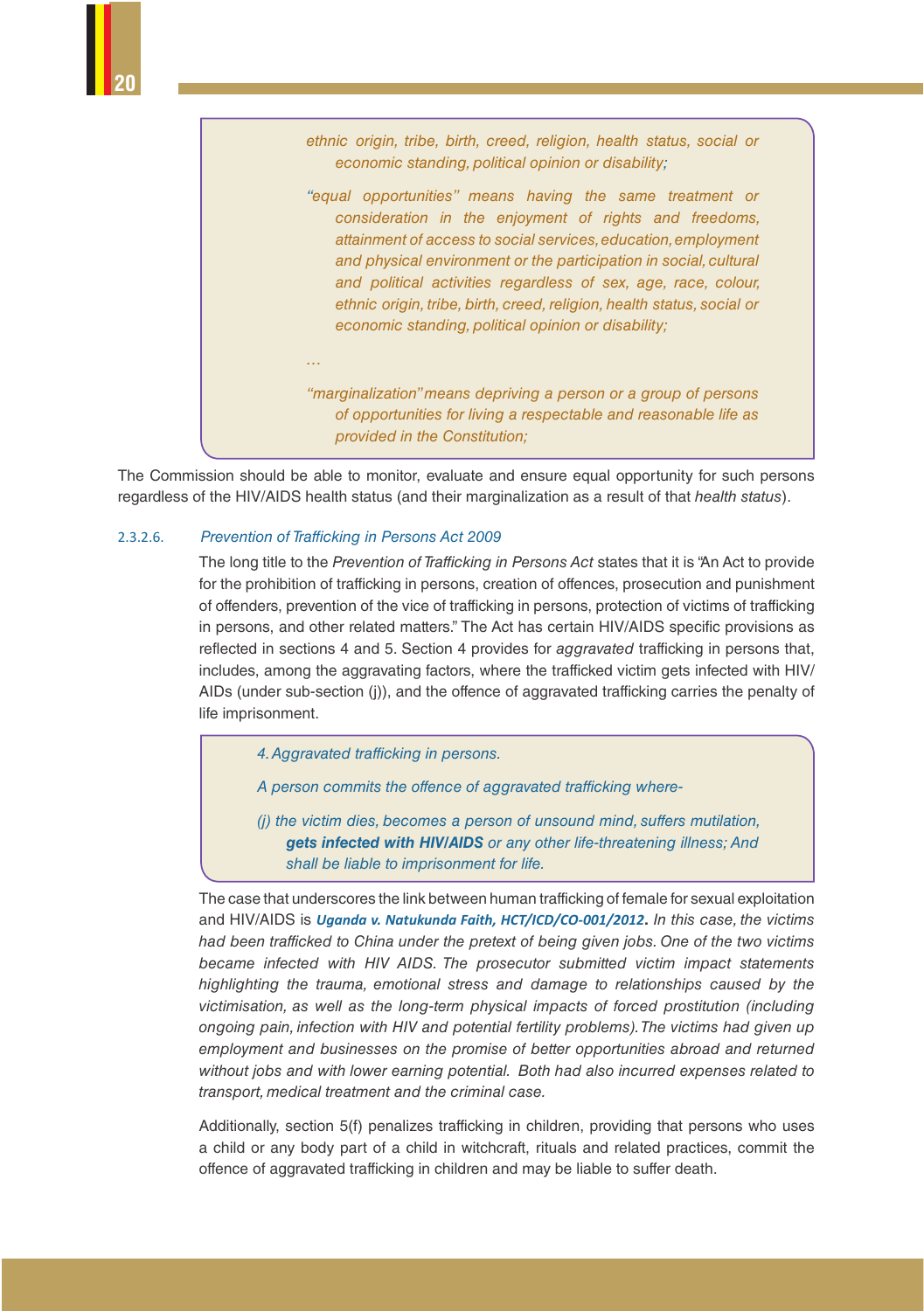> *ethnic origin, tribe, birth, creed, religion, health status, social or economic standing, political opinion or disability;*
>
> *"equal opportunities" means having the same treatment or consideration in the enjoyment of rights and freedoms, attainment of access to social services, education, employment and physical environment or the participation in social, cultural and political activities regardless of sex, age, race, colour, ethnic origin, tribe, birth, creed, religion, health status, social or economic standing, political opinion or disability;*
>
> *…*
>
> *"marginalization" means depriving a person or a group of persons of opportunities for living a respectable and reasonable life as provided in the Constitution;*

The Commission should be able to monitor, evaluate and ensure equal opportunity for such persons regardless of the HIV/AIDS health status (and their marginalization as a result of that *health status*).

#### 2.3.2.6. *Prevention of Trafficking in Persons Act 2009*

The long title to the *Prevention of Trafficking in Persons Act* states that it is "An Act to provide for the prohibition of trafficking in persons, creation of offences, prosecution and punishment of offenders, prevention of the vice of trafficking in persons, protection of victims of trafficking in persons, and other related matters." The Act has certain HIV/AIDS specific provisions as reflected in sections 4 and 5. Section 4 provides for *aggravated* trafficking in persons that, includes, among the aggravating factors, where the trafficked victim gets infected with HIV/AIDs (under sub-section (j)), and the offence of aggravated trafficking carries the penalty of life imprisonment.

> *4. Aggravated trafficking in persons.*
>
> *A person commits the offence of aggravated trafficking where-*
>
> *(j) the victim dies, becomes a person of unsound mind, suffers mutilation, **gets infected with HIV/AIDS** or any other life-threatening illness; And shall be liable to imprisonment for life.*

The case that underscores the link between human trafficking of female for sexual exploitation and HIV/AIDS is ***Uganda v. Natukunda Faith, HCT/ICD/CO-001/2012***. *In this case, the victims had been trafficked to China under the pretext of being given jobs. One of the two victims became infected with HIV AIDS. The prosecutor submitted victim impact statements highlighting the trauma, emotional stress and damage to relationships caused by the victimisation, as well as the long-term physical impacts of forced prostitution (including ongoing pain, infection with HIV and potential fertility problems). The victims had given up employment and businesses on the promise of better opportunities abroad and returned without jobs and with lower earning potential. Both had also incurred expenses related to transport, medical treatment and the criminal case.*

Additionally, section 5(f) penalizes trafficking in children, providing that persons who uses a child or any body part of a child in witchcraft, rituals and related practices, commit the offence of aggravated trafficking in children and may be liable to suffer death.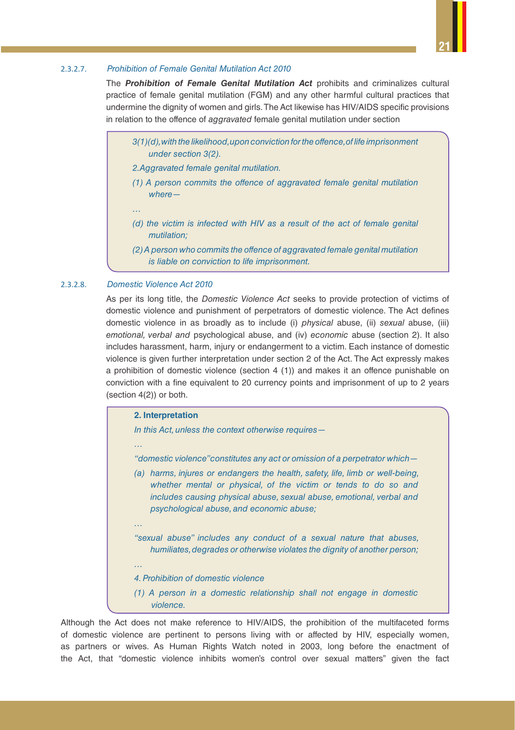#### 2.3.2.7. *Prohibition of Female Genital Mutilation Act 2010*

The ***Prohibition of Female Genital Mutilation Act*** prohibits and criminalizes cultural practice of female genital mutilation (FGM) and any other harmful cultural practices that undermine the dignity of women and girls. The Act likewise has HIV/AIDS specific provisions in relation to the offence of *aggravated* female genital mutilation under section

> *3(1)(d), with the likelihood, upon conviction for the offence, of life imprisonment under section 3(2).*
>
> *2. Aggravated female genital mutilation.*
>
> *(1) A person commits the offence of aggravated female genital mutilation where—*
>
> *…*
>
> *(d) the victim is infected with HIV as a result of the act of female genital mutilation;*
>
> *(2) A person who commits the offence of aggravated female genital mutilation is liable on conviction to life imprisonment.*

#### 2.3.2.8. *Domestic Violence Act 2010*

As per its long title, the *Domestic Violence Act* seeks to provide protection of victims of domestic violence and punishment of perpetrators of domestic violence. The Act defines domestic violence in as broadly as to include (i) *physical* abuse, (ii) *sexual* abuse, (iii) *emotional, verbal and* psychological abuse, and (iv) *economic* abuse (section 2). It also includes harassment, harm, injury or endangerment to a victim. Each instance of domestic violence is given further interpretation under section 2 of the Act. The Act expressly makes a prohibition of domestic violence (section 4 (1)) and makes it an offence punishable on conviction with a fine equivalent to 20 currency points and imprisonment of up to 2 years (section 4(2)) or both.

> **2. Interpretation**
>
> *In this Act, unless the context otherwise requires—*
>
> *…*
>
> *"domestic violence" constitutes any act or omission of a perpetrator which—*
>
> *(a) harms, injures or endangers the health, safety, life, limb or well-being, whether mental or physical, of the victim or tends to do so and includes causing physical abuse, sexual abuse, emotional, verbal and psychological abuse, and economic abuse;*
>
> *…*
>
> *"sexual abuse" includes any conduct of a sexual nature that abuses, humiliates, degrades or otherwise violates the dignity of another person;*
>
> *…*
>
> *4. Prohibition of domestic violence*
>
> *(1) A person in a domestic relationship shall not engage in domestic violence.*

Although the Act does not make reference to HIV/AIDS, the prohibition of the multifaceted forms of domestic violence are pertinent to persons living with or affected by HIV, especially women, as partners or wives. As Human Rights Watch noted in 2003, long before the enactment of the Act, that "domestic violence inhibits women's control over sexual matters" given the fact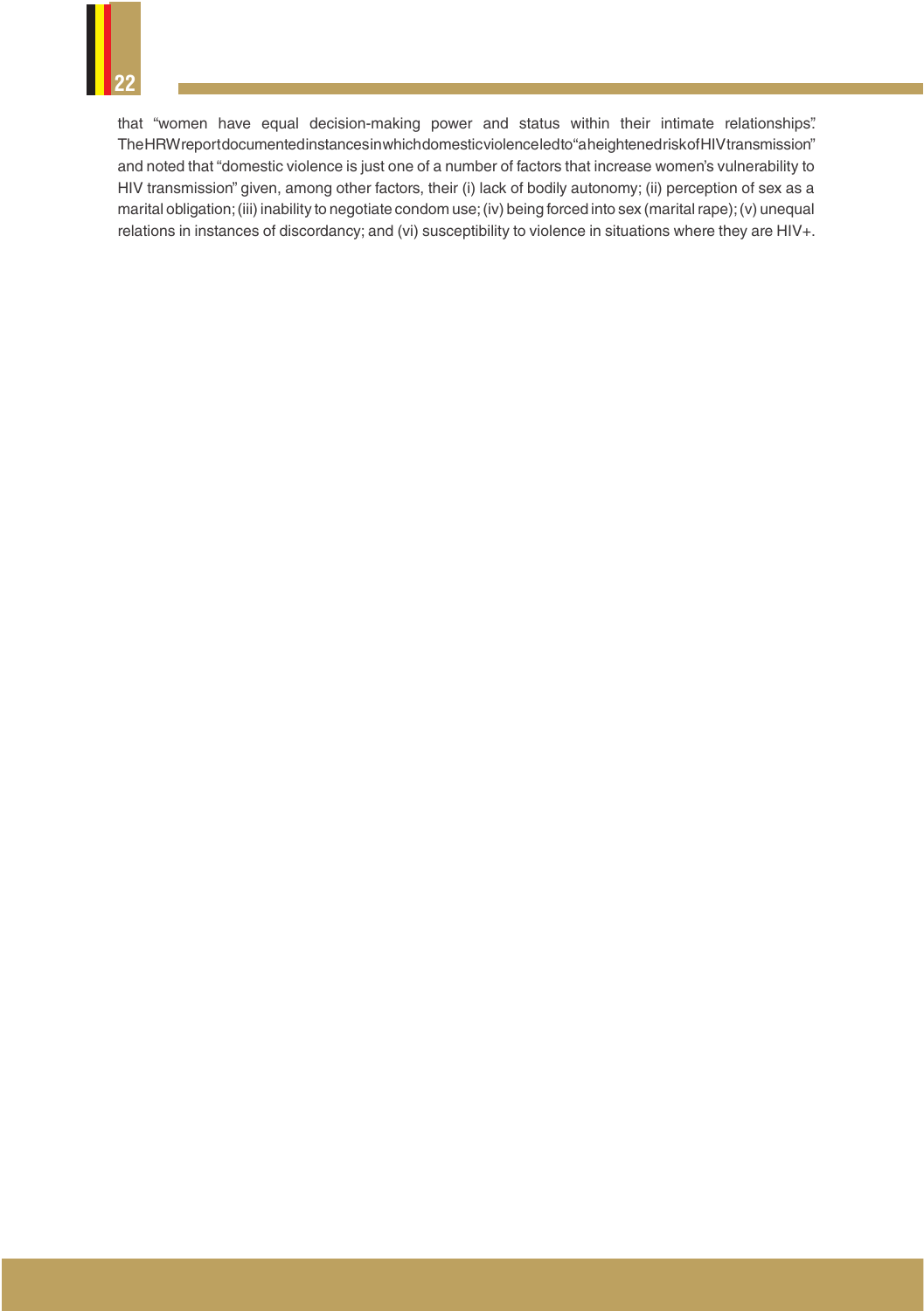that "women have equal decision-making power and status within their intimate relationships". The HRW report documented instances in which domestic violence led to "a heightened risk of HIV transmission" and noted that "domestic violence is just one of a number of factors that increase women's vulnerability to HIV transmission" given, among other factors, their (i) lack of bodily autonomy; (ii) perception of sex as a marital obligation; (iii) inability to negotiate condom use; (iv) being forced into sex (marital rape); (v) unequal relations in instances of discordancy; and (vi) susceptibility to violence in situations where they are HIV+.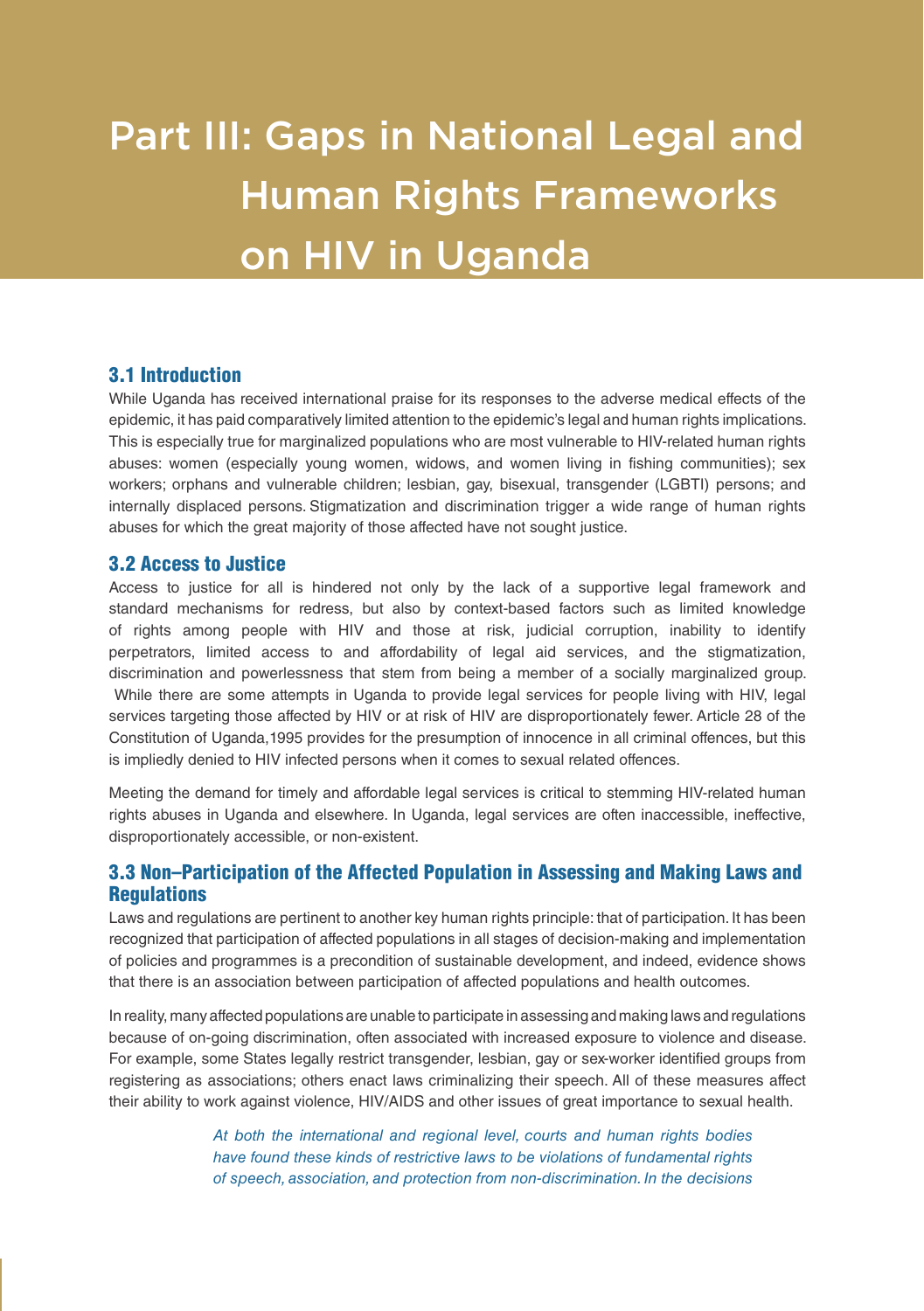# Part III: Gaps in National Legal and Human Rights Frameworks on HIV in Uganda

## 3.1 Introduction

While Uganda has received international praise for its responses to the adverse medical effects of the epidemic, it has paid comparatively limited attention to the epidemic's legal and human rights implications. This is especially true for marginalized populations who are most vulnerable to HIV-related human rights abuses: women (especially young women, widows, and women living in fishing communities); sex workers; orphans and vulnerable children; lesbian, gay, bisexual, transgender (LGBTI) persons; and internally displaced persons. Stigmatization and discrimination trigger a wide range of human rights abuses for which the great majority of those affected have not sought justice.

## 3.2 Access to Justice

Access to justice for all is hindered not only by the lack of a supportive legal framework and standard mechanisms for redress, but also by context-based factors such as limited knowledge of rights among people with HIV and those at risk, judicial corruption, inability to identify perpetrators, limited access to and affordability of legal aid services, and the stigmatization, discrimination and powerlessness that stem from being a member of a socially marginalized group. While there are some attempts in Uganda to provide legal services for people living with HIV, legal services targeting those affected by HIV or at risk of HIV are disproportionately fewer. Article 28 of the Constitution of Uganda,1995 provides for the presumption of innocence in all criminal offences, but this is impliedly denied to HIV infected persons when it comes to sexual related offences.

Meeting the demand for timely and affordable legal services is critical to stemming HIV-related human rights abuses in Uganda and elsewhere. In Uganda, legal services are often inaccessible, ineffective, disproportionately accessible, or non-existent.

## 3.3 Non–Participation of the Affected Population in Assessing and Making Laws and Regulations

Laws and regulations are pertinent to another key human rights principle: that of participation. It has been recognized that participation of affected populations in all stages of decision-making and implementation of policies and programmes is a precondition of sustainable development, and indeed, evidence shows that there is an association between participation of affected populations and health outcomes.

In reality, many affected populations are unable to participate in assessing and making laws and regulations because of on-going discrimination, often associated with increased exposure to violence and disease. For example, some States legally restrict transgender, lesbian, gay or sex-worker identified groups from registering as associations; others enact laws criminalizing their speech. All of these measures affect their ability to work against violence, HIV/AIDS and other issues of great importance to sexual health.

*At both the international and regional level, courts and human rights bodies have found these kinds of restrictive laws to be violations of fundamental rights of speech, association, and protection from non-discrimination. In the decisions*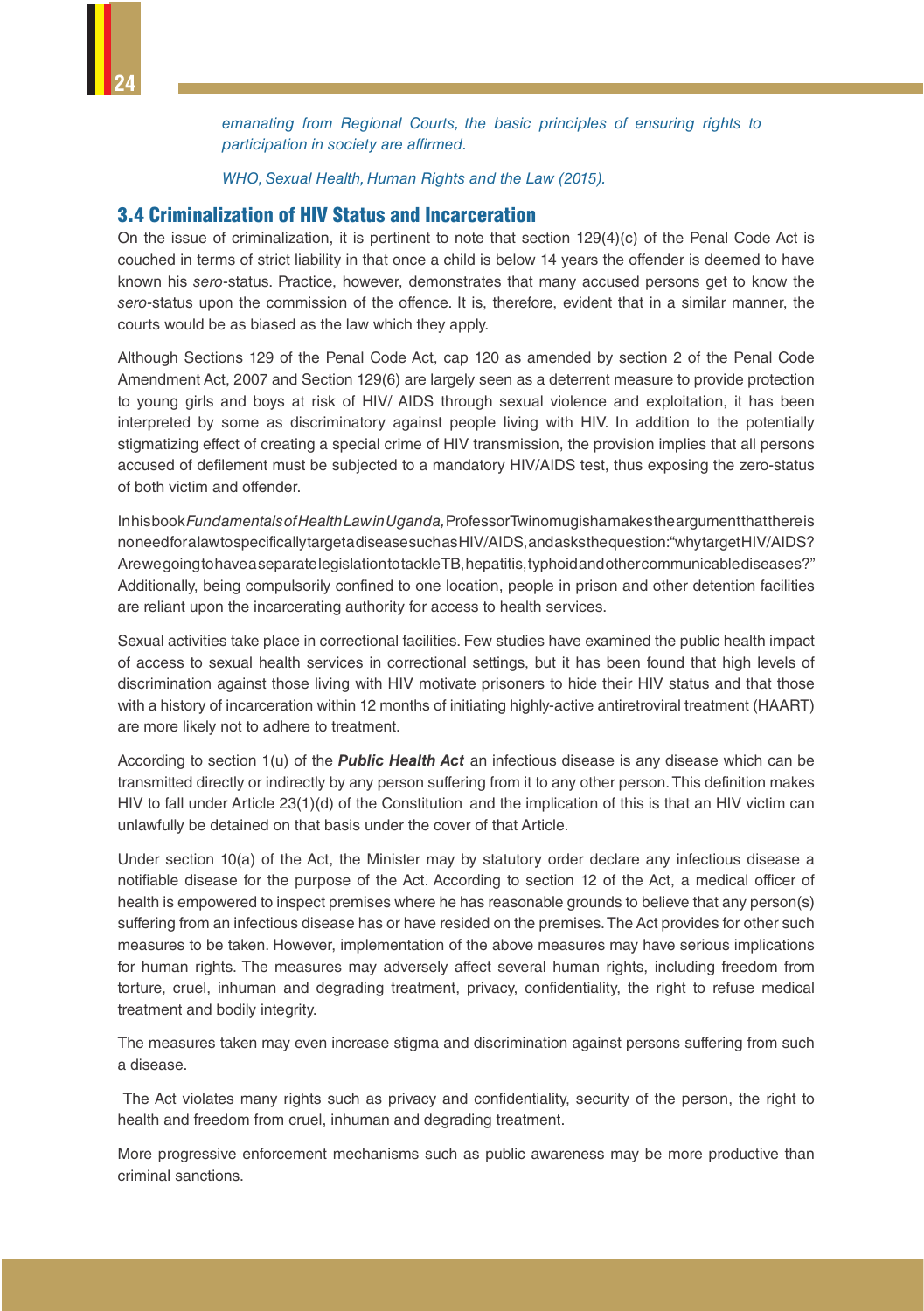*emanating from Regional Courts, the basic principles of ensuring rights to participation in society are affirmed.*

*WHO, Sexual Health, Human Rights and the Law (2015).*

### 3.4 Criminalization of HIV Status and Incarceration

On the issue of criminalization, it is pertinent to note that section 129(4)(c) of the Penal Code Act is couched in terms of strict liability in that once a child is below 14 years the offender is deemed to have known his *sero*-status. Practice, however, demonstrates that many accused persons get to know the *sero*-status upon the commission of the offence. It is, therefore, evident that in a similar manner, the courts would be as biased as the law which they apply.

Although Sections 129 of the Penal Code Act, cap 120 as amended by section 2 of the Penal Code Amendment Act, 2007 and Section 129(6) are largely seen as a deterrent measure to provide protection to young girls and boys at risk of HIV/ AIDS through sexual violence and exploitation, it has been interpreted by some as discriminatory against people living with HIV. In addition to the potentially stigmatizing effect of creating a special crime of HIV transmission, the provision implies that all persons accused of defilement must be subjected to a mandatory HIV/AIDS test, thus exposing the zero-status of both victim and offender.

In his book *Fundamentals of Health Law in Uganda,* Professor Twinomugisha makes the argument that there is no need for a law to specifically target a disease such as HIV/AIDS, and asks the question: "why target HIV/AIDS? Are we going to have a separate legislation to tackle TB, hepatitis, typhoid and other communicable diseases?" Additionally, being compulsorily confined to one location, people in prison and other detention facilities are reliant upon the incarcerating authority for access to health services.

Sexual activities take place in correctional facilities. Few studies have examined the public health impact of access to sexual health services in correctional settings, but it has been found that high levels of discrimination against those living with HIV motivate prisoners to hide their HIV status and that those with a history of incarceration within 12 months of initiating highly-active antiretroviral treatment (HAART) are more likely not to adhere to treatment.

According to section 1(u) of the ***Public Health Act*** an infectious disease is any disease which can be transmitted directly or indirectly by any person suffering from it to any other person. This definition makes HIV to fall under Article 23(1)(d) of the Constitution and the implication of this is that an HIV victim can unlawfully be detained on that basis under the cover of that Article.

Under section 10(a) of the Act, the Minister may by statutory order declare any infectious disease a notifiable disease for the purpose of the Act. According to section 12 of the Act, a medical officer of health is empowered to inspect premises where he has reasonable grounds to believe that any person(s) suffering from an infectious disease has or have resided on the premises. The Act provides for other such measures to be taken. However, implementation of the above measures may have serious implications for human rights. The measures may adversely affect several human rights, including freedom from torture, cruel, inhuman and degrading treatment, privacy, confidentiality, the right to refuse medical treatment and bodily integrity.

The measures taken may even increase stigma and discrimination against persons suffering from such a disease.

The Act violates many rights such as privacy and confidentiality, security of the person, the right to health and freedom from cruel, inhuman and degrading treatment.

More progressive enforcement mechanisms such as public awareness may be more productive than criminal sanctions.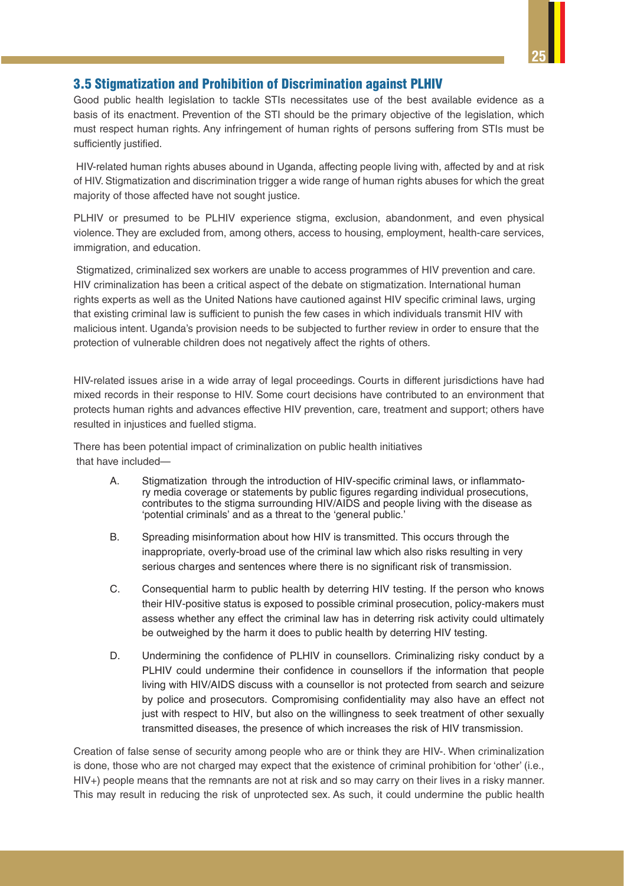### 3.5 Stigmatization and Prohibition of Discrimination against PLHIV

Good public health legislation to tackle STIs necessitates use of the best available evidence as a basis of its enactment. Prevention of the STI should be the primary objective of the legislation, which must respect human rights. Any infringement of human rights of persons suffering from STIs must be sufficiently justified.

HIV-related human rights abuses abound in Uganda, affecting people living with, affected by and at risk of HIV. Stigmatization and discrimination trigger a wide range of human rights abuses for which the great majority of those affected have not sought justice.

PLHIV or presumed to be PLHIV experience stigma, exclusion, abandonment, and even physical violence. They are excluded from, among others, access to housing, employment, health-care services, immigration, and education.

Stigmatized, criminalized sex workers are unable to access programmes of HIV prevention and care. HIV criminalization has been a critical aspect of the debate on stigmatization. International human rights experts as well as the United Nations have cautioned against HIV specific criminal laws, urging that existing criminal law is sufficient to punish the few cases in which individuals transmit HIV with malicious intent. Uganda's provision needs to be subjected to further review in order to ensure that the protection of vulnerable children does not negatively affect the rights of others.

HIV-related issues arise in a wide array of legal proceedings. Courts in different jurisdictions have had mixed records in their response to HIV. Some court decisions have contributed to an environment that protects human rights and advances effective HIV prevention, care, treatment and support; others have resulted in injustices and fuelled stigma.

There has been potential impact of criminalization on public health initiatives that have included—

A. Stigmatization through the introduction of HIV-specific criminal laws, or inflammatory media coverage or statements by public figures regarding individual prosecutions, contributes to the stigma surrounding HIV/AIDS and people living with the disease as 'potential criminals' and as a threat to the 'general public.'

B. Spreading misinformation about how HIV is transmitted. This occurs through the inappropriate, overly-broad use of the criminal law which also risks resulting in very serious charges and sentences where there is no significant risk of transmission.

C. Consequential harm to public health by deterring HIV testing. If the person who knows their HIV-positive status is exposed to possible criminal prosecution, policy-makers must assess whether any effect the criminal law has in deterring risk activity could ultimately be outweighed by the harm it does to public health by deterring HIV testing.

D. Undermining the confidence of PLHIV in counsellors. Criminalizing risky conduct by a PLHIV could undermine their confidence in counsellors if the information that people living with HIV/AIDS discuss with a counsellor is not protected from search and seizure by police and prosecutors. Compromising confidentiality may also have an effect not just with respect to HIV, but also on the willingness to seek treatment of other sexually transmitted diseases, the presence of which increases the risk of HIV transmission.

Creation of false sense of security among people who are or think they are HIV-. When criminalization is done, those who are not charged may expect that the existence of criminal prohibition for 'other' (i.e., HIV+) people means that the remnants are not at risk and so may carry on their lives in a risky manner. This may result in reducing the risk of unprotected sex. As such, it could undermine the public health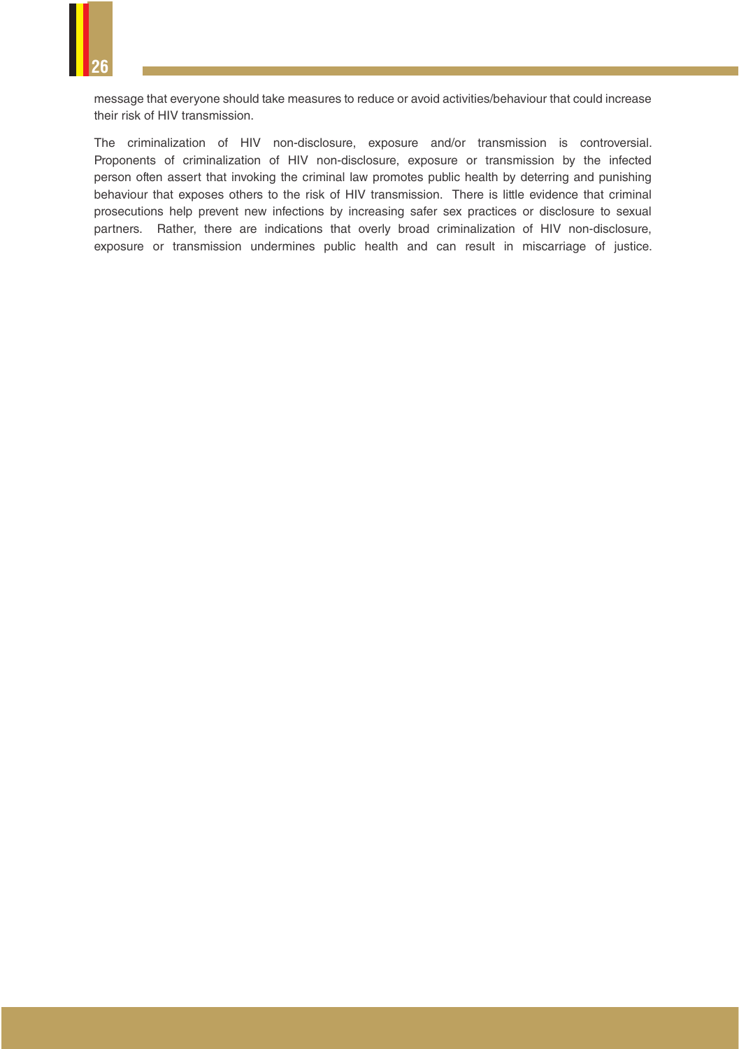message that everyone should take measures to reduce or avoid activities/behaviour that could increase their risk of HIV transmission.

The criminalization of HIV non-disclosure, exposure and/or transmission is controversial. Proponents of criminalization of HIV non-disclosure, exposure or transmission by the infected person often assert that invoking the criminal law promotes public health by deterring and punishing behaviour that exposes others to the risk of HIV transmission. There is little evidence that criminal prosecutions help prevent new infections by increasing safer sex practices or disclosure to sexual partners. Rather, there are indications that overly broad criminalization of HIV non-disclosure, exposure or transmission undermines public health and can result in miscarriage of justice.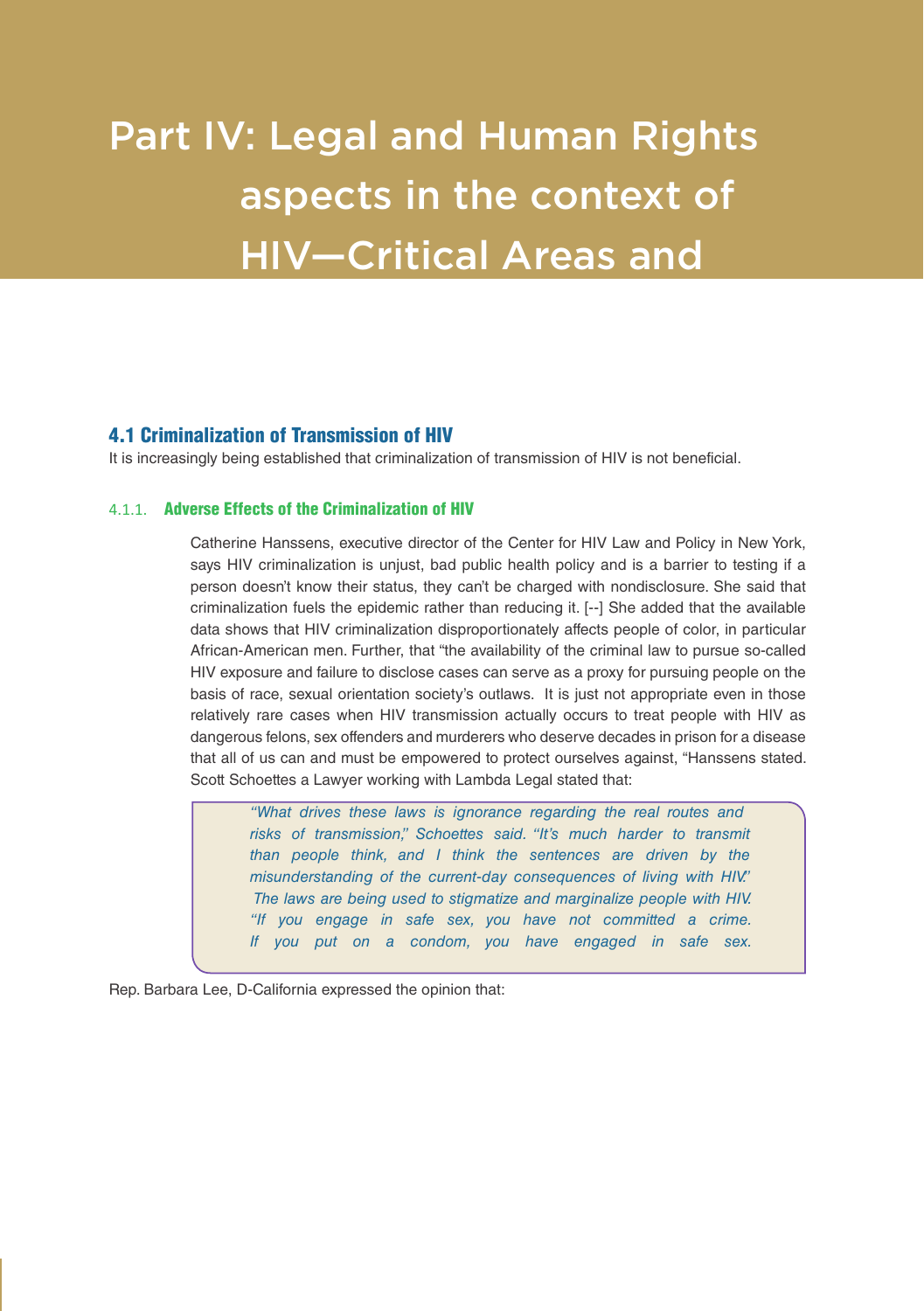# Part IV: Legal and Human Rights aspects in the context of HIV—Critical Areas and

## 4.1 Criminalization of Transmission of HIV

It is increasingly being established that criminalization of transmission of HIV is not beneficial.

### 4.1.1. Adverse Effects of the Criminalization of HIV

Catherine Hanssens, executive director of the Center for HIV Law and Policy in New York, says HIV criminalization is unjust, bad public health policy and is a barrier to testing if a person doesn't know their status, they can't be charged with nondisclosure. She said that criminalization fuels the epidemic rather than reducing it. [--] She added that the available data shows that HIV criminalization disproportionately affects people of color, in particular African-American men. Further, that "the availability of the criminal law to pursue so-called HIV exposure and failure to disclose cases can serve as a proxy for pursuing people on the basis of race, sexual orientation society's outlaws. It is just not appropriate even in those relatively rare cases when HIV transmission actually occurs to treat people with HIV as dangerous felons, sex offenders and murderers who deserve decades in prison for a disease that all of us can and must be empowered to protect ourselves against, "Hanssens stated. Scott Schoettes a Lawyer working with Lambda Legal stated that:

> *"What drives these laws is ignorance regarding the real routes and risks of transmission," Schoettes said. "It's much harder to transmit than people think, and I think the sentences are driven by the misunderstanding of the current-day consequences of living with HIV." The laws are being used to stigmatize and marginalize people with HIV. "If you engage in safe sex, you have not committed a crime. If you put on a condom, you have engaged in safe sex.*

Rep. Barbara Lee, D-California expressed the opinion that: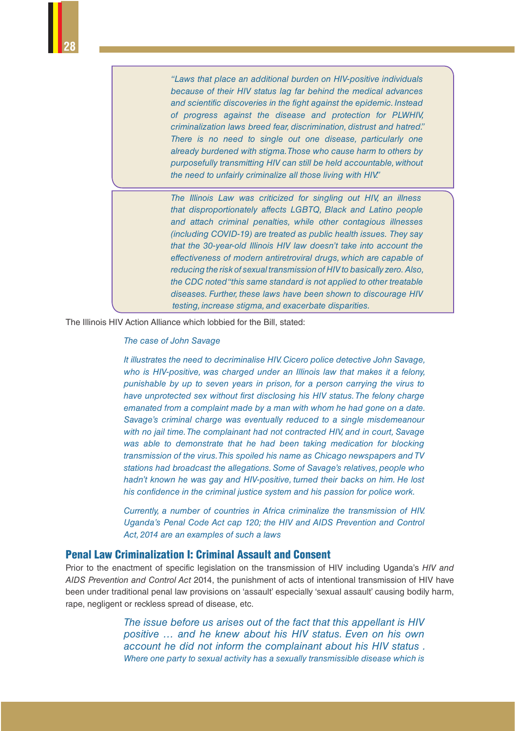> *"Laws that place an additional burden on HIV-positive individuals because of their HIV status lag far behind the medical advances and scientific discoveries in the fight against the epidemic. Instead of progress against the disease and protection for PLWHIV, criminalization laws breed fear, discrimination, distrust and hatred." There is no need to single out one disease, particularly one already burdened with stigma. Those who cause harm to others by purposefully transmitting HIV can still be held accountable, without the need to unfairly criminalize all those living with HIV."*

> *The Illinois Law was criticized for singling out HIV, an illness that disproportionately affects LGBTQ, Black and Latino people and attach criminal penalties, while other contagious illnesses (including COVID-19) are treated as public health issues. They say that the 30-year-old Illinois HIV law doesn't take into account the effectiveness of modern antiretroviral drugs, which are capable of reducing the risk of sexual transmission of HIV to basically zero. Also, the CDC noted "this same standard is not applied to other treatable diseases. Further, these laws have been shown to discourage HIV testing, increase stigma, and exacerbate disparities.*

The Illinois HIV Action Alliance which lobbied for the Bill, stated:

> *The case of John Savage*
>
> *It illustrates the need to decriminalise HIV. Cicero police detective John Savage, who is HIV-positive, was charged under an Illinois law that makes it a felony, punishable by up to seven years in prison, for a person carrying the virus to have unprotected sex without first disclosing his HIV status. The felony charge emanated from a complaint made by a man with whom he had gone on a date. Savage's criminal charge was eventually reduced to a single misdemeanour with no jail time. The complainant had not contracted HIV, and in court, Savage was able to demonstrate that he had been taking medication for blocking transmission of the virus. This spoiled his name as Chicago newspapers and TV stations had broadcast the allegations. Some of Savage's relatives, people who hadn't known he was gay and HIV-positive, turned their backs on him. He lost his confidence in the criminal justice system and his passion for police work.*
>
> *Currently, a number of countries in Africa criminalize the transmission of HIV. Uganda's Penal Code Act cap 120; the HIV and AIDS Prevention and Control Act, 2014 are an examples of such a laws*

## Penal Law Criminalization I: Criminal Assault and Consent

Prior to the enactment of specific legislation on the transmission of HIV including Uganda's *HIV and AIDS Prevention and Control Act* 2014, the punishment of acts of intentional transmission of HIV have been under traditional penal law provisions on 'assault' especially 'sexual assault' causing bodily harm, rape, negligent or reckless spread of disease, etc.

> *The issue before us arises out of the fact that this appellant is HIV positive … and he knew about his HIV status. Even on his own account he did not inform the complainant about his HIV status . Where one party to sexual activity has a sexually transmissible disease which is*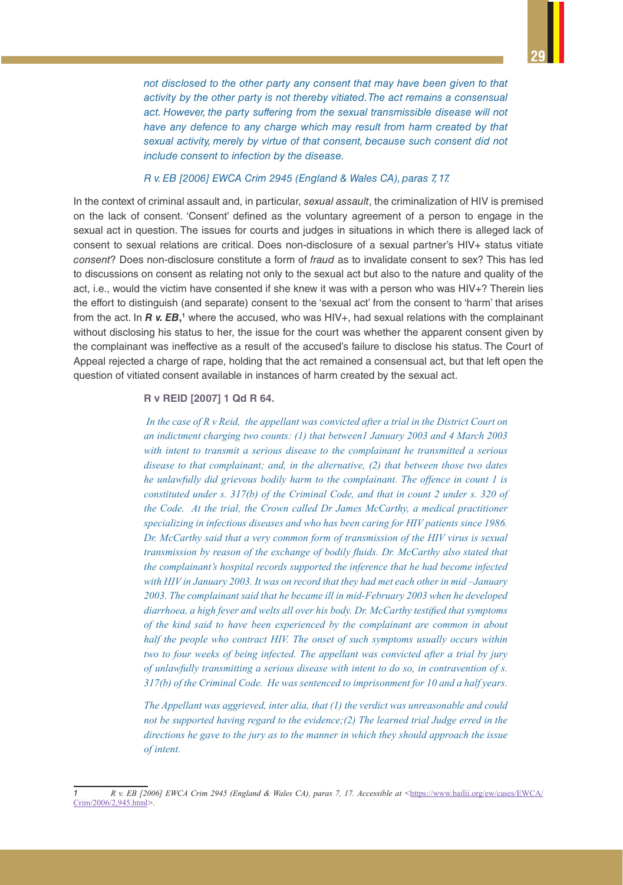*not disclosed to the other party any consent that may have been given to that activity by the other party is not thereby vitiated. The act remains a consensual act. However, the party suffering from the sexual transmissible disease will not have any defence to any charge which may result from harm created by that sexual activity, merely by virtue of that consent, because such consent did not include consent to infection by the disease.*

*R v. EB [2006] EWCA Crim 2945 (England & Wales CA), paras 7, 17.*

In the context of criminal assault and, in particular, *sexual assault*, the criminalization of HIV is premised on the lack of consent. 'Consent' defined as the voluntary agreement of a person to engage in the sexual act in question. The issues for courts and judges in situations in which there is alleged lack of consent to sexual relations are critical. Does non-disclosure of a sexual partner's HIV+ status vitiate *consent*? Does non-disclosure constitute a form of *fraud* as to invalidate consent to sex? This has led to discussions on consent as relating not only to the sexual act but also to the nature and quality of the act, i.e., would the victim have consented if she knew it was with a person who was HIV+? Therein lies the effort to distinguish (and separate) consent to the 'sexual act' from the consent to 'harm' that arises from the act. In ***R v. EB*,**[1] where the accused, who was HIV+, had sexual relations with the complainant without disclosing his status to her, the issue for the court was whether the apparent consent given by the complainant was ineffective as a result of the accused's failure to disclose his status. The Court of Appeal rejected a charge of rape, holding that the act remained a consensual act, but that left open the question of vitiated consent available in instances of harm created by the sexual act.

**R v REID [2007] 1 Qd R 64.**

*In the case of R v Reid, the appellant was convicted after a trial in the District Court on an indictment charging two counts: (1) that between1 January 2003 and 4 March 2003 with intent to transmit a serious disease to the complainant he transmitted a serious disease to that complainant; and, in the alternative, (2) that between those two dates he unlawfully did grievous bodily harm to the complainant. The offence in count 1 is constituted under s. 317(b) of the Criminal Code, and that in count 2 under s. 320 of the Code. At the trial, the Crown called Dr James McCarthy, a medical practitioner specializing in infectious diseases and who has been caring for HIV patients since 1986. Dr. McCarthy said that a very common form of transmission of the HIV virus is sexual transmission by reason of the exchange of bodily fluids. Dr. McCarthy also stated that the complainant's hospital records supported the inference that he had become infected with HIV in January 2003. It was on record that they had met each other in mid –January 2003. The complainant said that he became ill in mid-February 2003 when he developed diarrhoea, a high fever and welts all over his body. Dr. McCarthy testified that symptoms of the kind said to have been experienced by the complainant are common in about half the people who contract HIV. The onset of such symptoms usually occurs within two to four weeks of being infected. The appellant was convicted after a trial by jury of unlawfully transmitting a serious disease with intent to do so, in contravention of s. 317(b) of the Criminal Code. He was sentenced to imprisonment for 10 and a half years.*

*The Appellant was aggrieved, inter alia, that (1) the verdict was unreasonable and could not be supported having regard to the evidence;(2) The learned trial Judge erred in the directions he gave to the jury as to the manner in which they should approach the issue of intent.*

---

[1] *R v. EB [2006] EWCA Crim 2945 (England & Wales CA), paras 7, 17. Accessible at* <https://www.bailii.org/ew/cases/EWCA/Crim/2006/2,945.html>.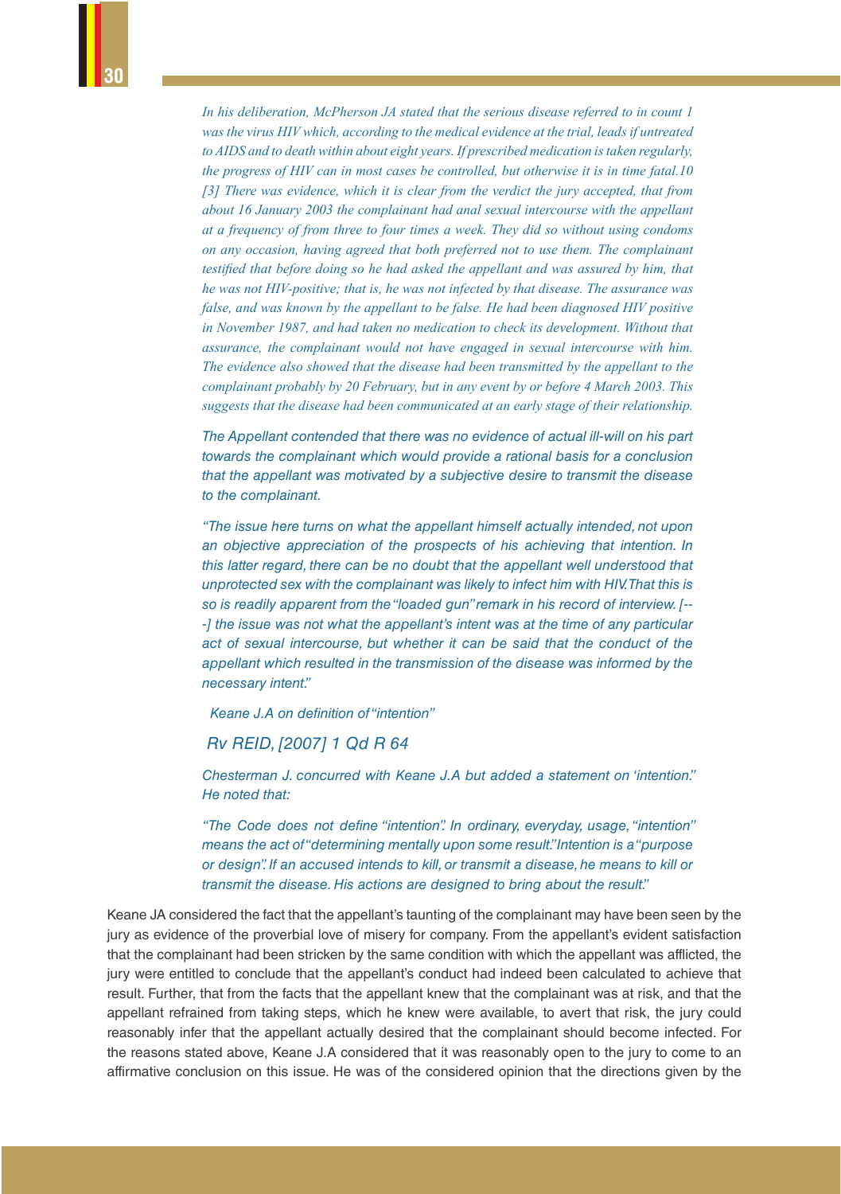*In his deliberation, McPherson JA stated that the serious disease referred to in count 1 was the virus HIV which, according to the medical evidence at the trial, leads if untreated to AIDS and to death within about eight years. If prescribed medication is taken regularly, the progress of HIV can in most cases be controlled, but otherwise it is in time fatal.10 [3] There was evidence, which it is clear from the verdict the jury accepted, that from about 16 January 2003 the complainant had anal sexual intercourse with the appellant at a frequency of from three to four times a week. They did so without using condoms on any occasion, having agreed that both preferred not to use them. The complainant testified that before doing so he had asked the appellant and was assured by him, that he was not HIV-positive; that is, he was not infected by that disease. The assurance was false, and was known by the appellant to be false. He had been diagnosed HIV positive in November 1987, and had taken no medication to check its development. Without that assurance, the complainant would not have engaged in sexual intercourse with him. The evidence also showed that the disease had been transmitted by the appellant to the complainant probably by 20 February, but in any event by or before 4 March 2003. This suggests that the disease had been communicated at an early stage of their relationship.*

*The Appellant contended that there was no evidence of actual ill-will on his part towards the complainant which would provide a rational basis for a conclusion that the appellant was motivated by a subjective desire to transmit the disease to the complainant.*

*"The issue here turns on what the appellant himself actually intended, not upon an objective appreciation of the prospects of his achieving that intention. In this latter regard, there can be no doubt that the appellant well understood that unprotected sex with the complainant was likely to infect him with HIV. That this is so is readily apparent from the "loaded gun" remark in his record of interview. [---] the issue was not what the appellant's intent was at the time of any particular act of sexual intercourse, but whether it can be said that the conduct of the appellant which resulted in the transmission of the disease was informed by the necessary intent."*

*Keane J.A on definition of "intention"*

*Rv REID, [2007] 1 Qd R 64*

*Chesterman J. concurred with Keane J.A but added a statement on 'intention." He noted that:*

*"The Code does not define "intention". In ordinary, everyday, usage, "intention" means the act of "determining mentally upon some result." Intention is a "purpose or design". If an accused intends to kill, or transmit a disease, he means to kill or transmit the disease. His actions are designed to bring about the result."*

Keane JA considered the fact that the appellant's taunting of the complainant may have been seen by the jury as evidence of the proverbial love of misery for company. From the appellant's evident satisfaction that the complainant had been stricken by the same condition with which the appellant was afflicted, the jury were entitled to conclude that the appellant's conduct had indeed been calculated to achieve that result. Further, that from the facts that the appellant knew that the complainant was at risk, and that the appellant refrained from taking steps, which he knew were available, to avert that risk, the jury could reasonably infer that the appellant actually desired that the complainant should become infected. For the reasons stated above, Keane J.A considered that it was reasonably open to the jury to come to an affirmative conclusion on this issue. He was of the considered opinion that the directions given by the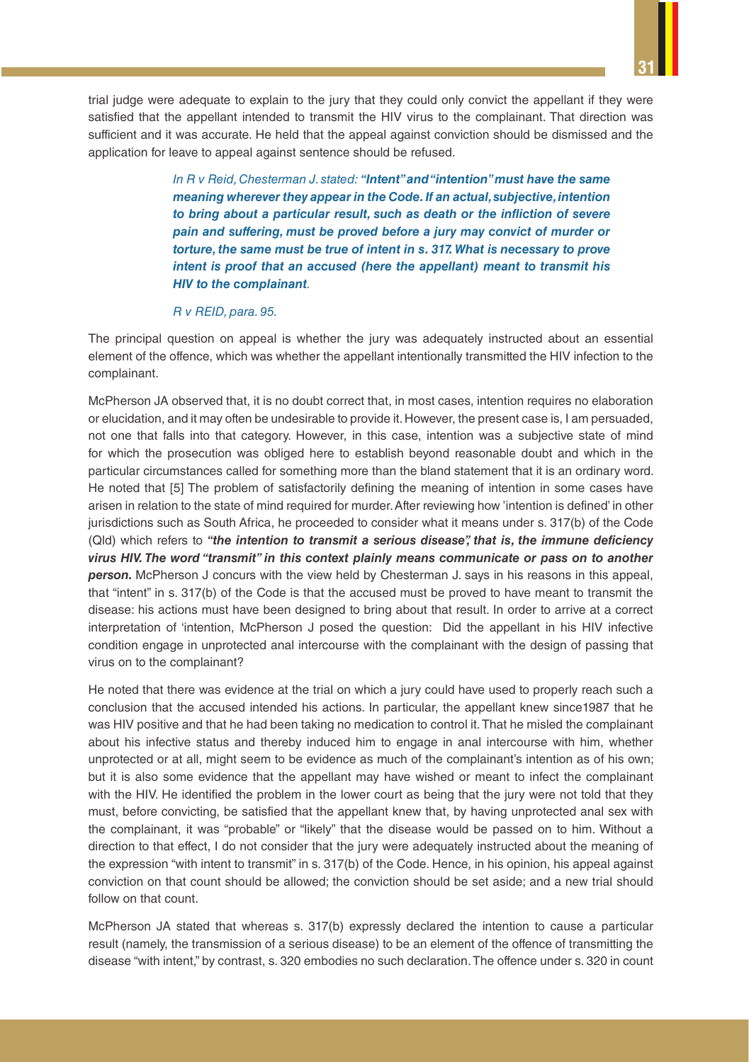trial judge were adequate to explain to the jury that they could only convict the appellant if they were satisfied that the appellant intended to transmit the HIV virus to the complainant. That direction was sufficient and it was accurate. He held that the appeal against conviction should be dismissed and the application for leave to appeal against sentence should be refused.

> *In R v Reid, Chesterman J. stated:* ***"Intent" and "intention" must have the same meaning wherever they appear in the Code. If an actual, subjective, intention to bring about a particular result, such as death or the infliction of severe pain and suffering, must be proved before a jury may convict of murder or torture, the same must be true of intent in s. 317. What is necessary to prove intent is proof that an accused (here the appellant) meant to transmit his HIV to the complainant****.*
>
> *R v REID, para. 95.*

The principal question on appeal is whether the jury was adequately instructed about an essential element of the offence, which was whether the appellant intentionally transmitted the HIV infection to the complainant.

McPherson JA observed that, it is no doubt correct that, in most cases, intention requires no elaboration or elucidation, and it may often be undesirable to provide it. However, the present case is, I am persuaded, not one that falls into that category. However, in this case, intention was a subjective state of mind for which the prosecution was obliged here to establish beyond reasonable doubt and which in the particular circumstances called for something more than the bland statement that it is an ordinary word. He noted that [5] The problem of satisfactorily defining the meaning of intention in some cases have arisen in relation to the state of mind required for murder. After reviewing how 'intention is defined' in other jurisdictions such as South Africa, he proceeded to consider what it means under s. 317(b) of the Code (Qld) which refers to ***"the intention to transmit a serious disease", that is, the immune deficiency virus HIV. The word "transmit" in this context plainly means communicate or pass on to another person.*** McPherson J concurs with the view held by Chesterman J. says in his reasons in this appeal, that "intent" in s. 317(b) of the Code is that the accused must be proved to have meant to transmit the disease: his actions must have been designed to bring about that result. In order to arrive at a correct interpretation of 'intention, McPherson J posed the question: Did the appellant in his HIV infective condition engage in unprotected anal intercourse with the complainant with the design of passing that virus on to the complainant?

He noted that there was evidence at the trial on which a jury could have used to properly reach such a conclusion that the accused intended his actions. In particular, the appellant knew since1987 that he was HIV positive and that he had been taking no medication to control it. That he misled the complainant about his infective status and thereby induced him to engage in anal intercourse with him, whether unprotected or at all, might seem to be evidence as much of the complainant's intention as of his own; but it is also some evidence that the appellant may have wished or meant to infect the complainant with the HIV. He identified the problem in the lower court as being that the jury were not told that they must, before convicting, be satisfied that the appellant knew that, by having unprotected anal sex with the complainant, it was "probable" or "likely" that the disease would be passed on to him. Without a direction to that effect, I do not consider that the jury were adequately instructed about the meaning of the expression "with intent to transmit" in s. 317(b) of the Code. Hence, in his opinion, his appeal against conviction on that count should be allowed; the conviction should be set aside; and a new trial should follow on that count.

McPherson JA stated that whereas s. 317(b) expressly declared the intention to cause a particular result (namely, the transmission of a serious disease) to be an element of the offence of transmitting the disease "with intent," by contrast, s. 320 embodies no such declaration. The offence under s. 320 in count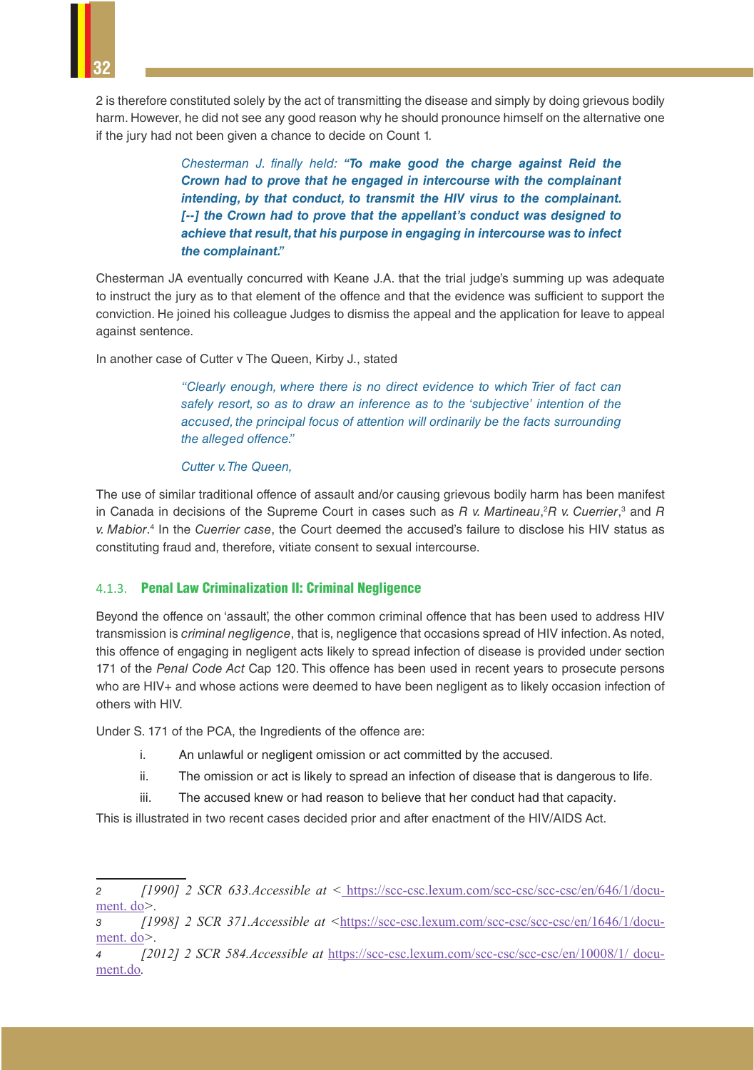2 is therefore constituted solely by the act of transmitting the disease and simply by doing grievous bodily harm. However, he did not see any good reason why he should pronounce himself on the alternative one if the jury had not been given a chance to decide on Count 1.

> *Chesterman J. finally held:* ***"To make good the charge against Reid the Crown had to prove that he engaged in intercourse with the complainant intending, by that conduct, to transmit the HIV virus to the complainant. [--] the Crown had to prove that the appellant's conduct was designed to achieve that result, that his purpose in engaging in intercourse was to infect the complainant."***

Chesterman JA eventually concurred with Keane J.A. that the trial judge's summing up was adequate to instruct the jury as to that element of the offence and that the evidence was sufficient to support the conviction. He joined his colleague Judges to dismiss the appeal and the application for leave to appeal against sentence.

In another case of Cutter v The Queen, Kirby J., stated

> *"Clearly enough, where there is no direct evidence to which Trier of fact can safely resort, so as to draw an inference as to the 'subjective' intention of the accused, the principal focus of attention will ordinarily be the facts surrounding the alleged offence."*
>
> *Cutter v. The Queen,*

The use of similar traditional offence of assault and/or causing grievous bodily harm has been manifest in Canada in decisions of the Supreme Court in cases such as *R v. Martineau*,[2] *R v. Cuerrier*,[3] and *R v. Mabior*.[4] In the *Cuerrier case*, the Court deemed the accused's failure to disclose his HIV status as constituting fraud and, therefore, vitiate consent to sexual intercourse.

### 4.1.3. Penal Law Criminalization II: Criminal Negligence

Beyond the offence on 'assault', the other common criminal offence that has been used to address HIV transmission is *criminal negligence*, that is, negligence that occasions spread of HIV infection. As noted, this offence of engaging in negligent acts likely to spread infection of disease is provided under section 171 of the *Penal Code Act* Cap 120. This offence has been used in recent years to prosecute persons who are HIV+ and whose actions were deemed to have been negligent as to likely occasion infection of others with HIV.

Under S. 171 of the PCA, the Ingredients of the offence are:

i. An unlawful or negligent omission or act committed by the accused.

ii. The omission or act is likely to spread an infection of disease that is dangerous to life.

iii. The accused knew or had reason to believe that her conduct had that capacity.

This is illustrated in two recent cases decided prior and after enactment of the HIV/AIDS Act.

---

2 *[1990] 2 SCR 633.Accessible at* < https://scc-csc.lexum.com/scc-csc/scc-csc/en/646/1/document.do>.

3 *[1998] 2 SCR 371.Accessible at* <https://scc-csc.lexum.com/scc-csc/scc-csc/en/1646/1/document.do>.

4 *[2012] 2 SCR 584.Accessible at* https://scc-csc.lexum.com/scc-csc/scc-csc/en/10008/1/ document.do.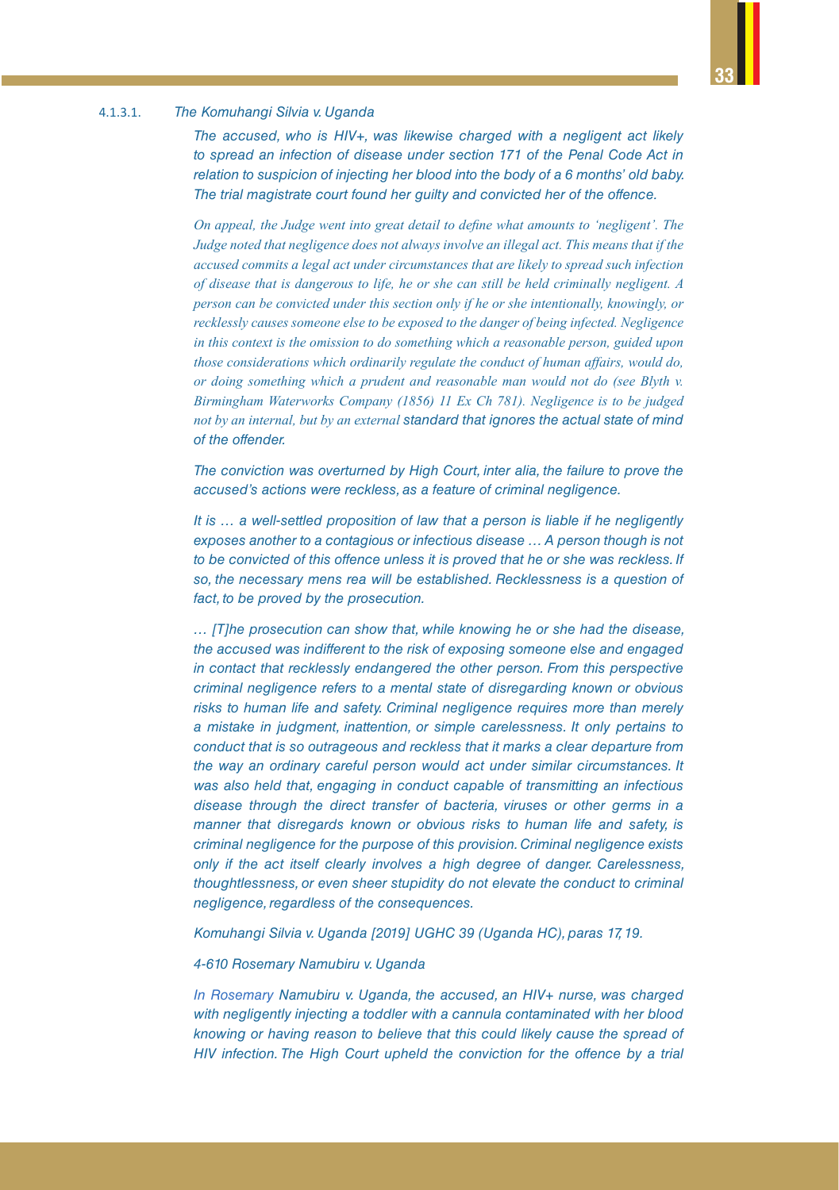#### 4.1.3.1. *The Komuhangi Silvia v. Uganda*

*The accused, who is HIV+, was likewise charged with a negligent act likely to spread an infection of disease under section 171 of the Penal Code Act in relation to suspicion of injecting her blood into the body of a 6 months' old baby. The trial magistrate court found her guilty and convicted her of the offence.*

*On appeal, the Judge went into great detail to define what amounts to 'negligent'. The Judge noted that negligence does not always involve an illegal act. This means that if the accused commits a legal act under circumstances that are likely to spread such infection of disease that is dangerous to life, he or she can still be held criminally negligent. A person can be convicted under this section only if he or she intentionally, knowingly, or recklessly causes someone else to be exposed to the danger of being infected. Negligence in this context is the omission to do something which a reasonable person, guided upon those considerations which ordinarily regulate the conduct of human affairs, would do, or doing something which a prudent and reasonable man would not do (see Blyth v. Birmingham Waterworks Company (1856) 11 Ex Ch 781). Negligence is to be judged not by an internal, but by an external standard that ignores the actual state of mind of the offender.*

*The conviction was overturned by High Court, inter alia, the failure to prove the accused's actions were reckless, as a feature of criminal negligence.*

*It is … a well-settled proposition of law that a person is liable if he negligently exposes another to a contagious or infectious disease … A person though is not to be convicted of this offence unless it is proved that he or she was reckless. If so, the necessary mens rea will be established. Recklessness is a question of fact, to be proved by the prosecution.*

*… [T]he prosecution can show that, while knowing he or she had the disease, the accused was indifferent to the risk of exposing someone else and engaged in contact that recklessly endangered the other person. From this perspective criminal negligence refers to a mental state of disregarding known or obvious risks to human life and safety. Criminal negligence requires more than merely a mistake in judgment, inattention, or simple carelessness. It only pertains to conduct that is so outrageous and reckless that it marks a clear departure from the way an ordinary careful person would act under similar circumstances. It was also held that, engaging in conduct capable of transmitting an infectious disease through the direct transfer of bacteria, viruses or other germs in a manner that disregards known or obvious risks to human life and safety, is criminal negligence for the purpose of this provision. Criminal negligence exists only if the act itself clearly involves a high degree of danger. Carelessness, thoughtlessness, or even sheer stupidity do not elevate the conduct to criminal negligence, regardless of the consequences.*

*Komuhangi Silvia v. Uganda [2019] UGHC 39 (Uganda HC), paras 17, 19.*

*4-610 Rosemary Namubiru v. Uganda*

*In Rosemary Namubiru v. Uganda, the accused, an HIV+ nurse, was charged with negligently injecting a toddler with a cannula contaminated with her blood knowing or having reason to believe that this could likely cause the spread of HIV infection. The High Court upheld the conviction for the offence by a trial*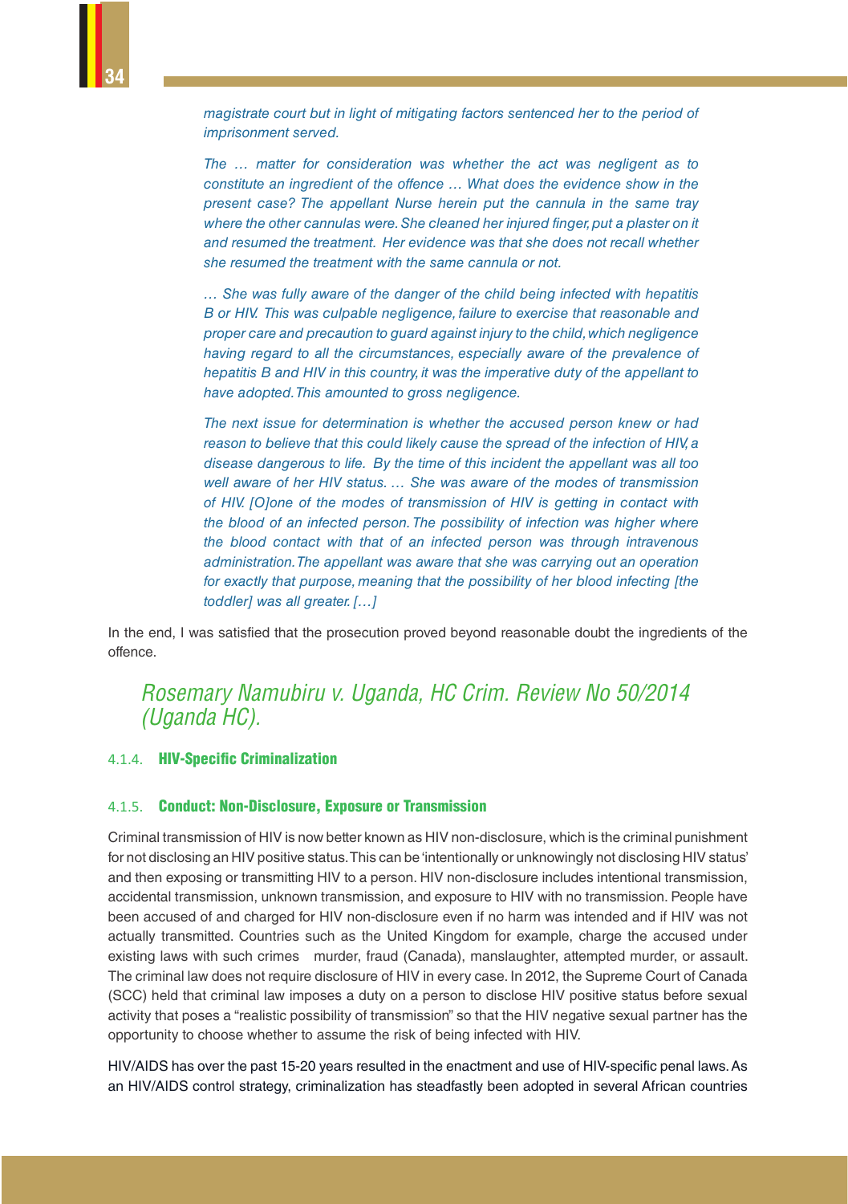*magistrate court but in light of mitigating factors sentenced her to the period of imprisonment served.*

*The … matter for consideration was whether the act was negligent as to constitute an ingredient of the offence … What does the evidence show in the present case? The appellant Nurse herein put the cannula in the same tray where the other cannulas were. She cleaned her injured finger, put a plaster on it and resumed the treatment. Her evidence was that she does not recall whether she resumed the treatment with the same cannula or not.*

*… She was fully aware of the danger of the child being infected with hepatitis B or HIV. This was culpable negligence, failure to exercise that reasonable and proper care and precaution to guard against injury to the child, which negligence having regard to all the circumstances, especially aware of the prevalence of hepatitis B and HIV in this country, it was the imperative duty of the appellant to have adopted. This amounted to gross negligence.*

*The next issue for determination is whether the accused person knew or had reason to believe that this could likely cause the spread of the infection of HIV, a disease dangerous to life. By the time of this incident the appellant was all too well aware of her HIV status. … She was aware of the modes of transmission of HIV. [O]one of the modes of transmission of HIV is getting in contact with the blood of an infected person. The possibility of infection was higher where the blood contact with that of an infected person was through intravenous administration. The appellant was aware that she was carrying out an operation for exactly that purpose, meaning that the possibility of her blood infecting [the toddler] was all greater. […]*

In the end, I was satisfied that the prosecution proved beyond reasonable doubt the ingredients of the offence.

*Rosemary Namubiru v. Uganda, HC Crim. Review No 50/2014 (Uganda HC).*

### 4.1.4. HIV-Specific Criminalization

### 4.1.5. Conduct: Non-Disclosure, Exposure or Transmission

Criminal transmission of HIV is now better known as HIV non-disclosure, which is the criminal punishment for not disclosing an HIV positive status. This can be 'intentionally or unknowingly not disclosing HIV status' and then exposing or transmitting HIV to a person. HIV non-disclosure includes intentional transmission, accidental transmission, unknown transmission, and exposure to HIV with no transmission. People have been accused of and charged for HIV non-disclosure even if no harm was intended and if HIV was not actually transmitted. Countries such as the United Kingdom for example, charge the accused under existing laws with such crimes murder, fraud (Canada), manslaughter, attempted murder, or assault. The criminal law does not require disclosure of HIV in every case. In 2012, the Supreme Court of Canada (SCC) held that criminal law imposes a duty on a person to disclose HIV positive status before sexual activity that poses a "realistic possibility of transmission" so that the HIV negative sexual partner has the opportunity to choose whether to assume the risk of being infected with HIV.

HIV/AIDS has over the past 15-20 years resulted in the enactment and use of HIV-specific penal laws. As an HIV/AIDS control strategy, criminalization has steadfastly been adopted in several African countries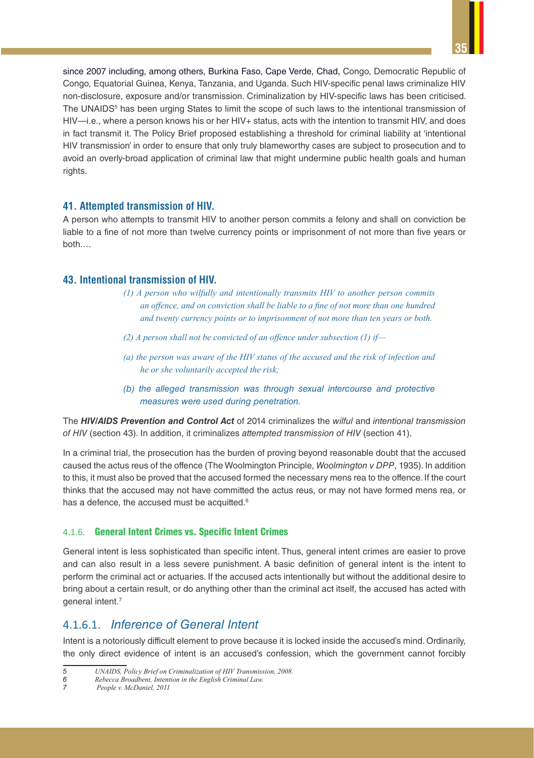since 2007 including, among others, Burkina Faso, Cape Verde, Chad, Congo, Democratic Republic of Congo, Equatorial Guinea, Kenya, Tanzania, and Uganda. Such HIV-specific penal laws criminalize HIV non-disclosure, exposure and/or transmission. Criminalization by HIV-specific laws has been criticised. The UNAIDS[5] has been urging States to limit the scope of such laws to the intentional transmission of HIV—i.e., where a person knows his or her HIV+ status, acts with the intention to transmit HIV, and does in fact transmit it. The Policy Brief proposed establishing a threshold for criminal liability at 'intentional HIV transmission' in order to ensure that only truly blameworthy cases are subject to prosecution and to avoid an overly-broad application of criminal law that might undermine public health goals and human rights.

**41. Attempted transmission of HIV.**

A person who attempts to transmit HIV to another person commits a felony and shall on conviction be liable to a fine of not more than twelve currency points or imprisonment of not more than five years or both.…

**43. Intentional transmission of HIV.**

> *(1) A person who wilfully and intentionally transmits HIV to another person commits an offence, and on conviction shall be liable to a fine of not more than one hundred and twenty currency points or to imprisonment of not more than ten years or both.*
>
> *(2) A person shall not be convicted of an offence under subsection (1) if—*
>
> *(a) the person was aware of the HIV status of the accused and the risk of infection and he or she voluntarily accepted the risk;*
>
> *(b) the alleged transmission was through sexual intercourse and protective measures were used during penetration.*

The ***HIV/AIDS Prevention and Control Act*** of 2014 criminalizes the *wilful* and *intentional transmission of HIV* (section 43). In addition, it criminalizes *attempted transmission of HIV* (section 41).

In a criminal trial, the prosecution has the burden of proving beyond reasonable doubt that the accused caused the actus reus of the offence (The Woolmington Principle, *Woolmington v DPP*, 1935). In addition to this, it must also be proved that the accused formed the necessary mens rea to the offence. If the court thinks that the accused may not have committed the actus reus, or may not have formed mens rea, or has a defence, the accused must be acquitted.[6]

#### 4.1.6. General Intent Crimes vs. Specific Intent Crimes

General intent is less sophisticated than specific intent. Thus, general intent crimes are easier to prove and can also result in a less severe punishment. A basic definition of general intent is the intent to perform the criminal act or actuaries. If the accused acts intentionally but without the additional desire to bring about a certain result, or do anything other than the criminal act itself, the accused has acted with general intent.[7]

##### 4.1.6.1. *Inference of General Intent*

Intent is a notoriously difficult element to prove because it is locked inside the accused's mind. Ordinarily, the only direct evidence of intent is an accused's confession, which the government cannot forcibly

---

5 *UNAIDS, Policy Brief on Criminalization of HIV Transmission, 2008.*
6 *Rebecca Broadbent, Intention in the English Criminal Law.*
7 *People v. McDaniel, 2011*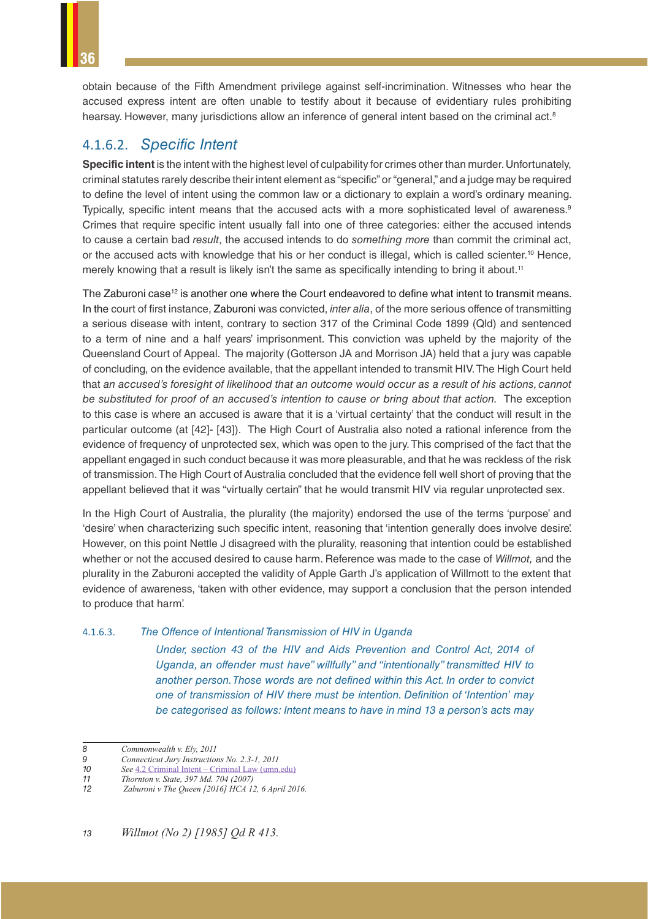obtain because of the Fifth Amendment privilege against self-incrimination. Witnesses who hear the accused express intent are often unable to testify about it because of evidentiary rules prohibiting hearsay. However, many jurisdictions allow an inference of general intent based on the criminal act.[8]

#### 4.1.6.2. *Specific Intent*

**Specific intent** is the intent with the highest level of culpability for crimes other than murder. Unfortunately, criminal statutes rarely describe their intent element as "specific" or "general," and a judge may be required to define the level of intent using the common law or a dictionary to explain a word's ordinary meaning. Typically, specific intent means that the accused acts with a more sophisticated level of awareness.[9] Crimes that require specific intent usually fall into one of three categories: either the accused intends to cause a certain bad *result*, the accused intends to do *something more* than commit the criminal act, or the accused acts with knowledge that his or her conduct is illegal, which is called scienter.[10] Hence, merely knowing that a result is likely isn't the same as specifically intending to bring it about.[11]

The Zaburoni case[12] is another one where the Court endeavored to define what intent to transmit means. In the court of first instance, Zaburoni was convicted, *inter alia*, of the more serious offence of transmitting a serious disease with intent, contrary to section 317 of the Criminal Code 1899 (Qld) and sentenced to a term of nine and a half years' imprisonment. This conviction was upheld by the majority of the Queensland Court of Appeal. The majority (Gotterson JA and Morrison JA) held that a jury was capable of concluding, on the evidence available, that the appellant intended to transmit HIV. The High Court held that *an accused's foresight of likelihood that an outcome would occur as a result of his actions, cannot be substituted for proof of an accused's intention to cause or bring about that action.* The exception to this case is where an accused is aware that it is a 'virtual certainty' that the conduct will result in the particular outcome (at [42]- [43]). The High Court of Australia also noted a rational inference from the evidence of frequency of unprotected sex, which was open to the jury. This comprised of the fact that the appellant engaged in such conduct because it was more pleasurable, and that he was reckless of the risk of transmission. The High Court of Australia concluded that the evidence fell well short of proving that the appellant believed that it was "virtually certain" that he would transmit HIV via regular unprotected sex.

In the High Court of Australia, the plurality (the majority) endorsed the use of the terms 'purpose' and 'desire' when characterizing such specific intent, reasoning that 'intention generally does involve desire'. However, on this point Nettle J disagreed with the plurality, reasoning that intention could be established whether or not the accused desired to cause harm. Reference was made to the case of *Willmot,* and the plurality in the Zaburoni accepted the validity of Apple Garth J's application of Willmott to the extent that evidence of awareness, 'taken with other evidence, may support a conclusion that the person intended to produce that harm'.

#### 4.1.6.3. *The Offence of Intentional Transmission of HIV in Uganda*

*Under, section 43 of the HIV and Aids Prevention and Control Act, 2014 of Uganda, an offender must have" willfully" and "intentionally" transmitted HIV to another person. Those words are not defined within this Act. In order to convict one of transmission of HIV there must be intention. Definition of 'Intention' may be categorised as follows: Intent means to have in mind 13 a person's acts may*

---

8 *Commonwealth v. Ely, 2011*

9 *Connecticut Jury Instructions No. 2.3-1, 2011*

10 *See* 4.2 Criminal Intent – Criminal Law (umn.edu)

11 *Thornton v. State, 397 Md. 704 (2007)*

12 *Zaburoni v The Queen [2016] HCA 12, 6 April 2016.*

13 *Willmot (No 2) [1985] Qd R 413.*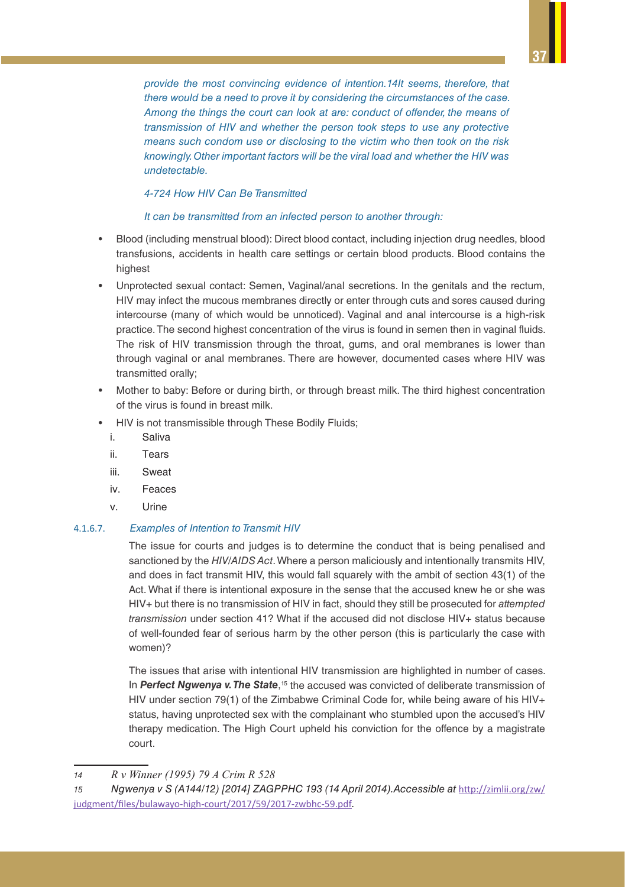*provide the most convincing evidence of intention.14It seems, therefore, that there would be a need to prove it by considering the circumstances of the case. Among the things the court can look at are: conduct of offender, the means of transmission of HIV and whether the person took steps to use any protective means such condom use or disclosing to the victim who then took on the risk knowingly. Other important factors will be the viral load and whether the HIV was undetectable.*

*4-724 How HIV Can Be Transmitted*

*It can be transmitted from an infected person to another through:*

- Blood (including menstrual blood): Direct blood contact, including injection drug needles, blood transfusions, accidents in health care settings or certain blood products. Blood contains the highest
- Unprotected sexual contact: Semen, Vaginal/anal secretions. In the genitals and the rectum, HIV may infect the mucous membranes directly or enter through cuts and sores caused during intercourse (many of which would be unnoticed). Vaginal and anal intercourse is a high-risk practice. The second highest concentration of the virus is found in semen then in vaginal fluids. The risk of HIV transmission through the throat, gums, and oral membranes is lower than through vaginal or anal membranes. There are however, documented cases where HIV was transmitted orally;
- Mother to baby: Before or during birth, or through breast milk. The third highest concentration of the virus is found in breast milk.
- HIV is not transmissible through These Bodily Fluids;
  - i. Saliva
  - ii. Tears
  - iii. Sweat
  - iv. Feaces
  - v. Urine

#### 4.1.6.7. *Examples of Intention to Transmit HIV*

The issue for courts and judges is to determine the conduct that is being penalised and sanctioned by the *HIV/AIDS Act*. Where a person maliciously and intentionally transmits HIV, and does in fact transmit HIV, this would fall squarely with the ambit of section 43(1) of the Act. What if there is intentional exposure in the sense that the accused knew he or she was HIV+ but there is no transmission of HIV in fact, should they still be prosecuted for *attempted transmission* under section 41? What if the accused did not disclose HIV+ status because of well-founded fear of serious harm by the other person (this is particularly the case with women)?

The issues that arise with intentional HIV transmission are highlighted in number of cases. In ***Perfect Ngwenya v. The State***,[15] the accused was convicted of deliberate transmission of HIV under section 79(1) of the Zimbabwe Criminal Code for, while being aware of his HIV+ status, having unprotected sex with the complainant who stumbled upon the accused's HIV therapy medication. The High Court upheld his conviction for the offence by a magistrate court.

---

14 *R v Winner (1995) 79 A Crim R 528*

15 *Ngwenya v S (A144/12) [2014] ZAGPPHC 193 (14 April 2014).Accessible at* http://zimlii.org/zw/judgment/files/bulawayo-high-court/2017/59/2017-zwbhc-59.pdf.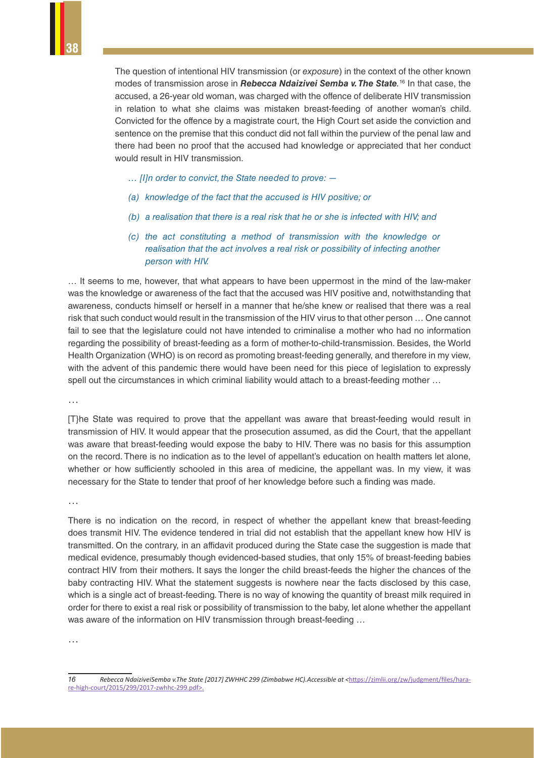The question of intentional HIV transmission (or *exposure*) in the context of the other known modes of transmission arose in ***Rebecca Ndaizivei Semba v. The State***.[16] In that case, the accused, a 26-year old woman, was charged with the offence of deliberate HIV transmission in relation to what she claims was mistaken breast-feeding of another woman's child. Convicted for the offence by a magistrate court, the High Court set aside the conviction and sentence on the premise that this conduct did not fall within the purview of the penal law and there had been no proof that the accused had knowledge or appreciated that her conduct would result in HIV transmission.

> *… [I]n order to convict, the State needed to prove: —*
>
> *(a) knowledge of the fact that the accused is HIV positive; or*
>
> *(b) a realisation that there is a real risk that he or she is infected with HIV; and*
>
> *(c) the act constituting a method of transmission with the knowledge or realisation that the act involves a real risk or possibility of infecting another person with HIV.*

… It seems to me, however, that what appears to have been uppermost in the mind of the law-maker was the knowledge or awareness of the fact that the accused was HIV positive and, notwithstanding that awareness, conducts himself or herself in a manner that he/she knew or realised that there was a real risk that such conduct would result in the transmission of the HIV virus to that other person … One cannot fail to see that the legislature could not have intended to criminalise a mother who had no information regarding the possibility of breast-feeding as a form of mother-to-child-transmission. Besides, the World Health Organization (WHO) is on record as promoting breast-feeding generally, and therefore in my view, with the advent of this pandemic there would have been need for this piece of legislation to expressly spell out the circumstances in which criminal liability would attach to a breast-feeding mother …

…

[T}he State was required to prove that the appellant was aware that breast-feeding would result in transmission of HIV. It would appear that the prosecution assumed, as did the Court, that the appellant was aware that breast-feeding would expose the baby to HIV. There was no basis for this assumption on the record. There is no indication as to the level of appellant's education on health matters let alone, whether or how sufficiently schooled in this area of medicine, the appellant was. In my view, it was necessary for the State to tender that proof of her knowledge before such a finding was made.

…

There is no indication on the record, in respect of whether the appellant knew that breast-feeding does transmit HIV. The evidence tendered in trial did not establish that the appellant knew how HIV is transmitted. On the contrary, in an affidavit produced during the State case the suggestion is made that medical evidence, presumably though evidenced-based studies, that only 15% of breast-feeding babies contract HIV from their mothers. It says the longer the child breast-feeds the higher the chances of the baby contracting HIV. What the statement suggests is nowhere near the facts disclosed by this case, which is a single act of breast-feeding. There is no way of knowing the quantity of breast milk required in order for there to exist a real risk or possibility of transmission to the baby, let alone whether the appellant was aware of the information on HIV transmission through breast-feeding …

…

---

16 *Rebecca NdaiziveiSemba v.The State [2017] ZWHHC 299 (Zimbabwe HC).Accessible at* <https://zimlii.org/zw/judgment/files/harare-high-court/2015/299/2017-zwhhc-299.pdf>.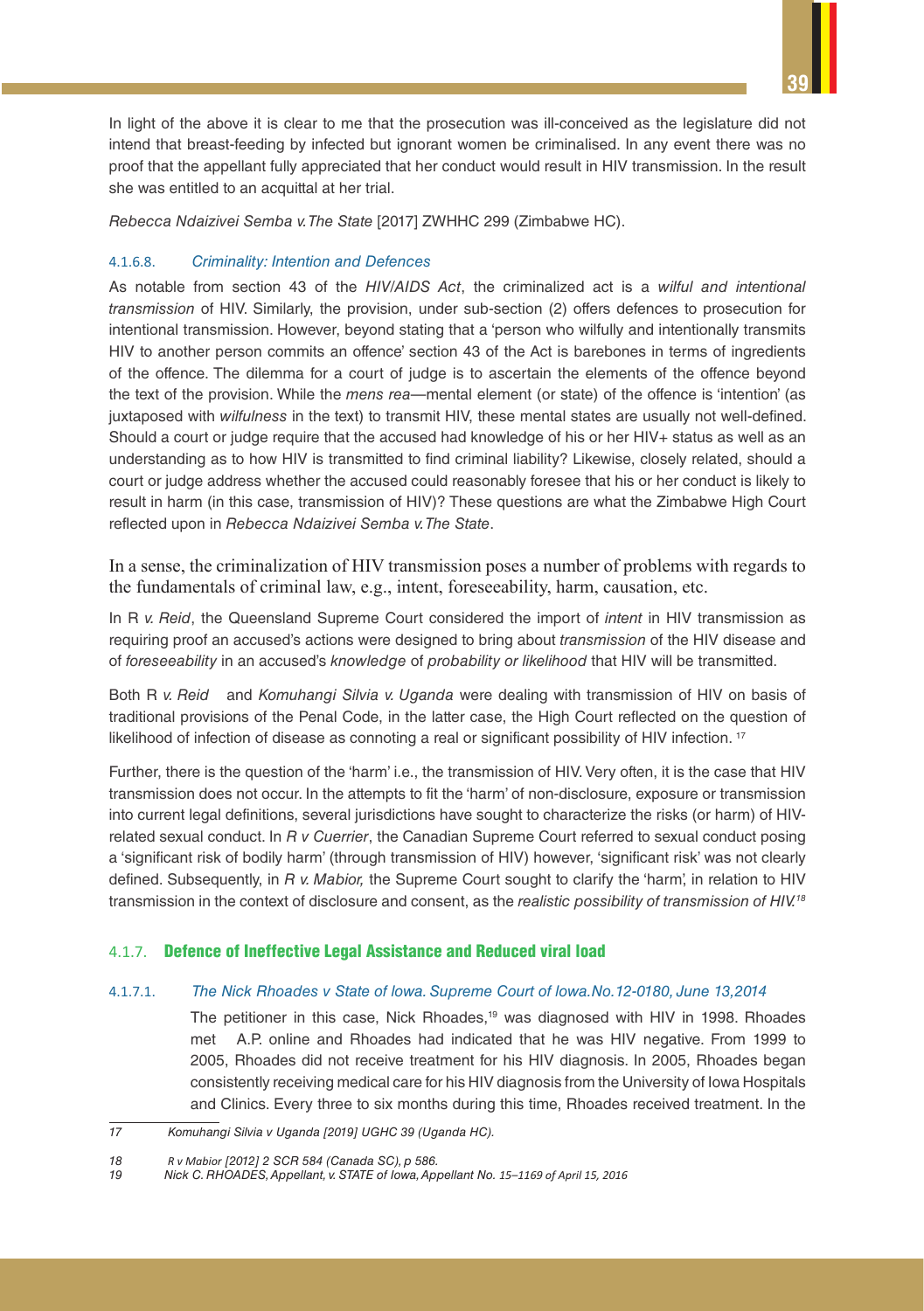In light of the above it is clear to me that the prosecution was ill-conceived as the legislature did not intend that breast-feeding by infected but ignorant women be criminalised. In any event there was no proof that the appellant fully appreciated that her conduct would result in HIV transmission. In the result she was entitled to an acquittal at her trial.

*Rebecca Ndaizivei Semba v. The State* [2017] ZWHHC 299 (Zimbabwe HC).

#### 4.1.6.8. *Criminality: Intention and Defences*

As notable from section 43 of the *HIV/AIDS Act*, the criminalized act is a *wilful and intentional transmission* of HIV. Similarly, the provision, under sub-section (2) offers defences to prosecution for intentional transmission. However, beyond stating that a 'person who wilfully and intentionally transmits HIV to another person commits an offence' section 43 of the Act is barebones in terms of ingredients of the offence. The dilemma for a court of judge is to ascertain the elements of the offence beyond the text of the provision. While the *mens rea*—mental element (or state) of the offence is 'intention' (as juxtaposed with *wilfulness* in the text) to transmit HIV, these mental states are usually not well-defined. Should a court or judge require that the accused had knowledge of his or her HIV+ status as well as an understanding as to how HIV is transmitted to find criminal liability? Likewise, closely related, should a court or judge address whether the accused could reasonably foresee that his or her conduct is likely to result in harm (in this case, transmission of HIV)? These questions are what the Zimbabwe High Court reflected upon in *Rebecca Ndaizivei Semba v. The State*.

In a sense, the criminalization of HIV transmission poses a number of problems with regards to the fundamentals of criminal law, e.g., intent, foreseeability, harm, causation, etc.

In R *v. Reid*, the Queensland Supreme Court considered the import of *intent* in HIV transmission as requiring proof an accused's actions were designed to bring about *transmission* of the HIV disease and of *foreseeability* in an accused's *knowledge* of *probability or likelihood* that HIV will be transmitted.

Both R *v. Reid* and *Komuhangi Silvia v. Uganda* were dealing with transmission of HIV on basis of traditional provisions of the Penal Code, in the latter case, the High Court reflected on the question of likelihood of infection of disease as connoting a real or significant possibility of HIV infection. [17]

Further, there is the question of the 'harm' i.e., the transmission of HIV. Very often, it is the case that HIV transmission does not occur. In the attempts to fit the 'harm' of non-disclosure, exposure or transmission into current legal definitions, several jurisdictions have sought to characterize the risks (or harm) of HIV-related sexual conduct. In *R v Cuerrier*, the Canadian Supreme Court referred to sexual conduct posing a 'significant risk of bodily harm' (through transmission of HIV) however, 'significant risk' was not clearly defined. Subsequently, in *R v. Mabior,* the Supreme Court sought to clarify the 'harm', in relation to HIV transmission in the context of disclosure and consent, as the *realistic possibility of transmission of HIV.*[18]

### 4.1.7. **Defence of Ineffective Legal Assistance and Reduced viral load**

#### 4.1.7.1. *The Nick Rhoades v State of Iowa. Supreme Court of Iowa.No.12-0180, June 13,2014*

The petitioner in this case, Nick Rhoades,[19] was diagnosed with HIV in 1998. Rhoades met A.P. online and Rhoades had indicated that he was HIV negative. From 1999 to 2005, Rhoades did not receive treatment for his HIV diagnosis. In 2005, Rhoades began consistently receiving medical care for his HIV diagnosis from the University of Iowa Hospitals and Clinics. Every three to six months during this time, Rhoades received treatment. In the

---

17 *Komuhangi Silvia v Uganda [2019] UGHC 39 (Uganda HC).*

18 *R v Mabior [2012] 2 SCR 584 (Canada SC), p 586.*

19 *Nick C. RHOADES, Appellant, v. STATE of Iowa, Appellant No. 15–1169 of April 15, 2016*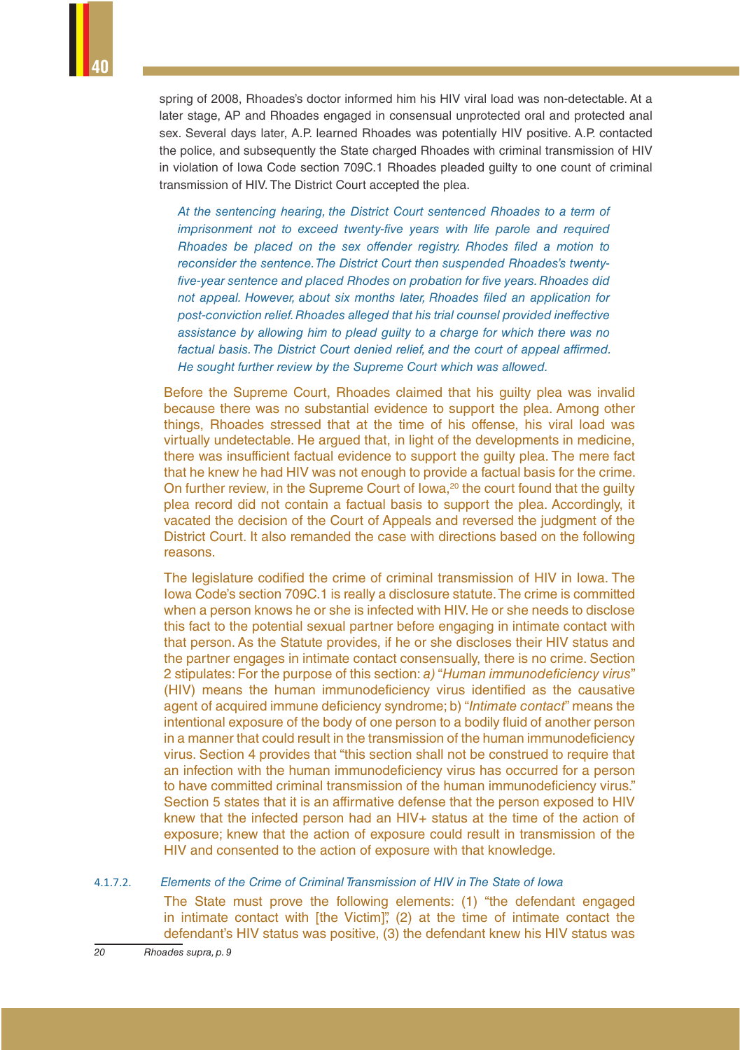spring of 2008, Rhoades's doctor informed him his HIV viral load was non-detectable. At a later stage, AP and Rhoades engaged in consensual unprotected oral and protected anal sex. Several days later, A.P. learned Rhoades was potentially HIV positive. A.P. contacted the police, and subsequently the State charged Rhoades with criminal transmission of HIV in violation of Iowa Code section 709C.1 Rhoades pleaded guilty to one count of criminal transmission of HIV. The District Court accepted the plea.

*At the sentencing hearing, the District Court sentenced Rhoades to a term of imprisonment not to exceed twenty-five years with life parole and required Rhoades be placed on the sex offender registry. Rhodes filed a motion to reconsider the sentence. The District Court then suspended Rhoades's twenty-five-year sentence and placed Rhodes on probation for five years. Rhoades did not appeal. However, about six months later, Rhoades filed an application for post-conviction relief. Rhoades alleged that his trial counsel provided ineffective assistance by allowing him to plead guilty to a charge for which there was no factual basis. The District Court denied relief, and the court of appeal affirmed. He sought further review by the Supreme Court which was allowed.*

Before the Supreme Court, Rhoades claimed that his guilty plea was invalid because there was no substantial evidence to support the plea. Among other things, Rhoades stressed that at the time of his offense, his viral load was virtually undetectable. He argued that, in light of the developments in medicine, there was insufficient factual evidence to support the guilty plea. The mere fact that he knew he had HIV was not enough to provide a factual basis for the crime. On further review, in the Supreme Court of Iowa,[20] the court found that the guilty plea record did not contain a factual basis to support the plea. Accordingly, it vacated the decision of the Court of Appeals and reversed the judgment of the District Court. It also remanded the case with directions based on the following reasons.

The legislature codified the crime of criminal transmission of HIV in Iowa. The Iowa Code's section 709C.1 is really a disclosure statute. The crime is committed when a person knows he or she is infected with HIV. He or she needs to disclose this fact to the potential sexual partner before engaging in intimate contact with that person. As the Statute provides, if he or she discloses their HIV status and the partner engages in intimate contact consensually, there is no crime. Section 2 stipulates: For the purpose of this section: *a)* "*Human immunodeficiency virus*" (HIV) means the human immunodeficiency virus identified as the causative agent of acquired immune deficiency syndrome; b) "*Intimate contact*" means the intentional exposure of the body of one person to a bodily fluid of another person in a manner that could result in the transmission of the human immunodeficiency virus. Section 4 provides that "this section shall not be construed to require that an infection with the human immunodeficiency virus has occurred for a person to have committed criminal transmission of the human immunodeficiency virus." Section 5 states that it is an affirmative defense that the person exposed to HIV knew that the infected person had an HIV+ status at the time of the action of exposure; knew that the action of exposure could result in transmission of the HIV and consented to the action of exposure with that knowledge.

#### 4.1.7.2. *Elements of the Crime of Criminal Transmission of HIV in The State of Iowa*

The State must prove the following elements: (1) "the defendant engaged in intimate contact with [the Victim]", (2) at the time of intimate contact the defendant's HIV status was positive, (3) the defendant knew his HIV status was

---

20 *Rhoades supra, p. 9*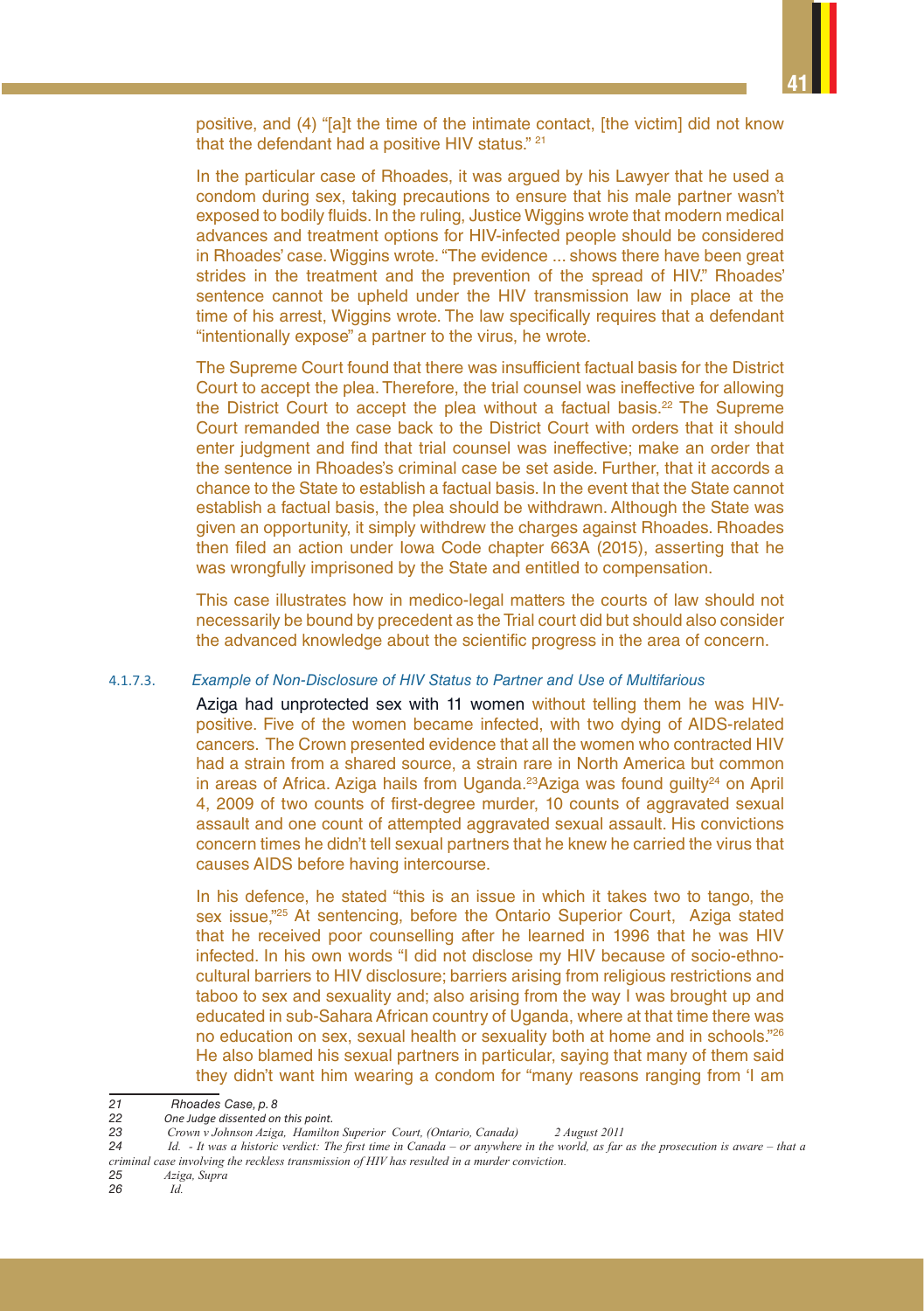positive, and (4) "[a]t the time of the intimate contact, [the victim] did not know that the defendant had a positive HIV status." [21]

In the particular case of Rhoades, it was argued by his Lawyer that he used a condom during sex, taking precautions to ensure that his male partner wasn't exposed to bodily fluids. In the ruling, Justice Wiggins wrote that modern medical advances and treatment options for HIV-infected people should be considered in Rhoades' case. Wiggins wrote. "The evidence ... shows there have been great strides in the treatment and the prevention of the spread of HIV." Rhoades' sentence cannot be upheld under the HIV transmission law in place at the time of his arrest, Wiggins wrote. The law specifically requires that a defendant "intentionally expose" a partner to the virus, he wrote.

The Supreme Court found that there was insufficient factual basis for the District Court to accept the plea. Therefore, the trial counsel was ineffective for allowing the District Court to accept the plea without a factual basis.[22] The Supreme Court remanded the case back to the District Court with orders that it should enter judgment and find that trial counsel was ineffective; make an order that the sentence in Rhoades's criminal case be set aside. Further, that it accords a chance to the State to establish a factual basis. In the event that the State cannot establish a factual basis, the plea should be withdrawn. Although the State was given an opportunity, it simply withdrew the charges against Rhoades. Rhoades then filed an action under Iowa Code chapter 663A (2015), asserting that he was wrongfully imprisoned by the State and entitled to compensation.

This case illustrates how in medico-legal matters the courts of law should not necessarily be bound by precedent as the Trial court did but should also consider the advanced knowledge about the scientific progress in the area of concern.

#### 4.1.7.3. *Example of Non-Disclosure of HIV Status to Partner and Use of Multifarious*

Aziga had unprotected sex with 11 women without telling them he was HIV-positive. Five of the women became infected, with two dying of AIDS-related cancers. The Crown presented evidence that all the women who contracted HIV had a strain from a shared source, a strain rare in North America but common in areas of Africa. Aziga hails from Uganda.[23] Aziga was found guilty[24] on April 4, 2009 of two counts of first-degree murder, 10 counts of aggravated sexual assault and one count of attempted aggravated sexual assault. His convictions concern times he didn't tell sexual partners that he knew he carried the virus that causes AIDS before having intercourse.

In his defence, he stated "this is an issue in which it takes two to tango, the sex issue,"[25] At sentencing, before the Ontario Superior Court, Aziga stated that he received poor counselling after he learned in 1996 that he was HIV infected. In his own words "I did not disclose my HIV because of socio-ethno-cultural barriers to HIV disclosure; barriers arising from religious restrictions and taboo to sex and sexuality and; also arising from the way I was brought up and educated in sub-Sahara African country of Uganda, where at that time there was no education on sex, sexual health or sexuality both at home and in schools."[26] He also blamed his sexual partners in particular, saying that many of them said they didn't want him wearing a condom for "many reasons ranging from 'I am

---

21 *Rhoades Case, p. 8*

22 *One Judge dissented on this point.*

23 *Crown v Johnson Aziga, Hamilton Superior Court, (Ontario, Canada) 2 August 2011*

24 *Id. - It was a historic verdict: The first time in Canada – or anywhere in the world, as far as the prosecution is aware – that a criminal case involving the reckless transmission of HIV has resulted in a murder conviction.*

25 *Aziga, Supra*

26 *Id.*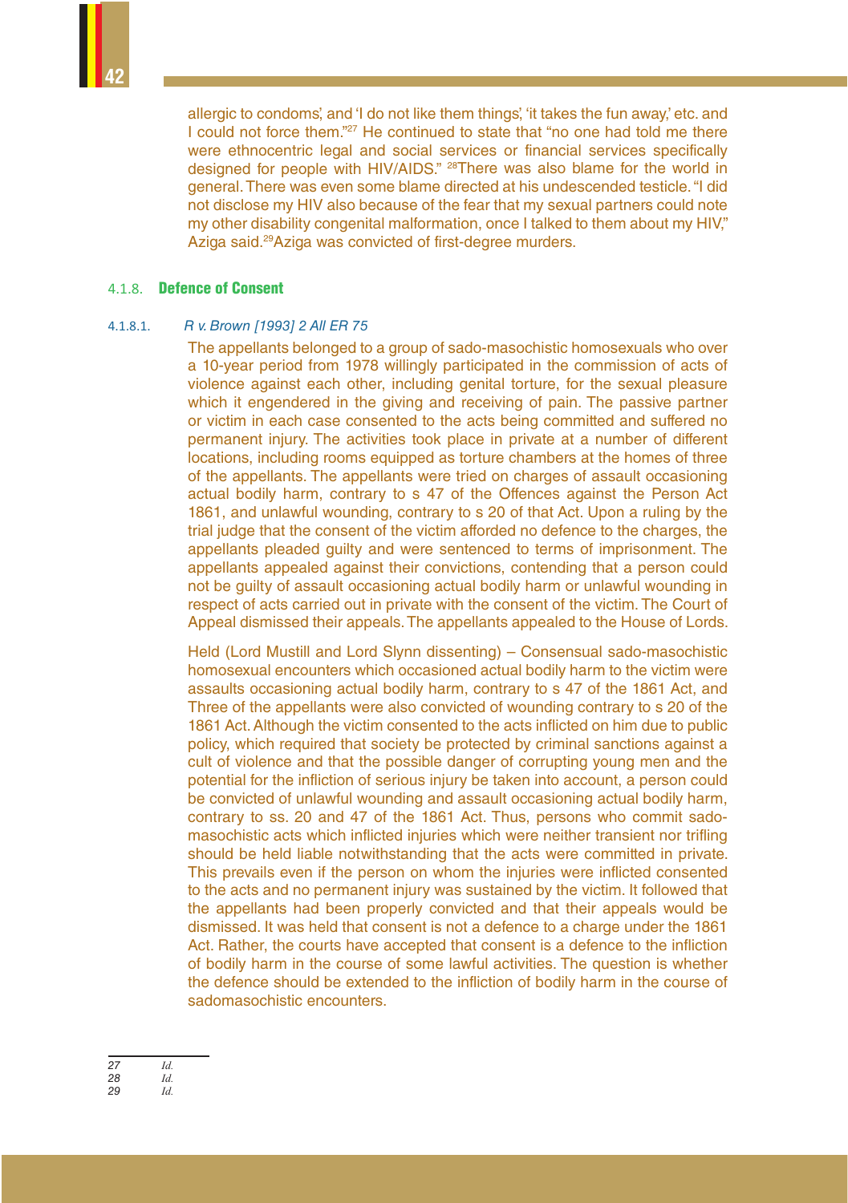allergic to condoms', and 'I do not like them things', 'it takes the fun away,' etc. and I could not force them."[27] He continued to state that "no one had told me there were ethnocentric legal and social services or financial services specifically designed for people with HIV/AIDS." [28]There was also blame for the world in general. There was even some blame directed at his undescended testicle. "I did not disclose my HIV also because of the fear that my sexual partners could note my other disability congenital malformation, once I talked to them about my HIV," Aziga said.[29]Aziga was convicted of first-degree murders.

#### 4.1.8. **Defence of Consent**

##### 4.1.8.1. *R v. Brown [1993] 2 All ER 75*

The appellants belonged to a group of sado-masochistic homosexuals who over a 10-year period from 1978 willingly participated in the commission of acts of violence against each other, including genital torture, for the sexual pleasure which it engendered in the giving and receiving of pain. The passive partner or victim in each case consented to the acts being committed and suffered no permanent injury. The activities took place in private at a number of different locations, including rooms equipped as torture chambers at the homes of three of the appellants. The appellants were tried on charges of assault occasioning actual bodily harm, contrary to s 47 of the Offences against the Person Act 1861, and unlawful wounding, contrary to s 20 of that Act. Upon a ruling by the trial judge that the consent of the victim afforded no defence to the charges, the appellants pleaded guilty and were sentenced to terms of imprisonment. The appellants appealed against their convictions, contending that a person could not be guilty of assault occasioning actual bodily harm or unlawful wounding in respect of acts carried out in private with the consent of the victim. The Court of Appeal dismissed their appeals. The appellants appealed to the House of Lords.

Held (Lord Mustill and Lord Slynn dissenting) – Consensual sado-masochistic homosexual encounters which occasioned actual bodily harm to the victim were assaults occasioning actual bodily harm, contrary to s 47 of the 1861 Act, and Three of the appellants were also convicted of wounding contrary to s 20 of the 1861 Act. Although the victim consented to the acts inflicted on him due to public policy, which required that society be protected by criminal sanctions against a cult of violence and that the possible danger of corrupting young men and the potential for the infliction of serious injury be taken into account, a person could be convicted of unlawful wounding and assault occasioning actual bodily harm, contrary to ss. 20 and 47 of the 1861 Act. Thus, persons who commit sado-masochistic acts which inflicted injuries which were neither transient nor trifling should be held liable notwithstanding that the acts were committed in private. This prevails even if the person on whom the injuries were inflicted consented to the acts and no permanent injury was sustained by the victim. It followed that the appellants had been properly convicted and that their appeals would be dismissed. It was held that consent is not a defence to a charge under the 1861 Act. Rather, the courts have accepted that consent is a defence to the infliction of bodily harm in the course of some lawful activities. The question is whether the defence should be extended to the infliction of bodily harm in the course of sadomasochistic encounters.

---

27 *Id.*
28 *Id.*
29 *Id.*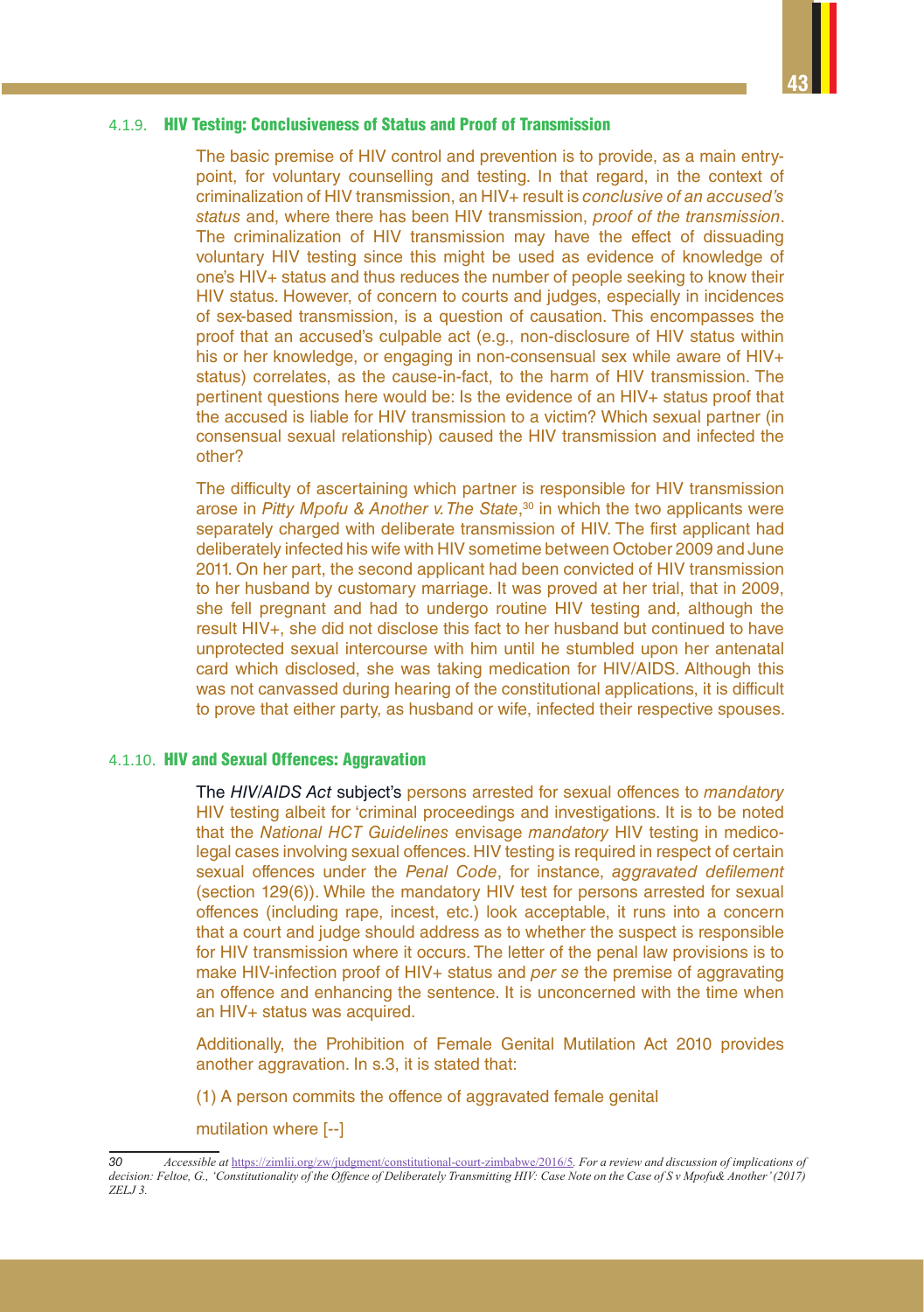### 4.1.9. HIV Testing: Conclusiveness of Status and Proof of Transmission

The basic premise of HIV control and prevention is to provide, as a main entry-point, for voluntary counselling and testing. In that regard, in the context of criminalization of HIV transmission, an HIV+ result is *conclusive of an accused's status* and, where there has been HIV transmission, *proof of the transmission*. The criminalization of HIV transmission may have the effect of dissuading voluntary HIV testing since this might be used as evidence of knowledge of one's HIV+ status and thus reduces the number of people seeking to know their HIV status. However, of concern to courts and judges, especially in incidences of sex-based transmission, is a question of causation. This encompasses the proof that an accused's culpable act (e.g., non-disclosure of HIV status within his or her knowledge, or engaging in non-consensual sex while aware of HIV+ status) correlates, as the cause-in-fact, to the harm of HIV transmission. The pertinent questions here would be: Is the evidence of an HIV+ status proof that the accused is liable for HIV transmission to a victim? Which sexual partner (in consensual sexual relationship) caused the HIV transmission and infected the other?

The difficulty of ascertaining which partner is responsible for HIV transmission arose in *Pitty Mpofu & Another v. The State*,[30] in which the two applicants were separately charged with deliberate transmission of HIV. The first applicant had deliberately infected his wife with HIV sometime between October 2009 and June 2011. On her part, the second applicant had been convicted of HIV transmission to her husband by customary marriage. It was proved at her trial, that in 2009, she fell pregnant and had to undergo routine HIV testing and, although the result HIV+, she did not disclose this fact to her husband but continued to have unprotected sexual intercourse with him until he stumbled upon her antenatal card which disclosed, she was taking medication for HIV/AIDS. Although this was not canvassed during hearing of the constitutional applications, it is difficult to prove that either party, as husband or wife, infected their respective spouses.

### 4.1.10. HIV and Sexual Offences: Aggravation

The *HIV/AIDS Act* subject's persons arrested for sexual offences to *mandatory* HIV testing albeit for 'criminal proceedings and investigations. It is to be noted that the *National HCT Guidelines* envisage *mandatory* HIV testing in medico-legal cases involving sexual offences. HIV testing is required in respect of certain sexual offences under the *Penal Code*, for instance, *aggravated defilement* (section 129(6)). While the mandatory HIV test for persons arrested for sexual offences (including rape, incest, etc.) look acceptable, it runs into a concern that a court and judge should address as to whether the suspect is responsible for HIV transmission where it occurs. The letter of the penal law provisions is to make HIV-infection proof of HIV+ status and *per se* the premise of aggravating an offence and enhancing the sentence. It is unconcerned with the time when an HIV+ status was acquired.

Additionally, the Prohibition of Female Genital Mutilation Act 2010 provides another aggravation. In s.3, it is stated that:

(1) A person commits the offence of aggravated female genital

mutilation where [--]

---

[30] *Accessible at* https://zimlii.org/zw/judgment/constitutional-court-zimbabwe/2016/5. *For a review and discussion of implications of decision: Feltoe, G., 'Constitutionality of the Offence of Deliberately Transmitting HIV: Case Note on the Case of S v Mpofu& Another' (2017) ZELJ 3.*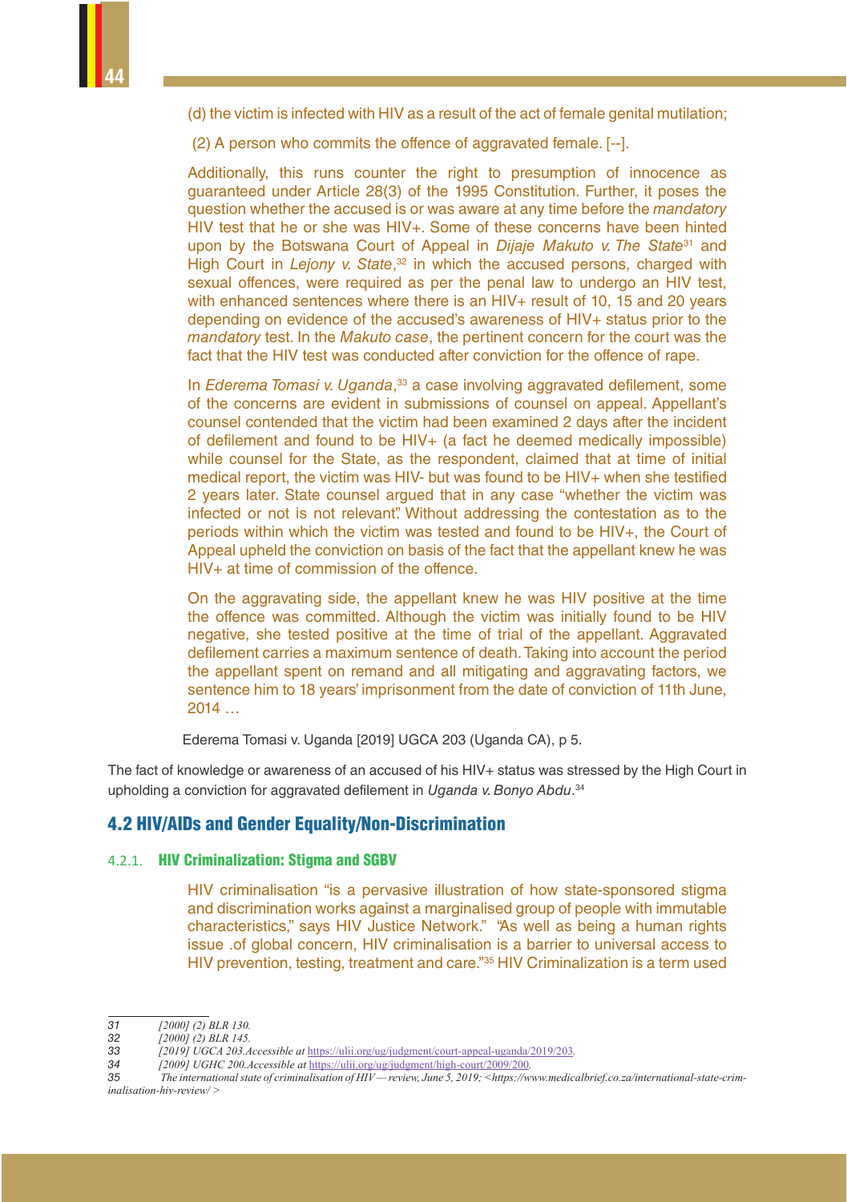(d) the victim is infected with HIV as a result of the act of female genital mutilation;

(2) A person who commits the offence of aggravated female. [--].

Additionally, this runs counter the right to presumption of innocence as guaranteed under Article 28(3) of the 1995 Constitution. Further, it poses the question whether the accused is or was aware at any time before the *mandatory* HIV test that he or she was HIV+. Some of these concerns have been hinted upon by the Botswana Court of Appeal in *Dijaje Makuto v. The State*[31] and High Court in *Lejony v. State*,[32] in which the accused persons, charged with sexual offences, were required as per the penal law to undergo an HIV test, with enhanced sentences where there is an HIV+ result of 10, 15 and 20 years depending on evidence of the accused's awareness of HIV+ status prior to the *mandatory* test. In the *Makuto case*, the pertinent concern for the court was the fact that the HIV test was conducted after conviction for the offence of rape.

In *Ederema Tomasi v. Uganda*,[33] a case involving aggravated defilement, some of the concerns are evident in submissions of counsel on appeal. Appellant's counsel contended that the victim had been examined 2 days after the incident of defilement and found to be HIV+ (a fact he deemed medically impossible) while counsel for the State, as the respondent, claimed that at time of initial medical report, the victim was HIV- but was found to be HIV+ when she testified 2 years later. State counsel argued that in any case "whether the victim was infected or not is not relevant". Without addressing the contestation as to the periods within which the victim was tested and found to be HIV+, the Court of Appeal upheld the conviction on basis of the fact that the appellant knew he was HIV+ at time of commission of the offence.

On the aggravating side, the appellant knew he was HIV positive at the time the offence was committed. Although the victim was initially found to be HIV negative, she tested positive at the time of trial of the appellant. Aggravated defilement carries a maximum sentence of death. Taking into account the period the appellant spent on remand and all mitigating and aggravating factors, we sentence him to 18 years' imprisonment from the date of conviction of 11th June, 2014 …

Ederema Tomasi v. Uganda [2019] UGCA 203 (Uganda CA), p 5.

The fact of knowledge or awareness of an accused of his HIV+ status was stressed by the High Court in upholding a conviction for aggravated defilement in *Uganda v. Bonyo Abdu*.[34]

## 4.2 HIV/AIDs and Gender Equality/Non-Discrimination

### 4.2.1. HIV Criminalization: Stigma and SGBV

HIV criminalisation "is a pervasive illustration of how state-sponsored stigma and discrimination works against a marginalised group of people with immutable characteristics," says HIV Justice Network." "As well as being a human rights issue .of global concern, HIV criminalisation is a barrier to universal access to HIV prevention, testing, treatment and care."[35] HIV Criminalization is a term used

---

31 [2000] (2) BLR 130.

32 [2000] (2) BLR 145.

33 [2019] UGCA 203.Accessible at https://ulii.org/ug/judgment/court-appeal-uganda/2019/203.

34 [2009] UGHC 200.Accessible at https://ulii.org/ug/judgment/high-court/2009/200.

35 The international state of criminalisation of HIV — review, June 5, 2019; <https://www.medicalbrief.co.za/international-state-criminalisation-hiv-review/ >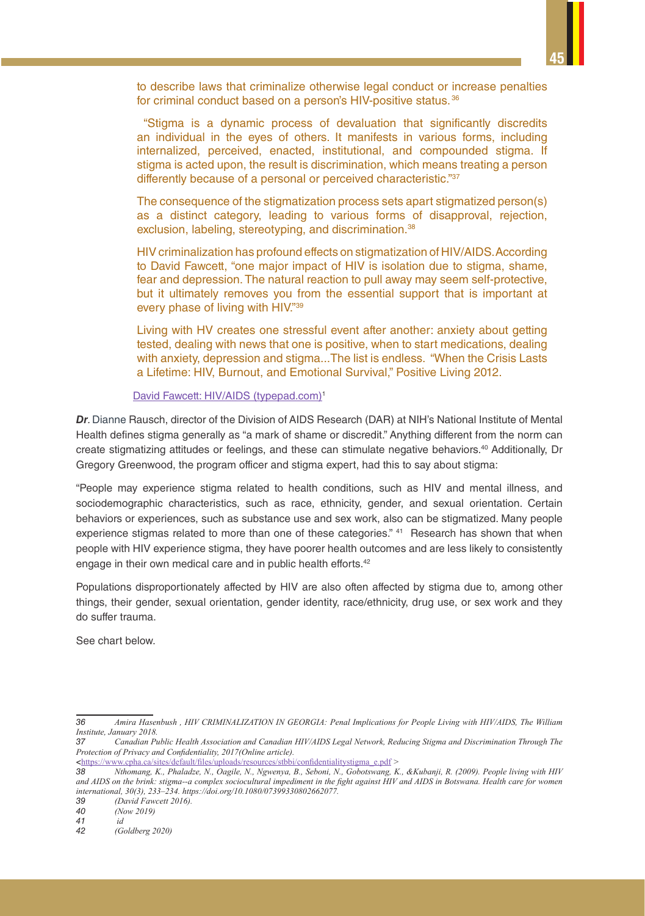to describe laws that criminalize otherwise legal conduct or increase penalties for criminal conduct based on a person's HIV-positive status.[36]

"Stigma is a dynamic process of devaluation that significantly discredits an individual in the eyes of others. It manifests in various forms, including internalized, perceived, enacted, institutional, and compounded stigma. If stigma is acted upon, the result is discrimination, which means treating a person differently because of a personal or perceived characteristic."[37]

The consequence of the stigmatization process sets apart stigmatized person(s) as a distinct category, leading to various forms of disapproval, rejection, exclusion, labeling, stereotyping, and discrimination.[38]

HIV criminalization has profound effects on stigmatization of HIV/AIDS. According to David Fawcett, "one major impact of HIV is isolation due to stigma, shame, fear and depression. The natural reaction to pull away may seem self-protective, but it ultimately removes you from the essential support that is important at every phase of living with HIV."[39]

Living with HV creates one stressful event after another: anxiety about getting tested, dealing with news that one is positive, when to start medications, dealing with anxiety, depression and stigma...The list is endless. "When the Crisis Lasts a Lifetime: HIV, Burnout, and Emotional Survival," Positive Living 2012.

David Fawcett: HIV/AIDS (typepad.com)[1]

***Dr***. Dianne Rausch, director of the Division of AIDS Research (DAR) at NIH's National Institute of Mental Health defines stigma generally as "a mark of shame or discredit." Anything different from the norm can create stigmatizing attitudes or feelings, and these can stimulate negative behaviors.[40] Additionally, Dr Gregory Greenwood, the program officer and stigma expert, had this to say about stigma:

"People may experience stigma related to health conditions, such as HIV and mental illness, and sociodemographic characteristics, such as race, ethnicity, gender, and sexual orientation. Certain behaviors or experiences, such as substance use and sex work, also can be stigmatized. Many people experience stigmas related to more than one of these categories." [41] Research has shown that when people with HIV experience stigma, they have poorer health outcomes and are less likely to consistently engage in their own medical care and in public health efforts.[42]

Populations disproportionately affected by HIV are also often affected by stigma due to, among other things, their gender, sexual orientation, gender identity, race/ethnicity, drug use, or sex work and they do suffer trauma.

See chart below.

---

*36 Amira Hasenbush , HIV CRIMINALIZATION IN GEORGIA: Penal Implications for People Living with HIV/AIDS, The William Institute, January 2018.*

*37 Canadian Public Health Association and Canadian HIV/AIDS Legal Network, Reducing Stigma and Discrimination Through The Protection of Privacy and Confidentiality, 2017(Online article).*
<https://www.cpha.ca/sites/default/files/uploads/resources/stbbi/confidentialitystigma_e.pdf >

*38 Nthomang, K., Phaladze, N., Oagile, N., Ngwenya, B., Seboni, N., Gobotswang, K., &Kubanji, R. (2009). People living with HIV and AIDS on the brink: stigma--a complex sociocultural impediment in the fight against HIV and AIDS in Botswana. Health care for women international, 30(3), 233–234. https://doi.org/10.1080/07399330802662077.*

*39 (David Fawcett 2016).*

*40 (Now 2019)*

*41 id*

*42 (Goldberg 2020)*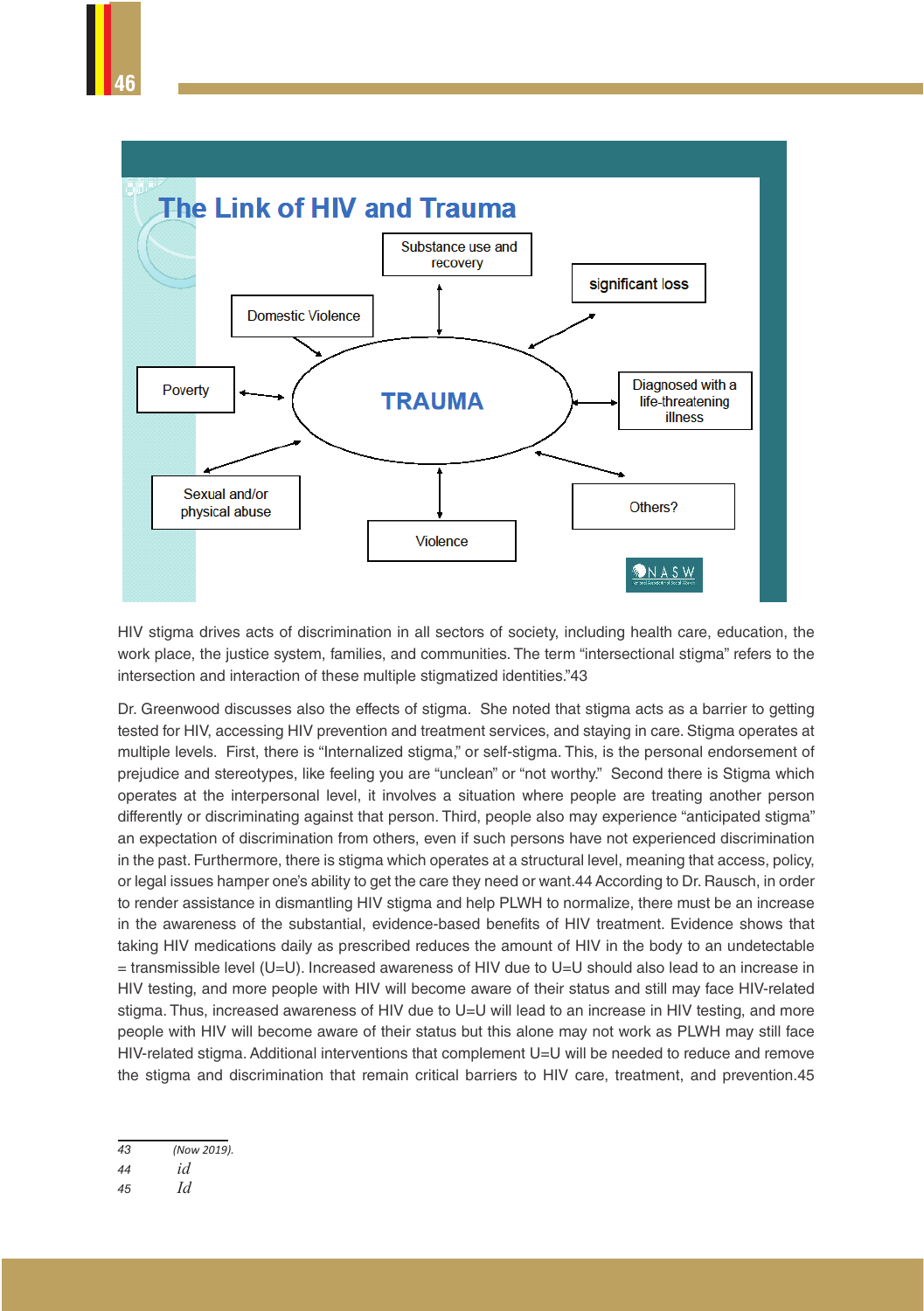## The Link of HIV and Trauma

- TRAUMA
- Substance use and recovery
- significant loss
- Domestic Violence
- Poverty
- Diagnosed with a life-threatening illness
- Sexual and/or physical abuse
- Violence
- Others?

NASW

HIV stigma drives acts of discrimination in all sectors of society, including health care, education, the work place, the justice system, families, and communities. The term "intersectional stigma" refers to the intersection and interaction of these multiple stigmatized identities."43

Dr. Greenwood discusses also the effects of stigma. She noted that stigma acts as a barrier to getting tested for HIV, accessing HIV prevention and treatment services, and staying in care. Stigma operates at multiple levels. First, there is "Internalized stigma," or self-stigma. This, is the personal endorsement of prejudice and stereotypes, like feeling you are "unclean" or "not worthy." Second there is Stigma which operates at the interpersonal level, it involves a situation where people are treating another person differently or discriminating against that person. Third, people also may experience "anticipated stigma" an expectation of discrimination from others, even if such persons have not experienced discrimination in the past. Furthermore, there is stigma which operates at a structural level, meaning that access, policy, or legal issues hamper one's ability to get the care they need or want.44 According to Dr. Rausch, in order to render assistance in dismantling HIV stigma and help PLWH to normalize, there must be an increase in the awareness of the substantial, evidence-based benefits of HIV treatment. Evidence shows that taking HIV medications daily as prescribed reduces the amount of HIV in the body to an undetectable = transmissible level (U=U). Increased awareness of HIV due to U=U should also lead to an increase in HIV testing, and more people with HIV will become aware of their status and still may face HIV-related stigma. Thus, increased awareness of HIV due to U=U will lead to an increase in HIV testing, and more people with HIV will become aware of their status but this alone may not work as PLWH may still face HIV-related stigma. Additional interventions that complement U=U will be needed to reduce and remove the stigma and discrimination that remain critical barriers to HIV care, treatment, and prevention.45

---

43 (Now 2019).

44 *id*

45 *Id*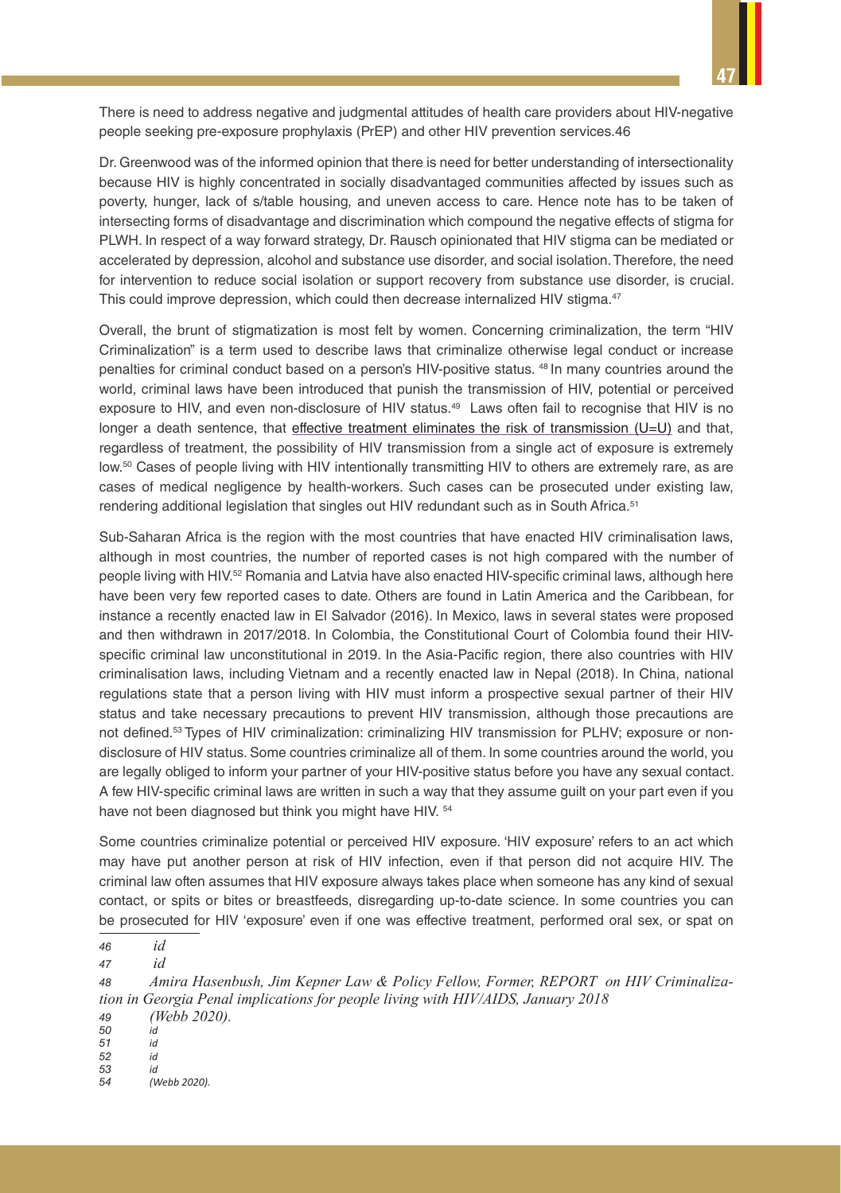There is need to address negative and judgmental attitudes of health care providers about HIV-negative people seeking pre-exposure prophylaxis (PrEP) and other HIV prevention services.46

Dr. Greenwood was of the informed opinion that there is need for better understanding of intersectionality because HIV is highly concentrated in socially disadvantaged communities affected by issues such as poverty, hunger, lack of s/table housing, and uneven access to care. Hence note has to be taken of intersecting forms of disadvantage and discrimination which compound the negative effects of stigma for PLWH. In respect of a way forward strategy, Dr. Rausch opinionated that HIV stigma can be mediated or accelerated by depression, alcohol and substance use disorder, and social isolation. Therefore, the need for intervention to reduce social isolation or support recovery from substance use disorder, is crucial. This could improve depression, which could then decrease internalized HIV stigma.[47]

Overall, the brunt of stigmatization is most felt by women. Concerning criminalization, the term "HIV Criminalization" is a term used to describe laws that criminalize otherwise legal conduct or increase penalties for criminal conduct based on a person's HIV-positive status. [48] In many countries around the world, criminal laws have been introduced that punish the transmission of HIV, potential or perceived exposure to HIV, and even non-disclosure of HIV status.[49] Laws often fail to recognise that HIV is no longer a death sentence, that effective treatment eliminates the risk of transmission (U=U) and that, regardless of treatment, the possibility of HIV transmission from a single act of exposure is extremely low.[50] Cases of people living with HIV intentionally transmitting HIV to others are extremely rare, as are cases of medical negligence by health-workers. Such cases can be prosecuted under existing law, rendering additional legislation that singles out HIV redundant such as in South Africa.[51]

Sub-Saharan Africa is the region with the most countries that have enacted HIV criminalisation laws, although in most countries, the number of reported cases is not high compared with the number of people living with HIV.[52] Romania and Latvia have also enacted HIV-specific criminal laws, although here have been very few reported cases to date. Others are found in Latin America and the Caribbean, for instance a recently enacted law in El Salvador (2016). In Mexico, laws in several states were proposed and then withdrawn in 2017/2018. In Colombia, the Constitutional Court of Colombia found their HIV-specific criminal law unconstitutional in 2019. In the Asia-Pacific region, there also countries with HIV criminalisation laws, including Vietnam and a recently enacted law in Nepal (2018). In China, national regulations state that a person living with HIV must inform a prospective sexual partner of their HIV status and take necessary precautions to prevent HIV transmission, although those precautions are not defined.[53] Types of HIV criminalization: criminalizing HIV transmission for PLHV; exposure or non-disclosure of HIV status. Some countries criminalize all of them. In some countries around the world, you are legally obliged to inform your partner of your HIV-positive status before you have any sexual contact. A few HIV-specific criminal laws are written in such a way that they assume guilt on your part even if you have not been diagnosed but think you might have HIV. [54]

Some countries criminalize potential or perceived HIV exposure. 'HIV exposure' refers to an act which may have put another person at risk of HIV infection, even if that person did not acquire HIV. The criminal law often assumes that HIV exposure always takes place when someone has any kind of sexual contact, or spits or bites or breastfeeds, disregarding up-to-date science. In some countries you can be prosecuted for HIV 'exposure' even if one was effective treatment, performed oral sex, or spat on

---

46 *id*

47 *id*

48 *Amira Hasenbush, Jim Kepner Law & Policy Fellow, Former, REPORT on HIV Criminalization in Georgia Penal implications for people living with HIV/AIDS, January 2018*

49 *(Webb 2020).*

50 *id*

51 *id*

52 *id*

53 *id*

54 *(Webb 2020).*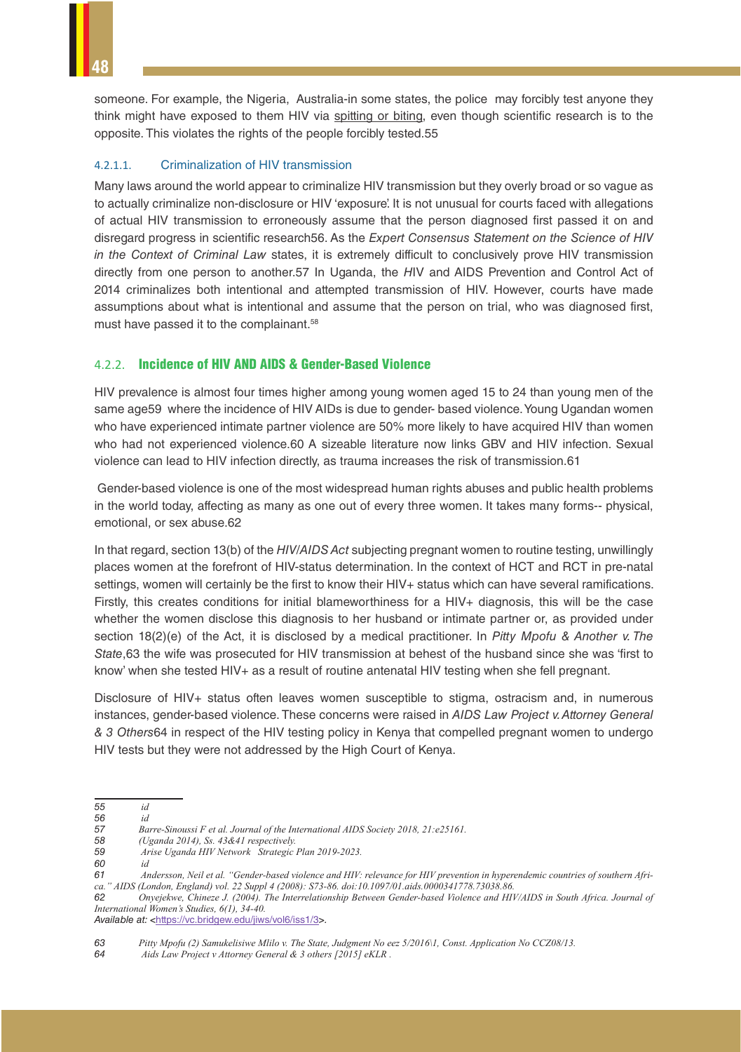someone. For example, the Nigeria, Australia-in some states, the police may forcibly test anyone they think might have exposed to them HIV via spitting or biting, even though scientific research is to the opposite. This violates the rights of the people forcibly tested.55

#### 4.2.1.1. Criminalization of HIV transmission

Many laws around the world appear to criminalize HIV transmission but they overly broad or so vague as to actually criminalize non-disclosure or HIV 'exposure'. It is not unusual for courts faced with allegations of actual HIV transmission to erroneously assume that the person diagnosed first passed it on and disregard progress in scientific research56. As the *Expert Consensus Statement on the Science of HIV in the Context of Criminal Law* states, it is extremely difficult to conclusively prove HIV transmission directly from one person to another.57 In Uganda, the *H*IV and AIDS Prevention and Control Act of 2014 criminalizes both intentional and attempted transmission of HIV. However, courts have made assumptions about what is intentional and assume that the person on trial, who was diagnosed first, must have passed it to the complainant.[58]

### 4.2.2. **Incidence of HIV AND AIDS & Gender-Based Violence**

HIV prevalence is almost four times higher among young women aged 15 to 24 than young men of the same age59 where the incidence of HIV AIDs is due to gender- based violence. Young Ugandan women who have experienced intimate partner violence are 50% more likely to have acquired HIV than women who had not experienced violence.60 A sizeable literature now links GBV and HIV infection. Sexual violence can lead to HIV infection directly, as trauma increases the risk of transmission.61

Gender-based violence is one of the most widespread human rights abuses and public health problems in the world today, affecting as many as one out of every three women. It takes many forms-- physical, emotional, or sex abuse.62

In that regard, section 13(b) of the *HIV/AIDS Act* subjecting pregnant women to routine testing, unwillingly places women at the forefront of HIV-status determination. In the context of HCT and RCT in pre-natal settings, women will certainly be the first to know their HIV+ status which can have several ramifications. Firstly, this creates conditions for initial blameworthiness for a HIV+ diagnosis, this will be the case whether the women disclose this diagnosis to her husband or intimate partner or, as provided under section 18(2)(e) of the Act, it is disclosed by a medical practitioner. In *Pitty Mpofu & Another v. The State*,63 the wife was prosecuted for HIV transmission at behest of the husband since she was 'first to know' when she tested HIV+ as a result of routine antenatal HIV testing when she fell pregnant.

Disclosure of HIV+ status often leaves women susceptible to stigma, ostracism and, in numerous instances, gender-based violence. These concerns were raised in *AIDS Law Project v. Attorney General & 3 Others*64 in respect of the HIV testing policy in Kenya that compelled pregnant women to undergo HIV tests but they were not addressed by the High Court of Kenya.

---

55 *id*
56 *id*
57 *Barre-Sinoussi F et al. Journal of the International AIDS Society 2018, 21:e25161.*
58 *(Uganda 2014), Ss. 43&41 respectively.*
59 *Arise Uganda HIV Network Strategic Plan 2019-2023.*
60 *id*
61 *Andersson, Neil et al. "Gender-based violence and HIV: relevance for HIV prevention in hyperendemic countries of southern Africa." AIDS (London, England) vol. 22 Suppl 4 (2008): S73-86. doi:10.1097/01.aids.0000341778.73038.86.*
62 *Onyejekwe, Chineze J. (2004). The Interrelationship Between Gender-based Violence and HIV/AIDS in South Africa. Journal of International Women's Studies, 6(1), 34-40.*
*Available at:* <https://vc.bridgew.edu/jiws/vol6/iss1/3>.

63 *Pitty Mpofu (2) Samukelisiwe Mlilo v. The State, Judgment No eez 5/2016\1, Const. Application No CCZ08/13.*
64 *Aids Law Project v Attorney General & 3 others [2015] eKLR .*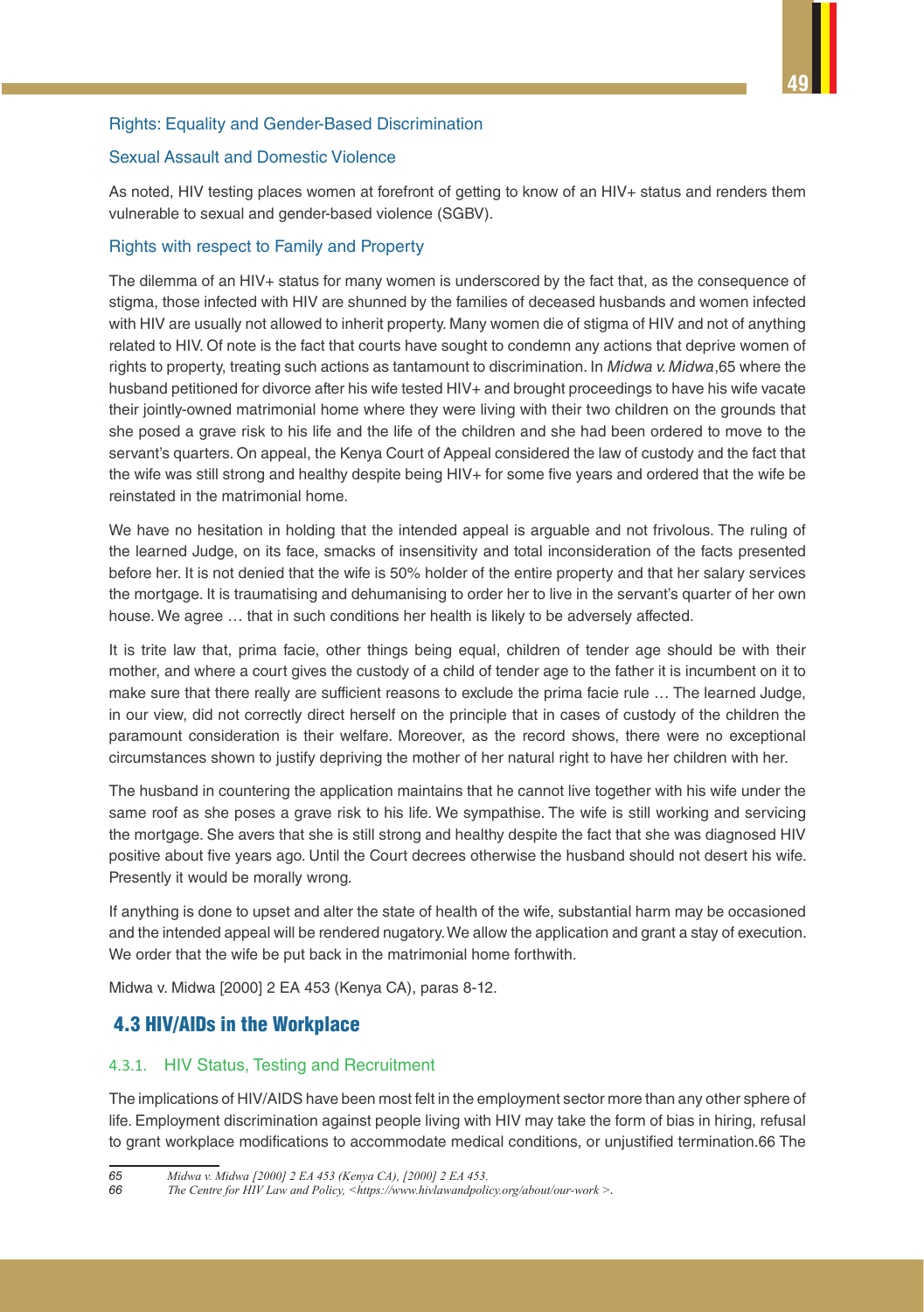### Rights: Equality and Gender-Based Discrimination

### Sexual Assault and Domestic Violence

As noted, HIV testing places women at forefront of getting to know of an HIV+ status and renders them vulnerable to sexual and gender-based violence (SGBV).

### Rights with respect to Family and Property

The dilemma of an HIV+ status for many women is underscored by the fact that, as the consequence of stigma, those infected with HIV are shunned by the families of deceased husbands and women infected with HIV are usually not allowed to inherit property. Many women die of stigma of HIV and not of anything related to HIV. Of note is the fact that courts have sought to condemn any actions that deprive women of rights to property, treating such actions as tantamount to discrimination. In *Midwa v. Midwa*,[65] where the husband petitioned for divorce after his wife tested HIV+ and brought proceedings to have his wife vacate their jointly-owned matrimonial home where they were living with their two children on the grounds that she posed a grave risk to his life and the life of the children and she had been ordered to move to the servant's quarters. On appeal, the Kenya Court of Appeal considered the law of custody and the fact that the wife was still strong and healthy despite being HIV+ for some five years and ordered that the wife be reinstated in the matrimonial home.

We have no hesitation in holding that the intended appeal is arguable and not frivolous. The ruling of the learned Judge, on its face, smacks of insensitivity and total inconsideration of the facts presented before her. It is not denied that the wife is 50% holder of the entire property and that her salary services the mortgage. It is traumatising and dehumanising to order her to live in the servant's quarter of her own house. We agree … that in such conditions her health is likely to be adversely affected.

It is trite law that, prima facie, other things being equal, children of tender age should be with their mother, and where a court gives the custody of a child of tender age to the father it is incumbent on it to make sure that there really are sufficient reasons to exclude the prima facie rule … The learned Judge, in our view, did not correctly direct herself on the principle that in cases of custody of the children the paramount consideration is their welfare. Moreover, as the record shows, there were no exceptional circumstances shown to justify depriving the mother of her natural right to have her children with her.

The husband in countering the application maintains that he cannot live together with his wife under the same roof as she poses a grave risk to his life. We sympathise. The wife is still working and servicing the mortgage. She avers that she is still strong and healthy despite the fact that she was diagnosed HIV positive about five years ago. Until the Court decrees otherwise the husband should not desert his wife. Presently it would be morally wrong.

If anything is done to upset and alter the state of health of the wife, substantial harm may be occasioned and the intended appeal will be rendered nugatory. We allow the application and grant a stay of execution. We order that the wife be put back in the matrimonial home forthwith.

Midwa v. Midwa [2000] 2 EA 453 (Kenya CA), paras 8-12.

## 4.3 HIV/AIDs in the Workplace

### 4.3.1. HIV Status, Testing and Recruitment

The implications of HIV/AIDS have been most felt in the employment sector more than any other sphere of life. Employment discrimination against people living with HIV may take the form of bias in hiring, refusal to grant workplace modifications to accommodate medical conditions, or unjustified termination.[66] The

---

65 *Midwa v. Midwa [2000] 2 EA 453 (Kenya CA), [2000] 2 EA 453.*

66 *The Centre for HIV Law and Policy, <https://www.hivlawandpolicy.org/about/our-work >.*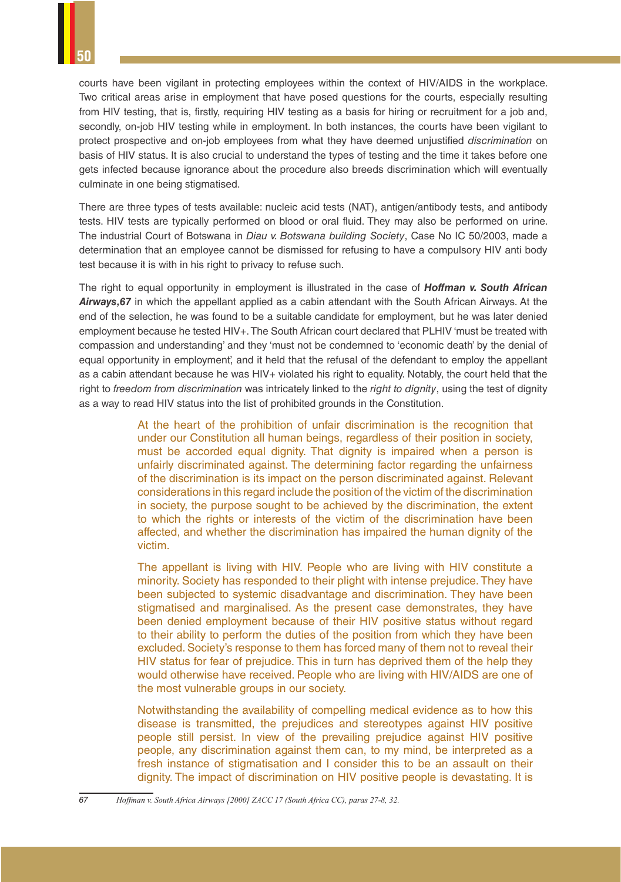courts have been vigilant in protecting employees within the context of HIV/AIDS in the workplace. Two critical areas arise in employment that have posed questions for the courts, especially resulting from HIV testing, that is, firstly, requiring HIV testing as a basis for hiring or recruitment for a job and, secondly, on-job HIV testing while in employment. In both instances, the courts have been vigilant to protect prospective and on-job employees from what they have deemed unjustified *discrimination* on basis of HIV status. It is also crucial to understand the types of testing and the time it takes before one gets infected because ignorance about the procedure also breeds discrimination which will eventually culminate in one being stigmatised.

There are three types of tests available: nucleic acid tests (NAT), antigen/antibody tests, and antibody tests. HIV tests are typically performed on blood or oral fluid. They may also be performed on urine. The industrial Court of Botswana in *Diau v. Botswana building Society*, Case No IC 50/2003, made a determination that an employee cannot be dismissed for refusing to have a compulsory HIV anti body test because it is with in his right to privacy to refuse such.

The right to equal opportunity in employment is illustrated in the case of ***Hoffman v. South African Airways*,67** in which the appellant applied as a cabin attendant with the South African Airways. At the end of the selection, he was found to be a suitable candidate for employment, but he was later denied employment because he tested HIV+. The South African court declared that PLHIV 'must be treated with compassion and understanding' and they 'must not be condemned to 'economic death' by the denial of equal opportunity in employment', and it held that the refusal of the defendant to employ the appellant as a cabin attendant because he was HIV+ violated his right to equality. Notably, the court held that the right to *freedom from discrimination* was intricately linked to the *right to dignity*, using the test of dignity as a way to read HIV status into the list of prohibited grounds in the Constitution.

> At the heart of the prohibition of unfair discrimination is the recognition that under our Constitution all human beings, regardless of their position in society, must be accorded equal dignity. That dignity is impaired when a person is unfairly discriminated against. The determining factor regarding the unfairness of the discrimination is its impact on the person discriminated against. Relevant considerations in this regard include the position of the victim of the discrimination in society, the purpose sought to be achieved by the discrimination, the extent to which the rights or interests of the victim of the discrimination have been affected, and whether the discrimination has impaired the human dignity of the victim.
>
> The appellant is living with HIV. People who are living with HIV constitute a minority. Society has responded to their plight with intense prejudice. They have been subjected to systemic disadvantage and discrimination. They have been stigmatised and marginalised. As the present case demonstrates, they have been denied employment because of their HIV positive status without regard to their ability to perform the duties of the position from which they have been excluded. Society's response to them has forced many of them not to reveal their HIV status for fear of prejudice. This in turn has deprived them of the help they would otherwise have received. People who are living with HIV/AIDS are one of the most vulnerable groups in our society.
>
> Notwithstanding the availability of compelling medical evidence as to how this disease is transmitted, the prejudices and stereotypes against HIV positive people still persist. In view of the prevailing prejudice against HIV positive people, any discrimination against them can, to my mind, be interpreted as a fresh instance of stigmatisation and I consider this to be an assault on their dignity. The impact of discrimination on HIV positive people is devastating. It is

67 *Hoffman v. South Africa Airways [2000] ZACC 17 (South Africa CC), paras 27-8, 32.*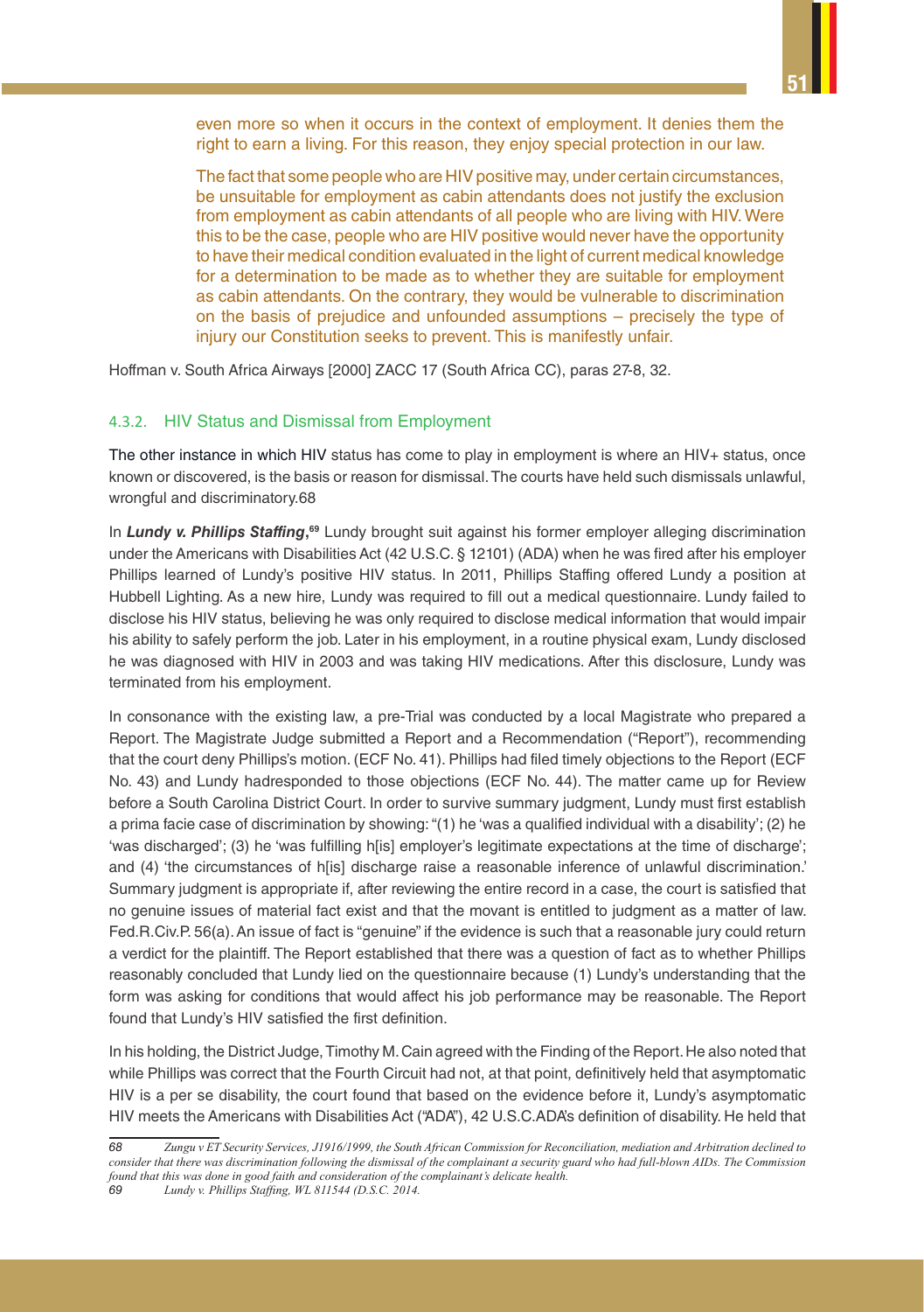even more so when it occurs in the context of employment. It denies them the right to earn a living. For this reason, they enjoy special protection in our law.

The fact that some people who are HIV positive may, under certain circumstances, be unsuitable for employment as cabin attendants does not justify the exclusion from employment as cabin attendants of all people who are living with HIV. Were this to be the case, people who are HIV positive would never have the opportunity to have their medical condition evaluated in the light of current medical knowledge for a determination to be made as to whether they are suitable for employment as cabin attendants. On the contrary, they would be vulnerable to discrimination on the basis of prejudice and unfounded assumptions – precisely the type of injury our Constitution seeks to prevent. This is manifestly unfair.

Hoffman v. South Africa Airways [2000] ZACC 17 (South Africa CC), paras 27-8, 32.

### 4.3.2. HIV Status and Dismissal from Employment

The other instance in which HIV status has come to play in employment is where an HIV+ status, once known or discovered, is the basis or reason for dismissal. The courts have held such dismissals unlawful, wrongful and discriminatory.68

In ***Lundy v. Phillips Staffing***,[69] Lundy brought suit against his former employer alleging discrimination under the Americans with Disabilities Act (42 U.S.C. § 12101) (ADA) when he was fired after his employer Phillips learned of Lundy's positive HIV status. In 2011, Phillips Staffing offered Lundy a position at Hubbell Lighting. As a new hire, Lundy was required to fill out a medical questionnaire. Lundy failed to disclose his HIV status, believing he was only required to disclose medical information that would impair his ability to safely perform the job. Later in his employment, in a routine physical exam, Lundy disclosed he was diagnosed with HIV in 2003 and was taking HIV medications. After this disclosure, Lundy was terminated from his employment.

In consonance with the existing law, a pre-Trial was conducted by a local Magistrate who prepared a Report. The Magistrate Judge submitted a Report and a Recommendation ("Report"), recommending that the court deny Phillips's motion. (ECF No. 41). Phillips had filed timely objections to the Report (ECF No. 43) and Lundy hadresponded to those objections (ECF No. 44). The matter came up for Review before a South Carolina District Court. In order to survive summary judgment, Lundy must first establish a prima facie case of discrimination by showing: "(1) he 'was a qualified individual with a disability'; (2) he 'was discharged'; (3) he 'was fulfilling h[is] employer's legitimate expectations at the time of discharge'; and (4) 'the circumstances of h[is] discharge raise a reasonable inference of unlawful discrimination.' Summary judgment is appropriate if, after reviewing the entire record in a case, the court is satisfied that no genuine issues of material fact exist and that the movant is entitled to judgment as a matter of law. Fed.R.Civ.P. 56(a). An issue of fact is "genuine" if the evidence is such that a reasonable jury could return a verdict for the plaintiff. The Report established that there was a question of fact as to whether Phillips reasonably concluded that Lundy lied on the questionnaire because (1) Lundy's understanding that the form was asking for conditions that would affect his job performance may be reasonable. The Report found that Lundy's HIV satisfied the first definition.

In his holding, the District Judge, Timothy M. Cain agreed with the Finding of the Report. He also noted that while Phillips was correct that the Fourth Circuit had not, at that point, definitively held that asymptomatic HIV is a per se disability, the court found that based on the evidence before it, Lundy's asymptomatic HIV meets the Americans with Disabilities Act ("ADA"), 42 U.S.C.ADA's definition of disability. He held that

---

68 *Zungu v ET Security Services, J1916/1999, the South African Commission for Reconciliation, mediation and Arbitration declined to consider that there was discrimination following the dismissal of the complainant a security guard who had full-blown AIDs. The Commission found that this was done in good faith and consideration of the complainant's delicate health.*

69 *Lundy v. Phillips Staffing, WL 811544 (D.S.C. 2014).*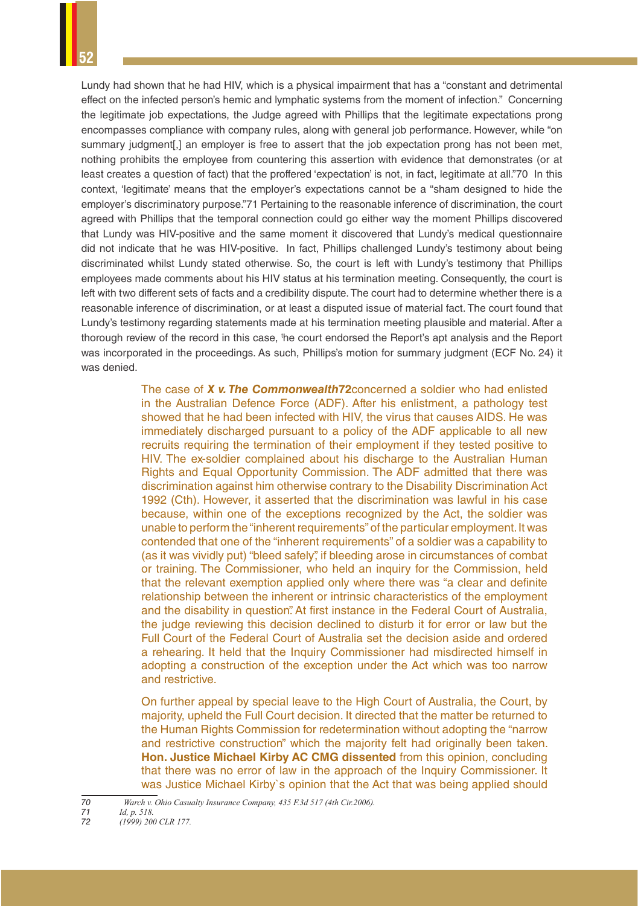Lundy had shown that he had HIV, which is a physical impairment that has a "constant and detrimental effect on the infected person's hemic and lymphatic systems from the moment of infection." Concerning the legitimate job expectations, the Judge agreed with Phillips that the legitimate expectations prong encompasses compliance with company rules, along with general job performance. However, while "on summary judgment[,] an employer is free to assert that the job expectation prong has not been met, nothing prohibits the employee from countering this assertion with evidence that demonstrates (or at least creates a question of fact) that the proffered 'expectation' is not, in fact, legitimate at all."[70] In this context, 'legitimate' means that the employer's expectations cannot be a "sham designed to hide the employer's discriminatory purpose."[71] Pertaining to the reasonable inference of discrimination, the court agreed with Phillips that the temporal connection could go either way the moment Phillips discovered that Lundy was HIV-positive and the same moment it discovered that Lundy's medical questionnaire did not indicate that he was HIV-positive. In fact, Phillips challenged Lundy's testimony about being discriminated whilst Lundy stated otherwise. So, the court is left with Lundy's testimony that Phillips employees made comments about his HIV status at his termination meeting. Consequently, the court is left with two different sets of facts and a credibility dispute. The court had to determine whether there is a reasonable inference of discrimination, or at least a disputed issue of material fact. The court found that Lundy's testimony regarding statements made at his termination meeting plausible and material. After a thorough review of the record in this case, 'he court endorsed the Report's apt analysis and the Report was incorporated in the proceedings. As such, Phillips's motion for summary judgment (ECF No. 24) it was denied.

The case of ***X v. The Commonwealth***[72] concerned a soldier who had enlisted in the Australian Defence Force (ADF). After his enlistment, a pathology test showed that he had been infected with HIV, the virus that causes AIDS. He was immediately discharged pursuant to a policy of the ADF applicable to all new recruits requiring the termination of their employment if they tested positive to HIV. The ex-soldier complained about his discharge to the Australian Human Rights and Equal Opportunity Commission. The ADF admitted that there was discrimination against him otherwise contrary to the Disability Discrimination Act 1992 (Cth). However, it asserted that the discrimination was lawful in his case because, within one of the exceptions recognized by the Act, the soldier was unable to perform the "inherent requirements" of the particular employment. It was contended that one of the "inherent requirements" of a soldier was a capability to (as it was vividly put) "bleed safely", if bleeding arose in circumstances of combat or training. The Commissioner, who held an inquiry for the Commission, held that the relevant exemption applied only where there was "a clear and definite relationship between the inherent or intrinsic characteristics of the employment and the disability in question". At first instance in the Federal Court of Australia, the judge reviewing this decision declined to disturb it for error or law but the Full Court of the Federal Court of Australia set the decision aside and ordered a rehearing. It held that the Inquiry Commissioner had misdirected himself in adopting a construction of the exception under the Act which was too narrow and restrictive.

On further appeal by special leave to the High Court of Australia, the Court, by majority, upheld the Full Court decision. It directed that the matter be returned to the Human Rights Commission for redetermination without adopting the "narrow and restrictive construction" which the majority felt had originally been taken. **Hon. Justice Michael Kirby AC CMG dissented** from this opinion, concluding that there was no error of law in the approach of the Inquiry Commissioner. It was Justice Michael Kirby`s opinion that the Act that was being applied should

---

70 *Warch v. Ohio Casualty Insurance Company, 435 F.3d 517 (4th Cir.2006).*

71 *Id, p. 518.*

72 *(1999) 200 CLR 177.*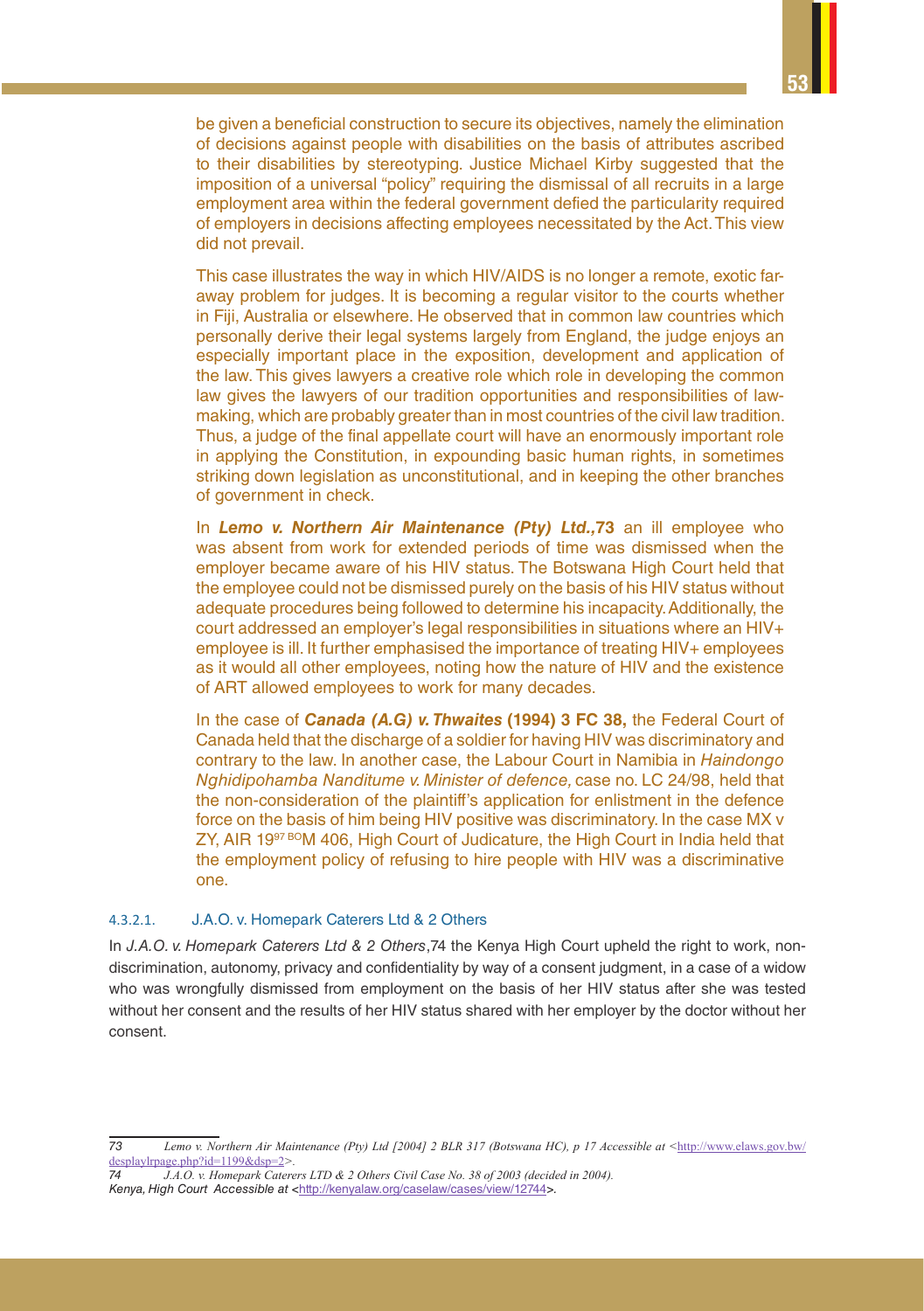be given a beneficial construction to secure its objectives, namely the elimination of decisions against people with disabilities on the basis of attributes ascribed to their disabilities by stereotyping. Justice Michael Kirby suggested that the imposition of a universal "policy" requiring the dismissal of all recruits in a large employment area within the federal government defied the particularity required of employers in decisions affecting employees necessitated by the Act. This view did not prevail.

This case illustrates the way in which HIV/AIDS is no longer a remote, exotic far-away problem for judges. It is becoming a regular visitor to the courts whether in Fiji, Australia or elsewhere. He observed that in common law countries which personally derive their legal systems largely from England, the judge enjoys an especially important place in the exposition, development and application of the law. This gives lawyers a creative role which role in developing the common law gives the lawyers of our tradition opportunities and responsibilities of law-making, which are probably greater than in most countries of the civil law tradition. Thus, a judge of the final appellate court will have an enormously important role in applying the Constitution, in expounding basic human rights, in sometimes striking down legislation as unconstitutional, and in keeping the other branches of government in check.

In ***Lemo v. Northern Air Maintenance (Pty) Ltd.*,73** an ill employee who was absent from work for extended periods of time was dismissed when the employer became aware of his HIV status. The Botswana High Court held that the employee could not be dismissed purely on the basis of his HIV status without adequate procedures being followed to determine his incapacity. Additionally, the court addressed an employer's legal responsibilities in situations where an HIV+ employee is ill. It further emphasised the importance of treating HIV+ employees as it would all other employees, noting how the nature of HIV and the existence of ART allowed employees to work for many decades.

In the case of ***Canada (A.G) v. Thwaites* (1994) 3 FC 38,** the Federal Court of Canada held that the discharge of a soldier for having HIV was discriminatory and contrary to the law. In another case, the Labour Court in Namibia in *Haindongo Nghidipohamba Nanditume v. Minister of defence,* case no. LC 24/98, held that the non-consideration of the plaintiff's application for enlistment in the defence force on the basis of him being HIV positive was discriminatory. In the case MX v ZY, AIR 19[97 BO]M 406, High Court of Judicature, the High Court in India held that the employment policy of refusing to hire people with HIV was a discriminative one.

#### 4.3.2.1. J.A.O. v. Homepark Caterers Ltd & 2 Others

In *J.A.O. v. Homepark Caterers Ltd & 2 Others*,74 the Kenya High Court upheld the right to work, non-discrimination, autonomy, privacy and confidentiality by way of a consent judgment, in a case of a widow who was wrongfully dismissed from employment on the basis of her HIV status after she was tested without her consent and the results of her HIV status shared with her employer by the doctor without her consent.

---

73 *Lemo v. Northern Air Maintenance (Pty) Ltd [2004] 2 BLR 317 (Botswana HC), p 17 Accessible at* <http://www.elaws.gov.bw/desplaylrpage.php?id=1199&dsp=2>.

74 *J.A.O. v. Homepark Caterers LTD & 2 Others Civil Case No. 38 of 2003 (decided in 2004).*
*Kenya, High Court Accessible at* <http://kenyalaw.org/caselaw/cases/view/12744>.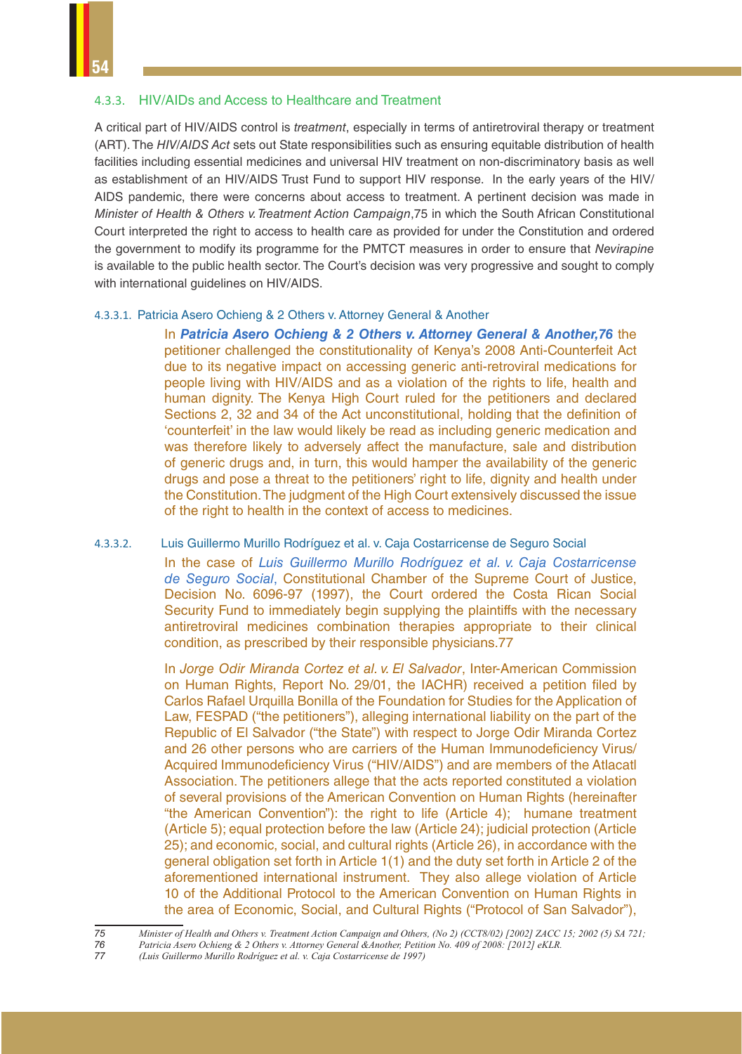### 4.3.3. HIV/AIDs and Access to Healthcare and Treatment

A critical part of HIV/AIDS control is *treatment*, especially in terms of antiretroviral therapy or treatment (ART). The *HIV/AIDS Act* sets out State responsibilities such as ensuring equitable distribution of health facilities including essential medicines and universal HIV treatment on non-discriminatory basis as well as establishment of an HIV/AIDS Trust Fund to support HIV response. In the early years of the HIV/AIDS pandemic, there were concerns about access to treatment. A pertinent decision was made in *Minister of Health & Others v. Treatment Action Campaign*,75 in which the South African Constitutional Court interpreted the right to access to health care as provided for under the Constitution and ordered the government to modify its programme for the PMTCT measures in order to ensure that *Nevirapine* is available to the public health sector. The Court's decision was very progressive and sought to comply with international guidelines on HIV/AIDS.

#### 4.3.3.1. Patricia Asero Ochieng & 2 Others v. Attorney General & Another

In ***Patricia Asero Ochieng & 2 Others v. Attorney General & Another,76*** the petitioner challenged the constitutionality of Kenya's 2008 Anti-Counterfeit Act due to its negative impact on accessing generic anti-retroviral medications for people living with HIV/AIDS and as a violation of the rights to life, health and human dignity. The Kenya High Court ruled for the petitioners and declared Sections 2, 32 and 34 of the Act unconstitutional, holding that the definition of 'counterfeit' in the law would likely be read as including generic medication and was therefore likely to adversely affect the manufacture, sale and distribution of generic drugs and, in turn, this would hamper the availability of the generic drugs and pose a threat to the petitioners' right to life, dignity and health under the Constitution. The judgment of the High Court extensively discussed the issue of the right to health in the context of access to medicines.

#### 4.3.3.2. Luis Guillermo Murillo Rodríguez et al. v. Caja Costarricense de Seguro Social

In the case of *Luis Guillermo Murillo Rodríguez et al. v. Caja Costarricense de Seguro Social*, Constitutional Chamber of the Supreme Court of Justice, Decision No. 6096-97 (1997), the Court ordered the Costa Rican Social Security Fund to immediately begin supplying the plaintiffs with the necessary antiretroviral medicines combination therapies appropriate to their clinical condition, as prescribed by their responsible physicians.77

In *Jorge Odir Miranda Cortez et al. v. El Salvador*, Inter-American Commission on Human Rights, Report No. 29/01, the IACHR) received a petition filed by Carlos Rafael Urquilla Bonilla of the Foundation for Studies for the Application of Law, FESPAD ("the petitioners"), alleging international liability on the part of the Republic of El Salvador ("the State") with respect to Jorge Odir Miranda Cortez and 26 other persons who are carriers of the Human Immunodeficiency Virus/ Acquired Immunodeficiency Virus ("HIV/AIDS") and are members of the Atlacatl Association. The petitioners allege that the acts reported constituted a violation of several provisions of the American Convention on Human Rights (hereinafter "the American Convention"): the right to life (Article 4); humane treatment (Article 5); equal protection before the law (Article 24); judicial protection (Article 25); and economic, social, and cultural rights (Article 26), in accordance with the general obligation set forth in Article 1(1) and the duty set forth in Article 2 of the aforementioned international instrument. They also allege violation of Article 10 of the Additional Protocol to the American Convention on Human Rights in the area of Economic, Social, and Cultural Rights ("Protocol of San Salvador"),

---

75 *Minister of Health and Others v. Treatment Action Campaign and Others, (No 2) (CCT8/02) [2002] ZACC 15; 2002 (5) SA 721;*

76 *Patricia Asero Ochieng & 2 Others v. Attorney General &Another, Petition No. 409 of 2008: [2012] eKLR.*

77 *(Luis Guillermo Murillo Rodríguez et al. v. Caja Costarricense de 1997)*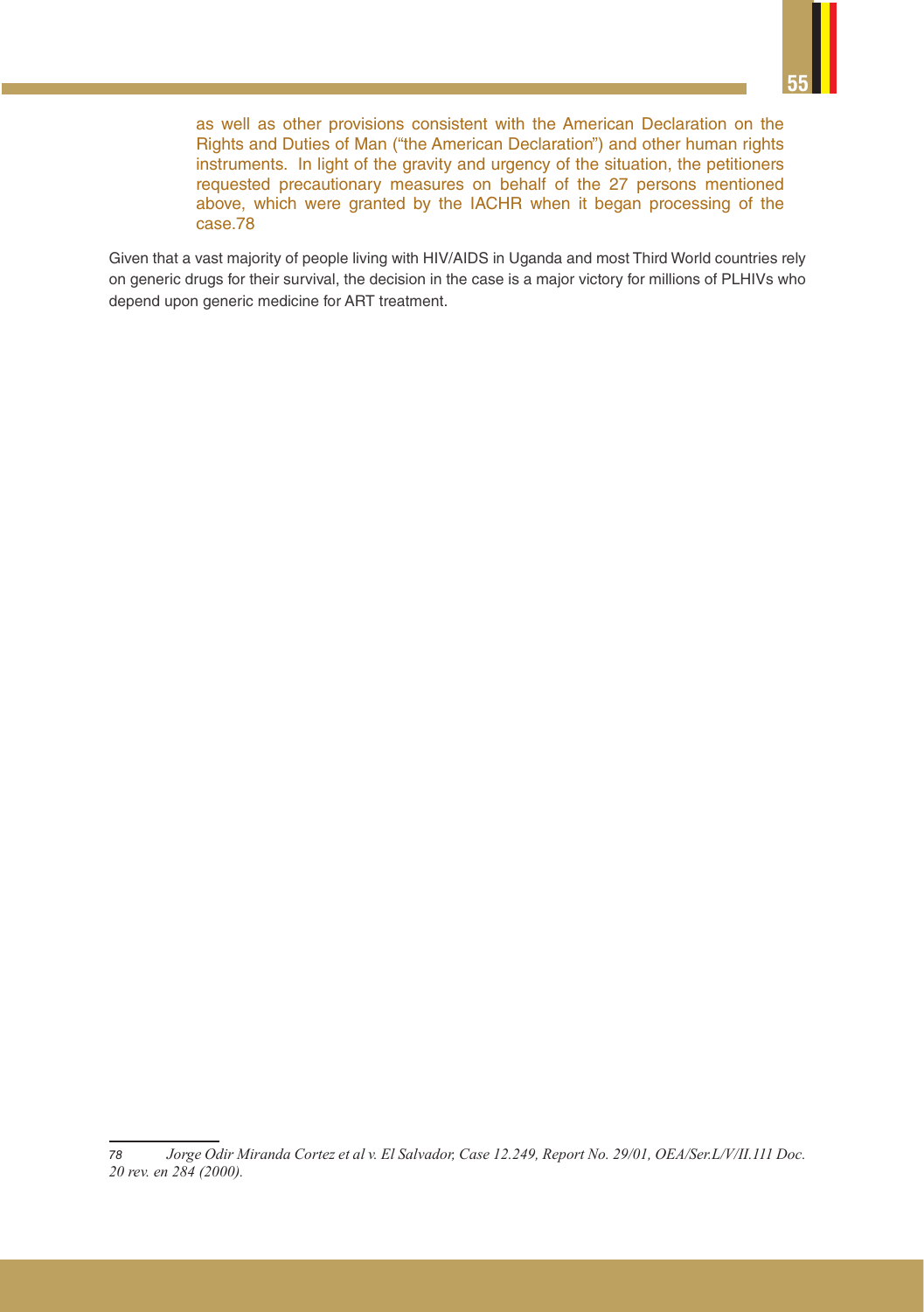> as well as other provisions consistent with the American Declaration on the Rights and Duties of Man ("the American Declaration") and other human rights instruments. In light of the gravity and urgency of the situation, the petitioners requested precautionary measures on behalf of the 27 persons mentioned above, which were granted by the IACHR when it began processing of the case.[78]

Given that a vast majority of people living with HIV/AIDS in Uganda and most Third World countries rely on generic drugs for their survival, the decision in the case is a major victory for millions of PLHIVs who depend upon generic medicine for ART treatment.

---

[78] *Jorge Odir Miranda Cortez et al v. El Salvador, Case 12.249, Report No. 29/01, OEA/Ser.L/V/II.111 Doc. 20 rev. en 284 (2000).*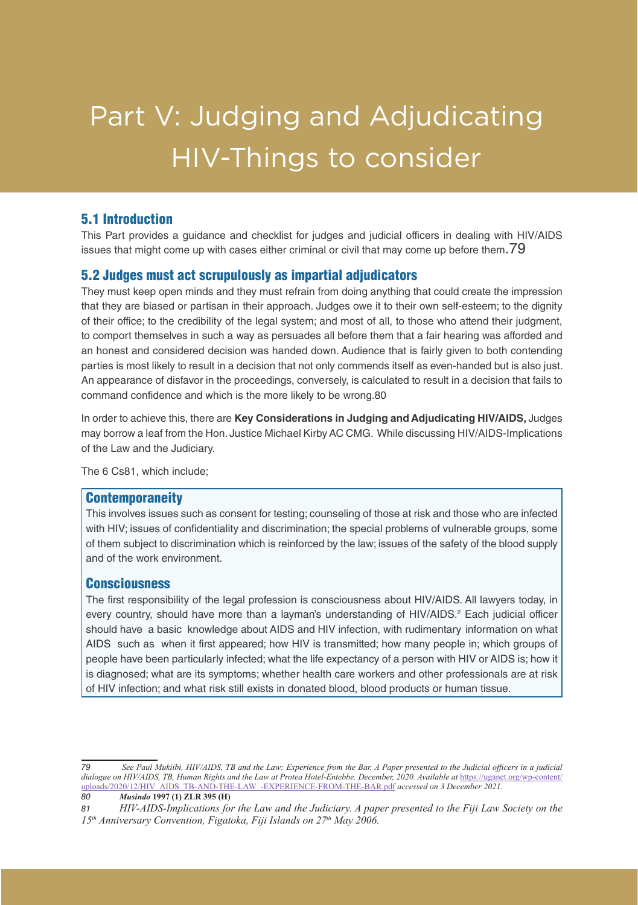# Part V: Judging and Adjudicating HIV-Things to consider

## 5.1 Introduction

This Part provides a guidance and checklist for judges and judicial officers in dealing with HIV/AIDS issues that might come up with cases either criminal or civil that may come up before them.[79]

## 5.2 Judges must act scrupulously as impartial adjudicators

They must keep open minds and they must refrain from doing anything that could create the impression that they are biased or partisan in their approach. Judges owe it to their own self-esteem; to the dignity of their office; to the credibility of the legal system; and most of all, to those who attend their judgment, to comport themselves in such a way as persuades all before them that a fair hearing was afforded and an honest and considered decision was handed down. Audience that is fairly given to both contending parties is most likely to result in a decision that not only commends itself as even-handed but is also just. An appearance of disfavor in the proceedings, conversely, is calculated to result in a decision that fails to command confidence and which is the more likely to be wrong.[80]

In order to achieve this, there are **Key Considerations in Judging and Adjudicating HIV/AIDS,** Judges may borrow a leaf from the Hon. Justice Michael Kirby AC CMG. While discussing HIV/AIDS-Implications of the Law and the Judiciary.

The 6 Cs[81], which include;

### Contemporaneity

This involves issues such as consent for testing; counseling of those at risk and those who are infected with HIV; issues of confidentiality and discrimination; the special problems of vulnerable groups, some of them subject to discrimination which is reinforced by the law; issues of the safety of the blood supply and of the work environment.

### Consciousness

The first responsibility of the legal profession is consciousness about HIV/AIDS. All lawyers today, in every country, should have more than a layman's understanding of HIV/AIDS.[2] Each judicial officer should have a basic knowledge about AIDS and HIV infection, with rudimentary information on what AIDS such as when it first appeared; how HIV is transmitted; how many people in; which groups of people have been particularly infected; what the life expectancy of a person with HIV or AIDS is; how it is diagnosed; what are its symptoms; whether health care workers and other professionals are at risk of HIV infection; and what risk still exists in donated blood, blood products or human tissue.

---

79 *See Paul Mukiibi, HIV/AIDS, TB and the Law: Experience from the Bar. A Paper presented to the Judicial officers in a judicial dialogue on HIV/AIDS, TB, Human Rights and the Law at Protea Hotel-Entebbe. December, 2020. Available at* https://uganet.org/wp-content/uploads/2020/12/HIV_AIDS_TB-AND-THE-LAW_-EXPERIENCE-FROM-THE-BAR.pdf *accessed on 3 December 2021.*

80 ***Musindo* 1997 (1) ZLR 395 (H)**

81 *HIV-AIDS-Implications for the Law and the Judiciary. A paper presented to the Fiji Law Society on the 15th Anniversary Convention, Figatoka, Fiji Islands on 27th May 2006.*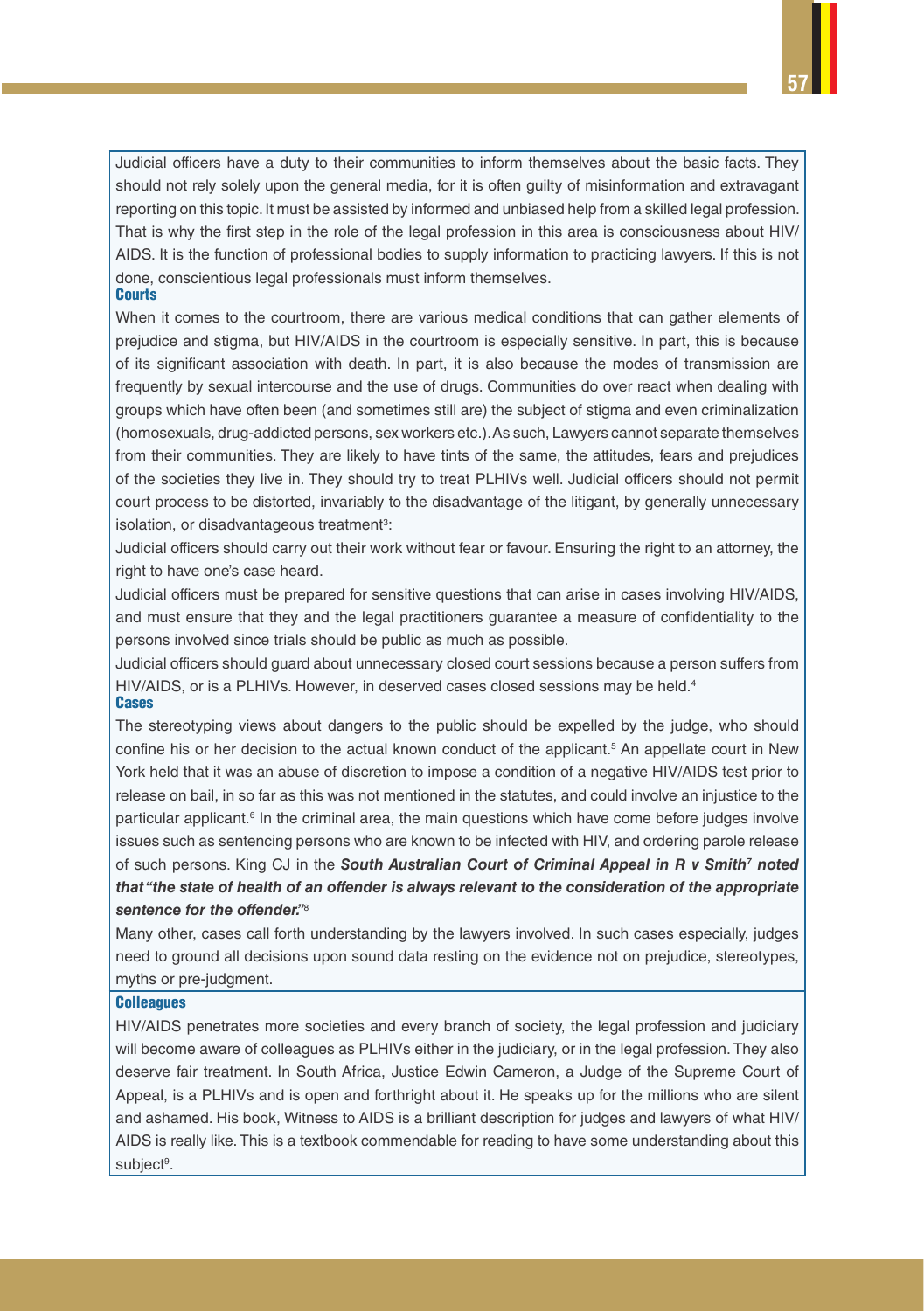Judicial officers have a duty to their communities to inform themselves about the basic facts. They should not rely solely upon the general media, for it is often guilty of misinformation and extravagant reporting on this topic. It must be assisted by informed and unbiased help from a skilled legal profession. That is why the first step in the role of the legal profession in this area is consciousness about HIV/AIDS. It is the function of professional bodies to supply information to practicing lawyers. If this is not done, conscientious legal professionals must inform themselves.

### Courts

When it comes to the courtroom, there are various medical conditions that can gather elements of prejudice and stigma, but HIV/AIDS in the courtroom is especially sensitive. In part, this is because of its significant association with death. In part, it is also because the modes of transmission are frequently by sexual intercourse and the use of drugs. Communities do over react when dealing with groups which have often been (and sometimes still are) the subject of stigma and even criminalization (homosexuals, drug-addicted persons, sex workers etc.). As such, Lawyers cannot separate themselves from their communities. They are likely to have tints of the same, the attitudes, fears and prejudices of the societies they live in. They should try to treat PLHIVs well. Judicial officers should not permit court process to be distorted, invariably to the disadvantage of the litigant, by generally unnecessary isolation, or disadvantageous treatment[3]:

Judicial officers should carry out their work without fear or favour. Ensuring the right to an attorney, the right to have one's case heard.

Judicial officers must be prepared for sensitive questions that can arise in cases involving HIV/AIDS, and must ensure that they and the legal practitioners guarantee a measure of confidentiality to the persons involved since trials should be public as much as possible.

Judicial officers should guard about unnecessary closed court sessions because a person suffers from HIV/AIDS, or is a PLHIVs. However, in deserved cases closed sessions may be held.[4]

### Cases

The stereotyping views about dangers to the public should be expelled by the judge, who should confine his or her decision to the actual known conduct of the applicant.[5] An appellate court in New York held that it was an abuse of discretion to impose a condition of a negative HIV/AIDS test prior to release on bail, in so far as this was not mentioned in the statutes, and could involve an injustice to the particular applicant.[6] In the criminal area, the main questions which have come before judges involve issues such as sentencing persons who are known to be infected with HIV, and ordering parole release of such persons. King CJ in the ***South Australian Court of Criminal Appeal in R v Smith[7] noted that "the state of health of an offender is always relevant to the consideration of the appropriate sentence for the offender."[8]***

Many other, cases call forth understanding by the lawyers involved. In such cases especially, judges need to ground all decisions upon sound data resting on the evidence not on prejudice, stereotypes, myths or pre-judgment.

### Colleagues

HIV/AIDS penetrates more societies and every branch of society, the legal profession and judiciary will become aware of colleagues as PLHIVs either in the judiciary, or in the legal profession. They also deserve fair treatment. In South Africa, Justice Edwin Cameron, a Judge of the Supreme Court of Appeal, is a PLHIVs and is open and forthright about it. He speaks up for the millions who are silent and ashamed. His book, Witness to AIDS is a brilliant description for judges and lawyers of what HIV/AIDS is really like. This is a textbook commendable for reading to have some understanding about this subject[9].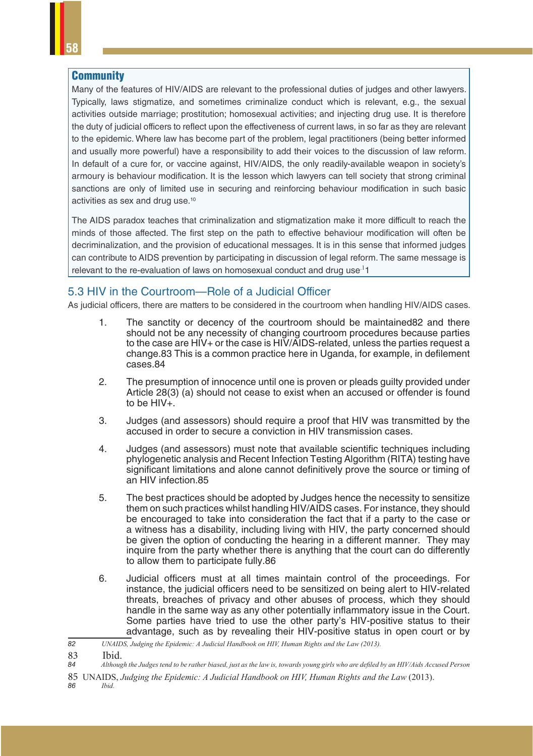### Community

Many of the features of HIV/AIDS are relevant to the professional duties of judges and other lawyers. Typically, laws stigmatize, and sometimes criminalize conduct which is relevant, e.g., the sexual activities outside marriage; prostitution; homosexual activities; and injecting drug use. It is therefore the duty of judicial officers to reflect upon the effectiveness of current laws, in so far as they are relevant to the epidemic. Where law has become part of the problem, legal practitioners (being better informed and usually more powerful) have a responsibility to add their voices to the discussion of law reform. In default of a cure for, or vaccine against, HIV/AIDS, the only readily-available weapon in society's armoury is behaviour modification. It is the lesson which lawyers can tell society that strong criminal sanctions are only of limited use in securing and reinforcing behaviour modification in such basic activities as sex and drug use.[10]

The AIDS paradox teaches that criminalization and stigmatization make it more difficult to reach the minds of those affected. The first step on the path to effective behaviour modification will often be decriminalization, and the provision of educational messages. It is in this sense that informed judges can contribute to AIDS prevention by participating in discussion of legal reform. The same message is relevant to the re-evaluation of laws on homosexual conduct and drug use[11]

## 5.3 HIV in the Courtroom—Role of a Judicial Officer

As judicial officers, there are matters to be considered in the courtroom when handling HIV/AIDS cases.

1. The sanctity or decency of the courtroom should be maintained82 and there should not be any necessity of changing courtroom procedures because parties to the case are HIV+ or the case is HIV/AIDS-related, unless the parties request a change.83 This is a common practice here in Uganda, for example, in defilement cases.84

2. The presumption of innocence until one is proven or pleads guilty provided under Article 28(3) (a) should not cease to exist when an accused or offender is found to be HIV+.

3. Judges (and assessors) should require a proof that HIV was transmitted by the accused in order to secure a conviction in HIV transmission cases.

4. Judges (and assessors) must note that available scientific techniques including phylogenetic analysis and Recent Infection Testing Algorithm (RITA) testing have significant limitations and alone cannot definitively prove the source or timing of an HIV infection.85

5. The best practices should be adopted by Judges hence the necessity to sensitize them on such practices whilst handling HIV/AIDS cases. For instance, they should be encouraged to take into consideration the fact that if a party to the case or a witness has a disability, including living with HIV, the party concerned should be given the option of conducting the hearing in a different manner. They may inquire from the party whether there is anything that the court can do differently to allow them to participate fully.86

6. Judicial officers must at all times maintain control of the proceedings. For instance, the judicial officers need to be sensitized on being alert to HIV-related threats, breaches of privacy and other abuses of process, which they should handle in the same way as any other potentially inflammatory issue in the Court. Some parties have tried to use the other party's HIV-positive status to their advantage, such as by revealing their HIV-positive status in open court or by

---

82 *UNAIDS, Judging the Epidemic: A Judicial Handbook on HIV, Human Rights and the Law (2013).*

83 Ibid.

84 *Although the Judges tend to be rather biased, just as the law is, towards young girls who are defiled by an HIV/Aids Accused Person*

85 UNAIDS, *Judging the Epidemic: A Judicial Handbook on HIV, Human Rights and the Law* (2013).

86 *Ibid.*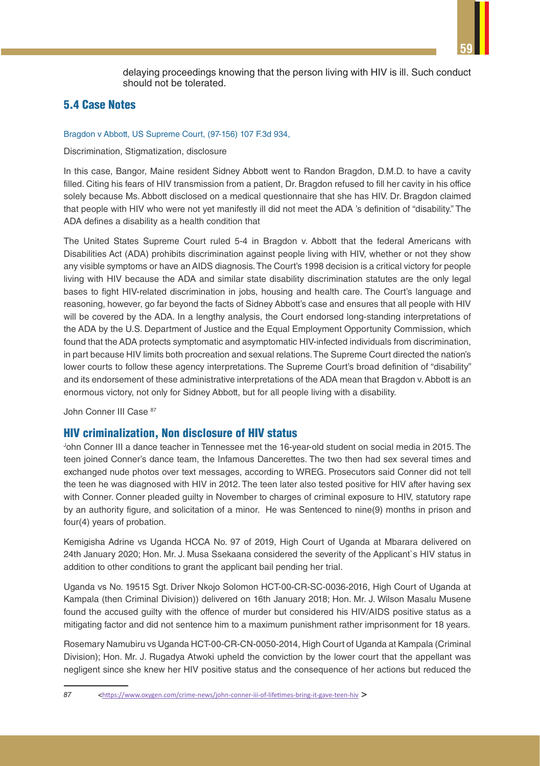delaying proceedings knowing that the person living with HIV is ill. Such conduct should not be tolerated.

## 5.4 Case Notes

Bragdon v Abbott, US Supreme Court, (97-156) 107 F.3d 934,

Discrimination, Stigmatization, disclosure

In this case, Bangor, Maine resident Sidney Abbott went to Randon Bragdon, D.M.D. to have a cavity filled. Citing his fears of HIV transmission from a patient, Dr. Bragdon refused to fill her cavity in his office solely because Ms. Abbott disclosed on a medical questionnaire that she has HIV. Dr. Bragdon claimed that people with HIV who were not yet manifestly ill did not meet the ADA 's definition of "disability." The ADA defines a disability as a health condition that

The United States Supreme Court ruled 5-4 in Bragdon v. Abbott that the federal Americans with Disabilities Act (ADA) prohibits discrimination against people living with HIV, whether or not they show any visible symptoms or have an AIDS diagnosis. The Court's 1998 decision is a critical victory for people living with HIV because the ADA and similar state disability discrimination statutes are the only legal bases to fight HIV-related discrimination in jobs, housing and health care. The Court's language and reasoning, however, go far beyond the facts of Sidney Abbott's case and ensures that all people with HIV will be covered by the ADA. In a lengthy analysis, the Court endorsed long-standing interpretations of the ADA by the U.S. Department of Justice and the Equal Employment Opportunity Commission, which found that the ADA protects symptomatic and asymptomatic HIV-infected individuals from discrimination, in part because HIV limits both procreation and sexual relations. The Supreme Court directed the nation's lower courts to follow these agency interpretations. The Supreme Court's broad definition of "disability" and its endorsement of these administrative interpretations of the ADA mean that Bragdon v. Abbott is an enormous victory, not only for Sidney Abbott, but for all people living with a disability.

John Conner III Case [87]

### HIV criminalization, Non disclosure of HIV status

John Conner III a dance teacher in Tennessee met the 16-year-old student on social media in 2015. The teen joined Conner's dance team, the Infamous Dancerettes. The two then had sex several times and exchanged nude photos over text messages, according to WREG. Prosecutors said Conner did not tell the teen he was diagnosed with HIV in 2012. The teen later also tested positive for HIV after having sex with Conner. Conner pleaded guilty in November to charges of criminal exposure to HIV, statutory rape by an authority figure, and solicitation of a minor. He was Sentenced to nine(9) months in prison and four(4) years of probation.

Kemigisha Adrine vs Uganda HCCA No. 97 of 2019, High Court of Uganda at Mbarara delivered on 24th January 2020; Hon. Mr. J. Musa Ssekaana considered the severity of the Applicant`s HIV status in addition to other conditions to grant the applicant bail pending her trial.

Uganda vs No. 19515 Sgt. Driver Nkojo Solomon HCT-00-CR-SC-0036-2016, High Court of Uganda at Kampala (then Criminal Division)) delivered on 16th January 2018; Hon. Mr. J. Wilson Masalu Musene found the accused guilty with the offence of murder but considered his HIV/AIDS positive status as a mitigating factor and did not sentence him to a maximum punishment rather imprisonment for 18 years.

Rosemary Namubiru vs Uganda HCT-00-CR-CN-0050-2014, High Court of Uganda at Kampala (Criminal Division); Hon. Mr. J. Rugadya Atwoki upheld the conviction by the lower court that the appellant was negligent since she knew her HIV positive status and the consequence of her actions but reduced the

---

87 <https://www.oxygen.com/crime-news/john-conner-iii-of-lifetimes-bring-it-gave-teen-hiv >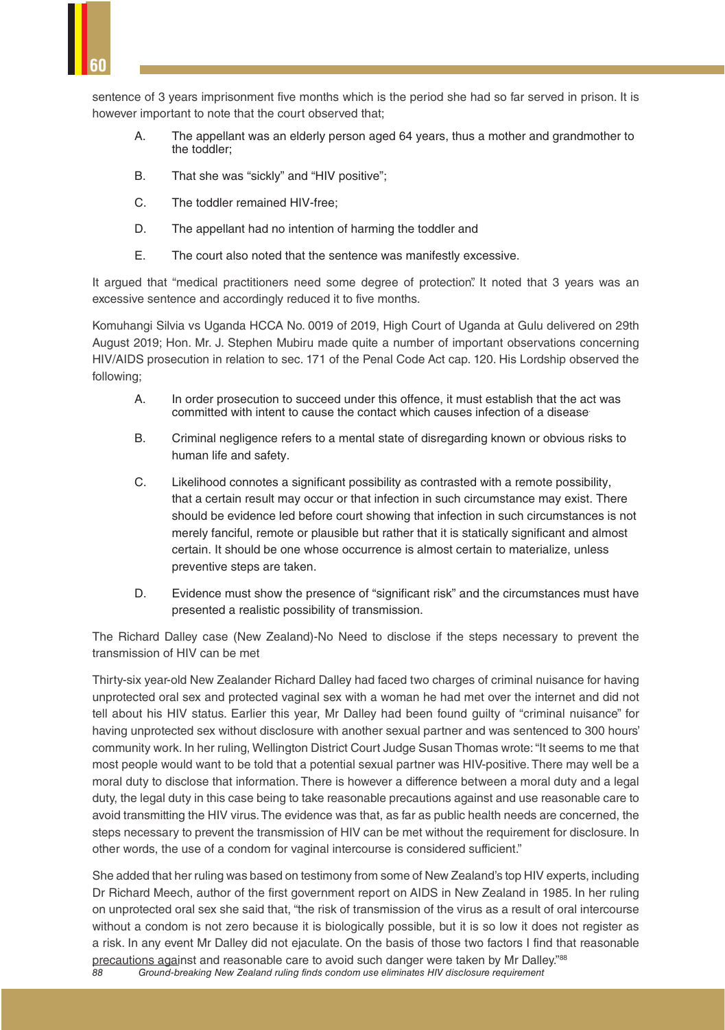sentence of 3 years imprisonment five months which is the period she had so far served in prison. It is however important to note that the court observed that;

A. The appellant was an elderly person aged 64 years, thus a mother and grandmother to the toddler;

B. That she was “sickly” and “HIV positive”;

C. The toddler remained HIV-free;

D. The appellant had no intention of harming the toddler and

E. The court also noted that the sentence was manifestly excessive.

It argued that “medical practitioners need some degree of protection”. It noted that 3 years was an excessive sentence and accordingly reduced it to five months.

Komuhangi Silvia vs Uganda HCCA No. 0019 of 2019, High Court of Uganda at Gulu delivered on 29th August 2019; Hon. Mr. J. Stephen Mubiru made quite a number of important observations concerning HIV/AIDS prosecution in relation to sec. 171 of the Penal Code Act cap. 120. His Lordship observed the following;

A. In order prosecution to succeed under this offence, it must establish that the act was committed with intent to cause the contact which causes infection of a disease.

B. Criminal negligence refers to a mental state of disregarding known or obvious risks to human life and safety.

C. Likelihood connotes a significant possibility as contrasted with a remote possibility, that a certain result may occur or that infection in such circumstance may exist. There should be evidence led before court showing that infection in such circumstances is not merely fanciful, remote or plausible but rather that it is statically significant and almost certain. It should be one whose occurrence is almost certain to materialize, unless preventive steps are taken.

D. Evidence must show the presence of “significant risk” and the circumstances must have presented a realistic possibility of transmission.

The Richard Dalley case (New Zealand)-No Need to disclose if the steps necessary to prevent the transmission of HIV can be met

Thirty-six year-old New Zealander Richard Dalley had faced two charges of criminal nuisance for having unprotected oral sex and protected vaginal sex with a woman he had met over the internet and did not tell about his HIV status. Earlier this year, Mr Dalley had been found guilty of “criminal nuisance” for having unprotected sex without disclosure with another sexual partner and was sentenced to 300 hours' community work. In her ruling, Wellington District Court Judge Susan Thomas wrote: “It seems to me that most people would want to be told that a potential sexual partner was HIV-positive. There may well be a moral duty to disclose that information. There is however a difference between a moral duty and a legal duty, the legal duty in this case being to take reasonable precautions against and use reasonable care to avoid transmitting the HIV virus. The evidence was that, as far as public health needs are concerned, the steps necessary to prevent the transmission of HIV can be met without the requirement for disclosure. In other words, the use of a condom for vaginal intercourse is considered sufficient.”

She added that her ruling was based on testimony from some of New Zealand's top HIV experts, including Dr Richard Meech, author of the first government report on AIDS in New Zealand in 1985. In her ruling on unprotected oral sex she said that, “the risk of transmission of the virus as a result of oral intercourse without a condom is not zero because it is biologically possible, but it is so low it does not register as a risk. In any event Mr Dalley did not ejaculate. On the basis of those two factors I find that reasonable precautions against and reasonable care to avoid such danger were taken by Mr Dalley.”[88]

[88] *Ground-breaking New Zealand ruling finds condom use eliminates HIV disclosure requirement*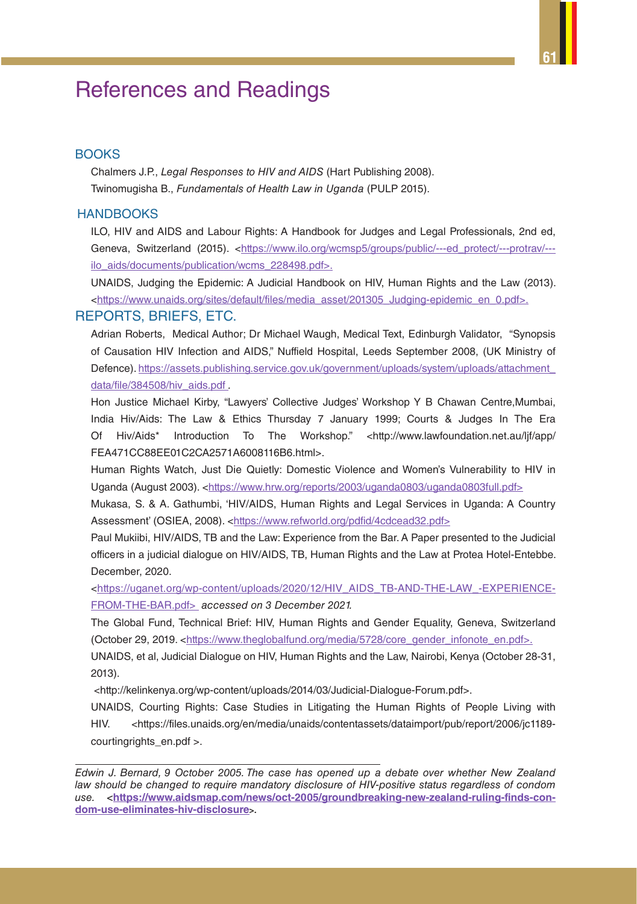# References and Readings

## BOOKS

Chalmers J.P., *Legal Responses to HIV and AIDS* (Hart Publishing 2008).

Twinomugisha B., *Fundamentals of Health Law in Uganda* (PULP 2015).

## HANDBOOKS

ILO, HIV and AIDS and Labour Rights: A Handbook for Judges and Legal Professionals, 2nd ed, Geneva, Switzerland (2015). <https://www.ilo.org/wcmsp5/groups/public/---ed_protect/---protrav/---ilo_aids/documents/publication/wcms_228498.pdf>.

UNAIDS, Judging the Epidemic: A Judicial Handbook on HIV, Human Rights and the Law (2013). <https://www.unaids.org/sites/default/files/media_asset/201305_Judging-epidemic_en_0.pdf>.

## REPORTS, BRIEFS, ETC.

Adrian Roberts, Medical Author; Dr Michael Waugh, Medical Text, Edinburgh Validator, "Synopsis of Causation HIV Infection and AIDS," Nuffield Hospital, Leeds September 2008, (UK Ministry of Defence). https://assets.publishing.service.gov.uk/government/uploads/system/uploads/attachment_data/file/384508/hiv_aids.pdf .

Hon Justice Michael Kirby, "Lawyers' Collective Judges' Workshop Y B Chawan Centre,Mumbai, India Hiv/Aids: The Law & Ethics Thursday 7 January 1999; Courts & Judges In The Era Of Hiv/Aids* Introduction To The Workshop." <http://www.lawfoundation.net.au/ljf/app/FEA471CC88EE01C2CA2571A6008116B6.html>.

Human Rights Watch, Just Die Quietly: Domestic Violence and Women's Vulnerability to HIV in Uganda (August 2003). <https://www.hrw.org/reports/2003/uganda0803/uganda0803full.pdf>

Mukasa, S. & A. Gathumbi, 'HIV/AIDS, Human Rights and Legal Services in Uganda: A Country Assessment' (OSIEA, 2008). <https://www.refworld.org/pdfid/4cdcead32.pdf>

Paul Mukiibi, HIV/AIDS, TB and the Law: Experience from the Bar. A Paper presented to the Judicial officers in a judicial dialogue on HIV/AIDS, TB, Human Rights and the Law at Protea Hotel-Entebbe. December, 2020.

<https://uganet.org/wp-content/uploads/2020/12/HIV_AIDS_TB-AND-THE-LAW_-EXPERIENCE-FROM-THE-BAR.pdf> *accessed on 3 December 2021.*

The Global Fund, Technical Brief: HIV, Human Rights and Gender Equality, Geneva, Switzerland (October 29, 2019. <https://www.theglobalfund.org/media/5728/core_gender_infonote_en.pdf>.

UNAIDS, et al, Judicial Dialogue on HIV, Human Rights and the Law, Nairobi, Kenya (October 28-31, 2013).

<http://kelinkenya.org/wp-content/uploads/2014/03/Judicial-Dialogue-Forum.pdf>.

UNAIDS, Courting Rights: Case Studies in Litigating the Human Rights of People Living with HIV. <https://files.unaids.org/en/media/unaids/contentassets/dataimport/pub/report/2006/jc1189-courtingrights_en.pdf >.

---

*Edwin J. Bernard, 9 October 2005. The case has opened up a debate over whether New Zealand law should be changed to require mandatory disclosure of HIV-positive status regardless of condom use.* <**https://www.aidsmap.com/news/oct-2005/groundbreaking-new-zealand-ruling-finds-condom-use-eliminates-hiv-disclosure**>.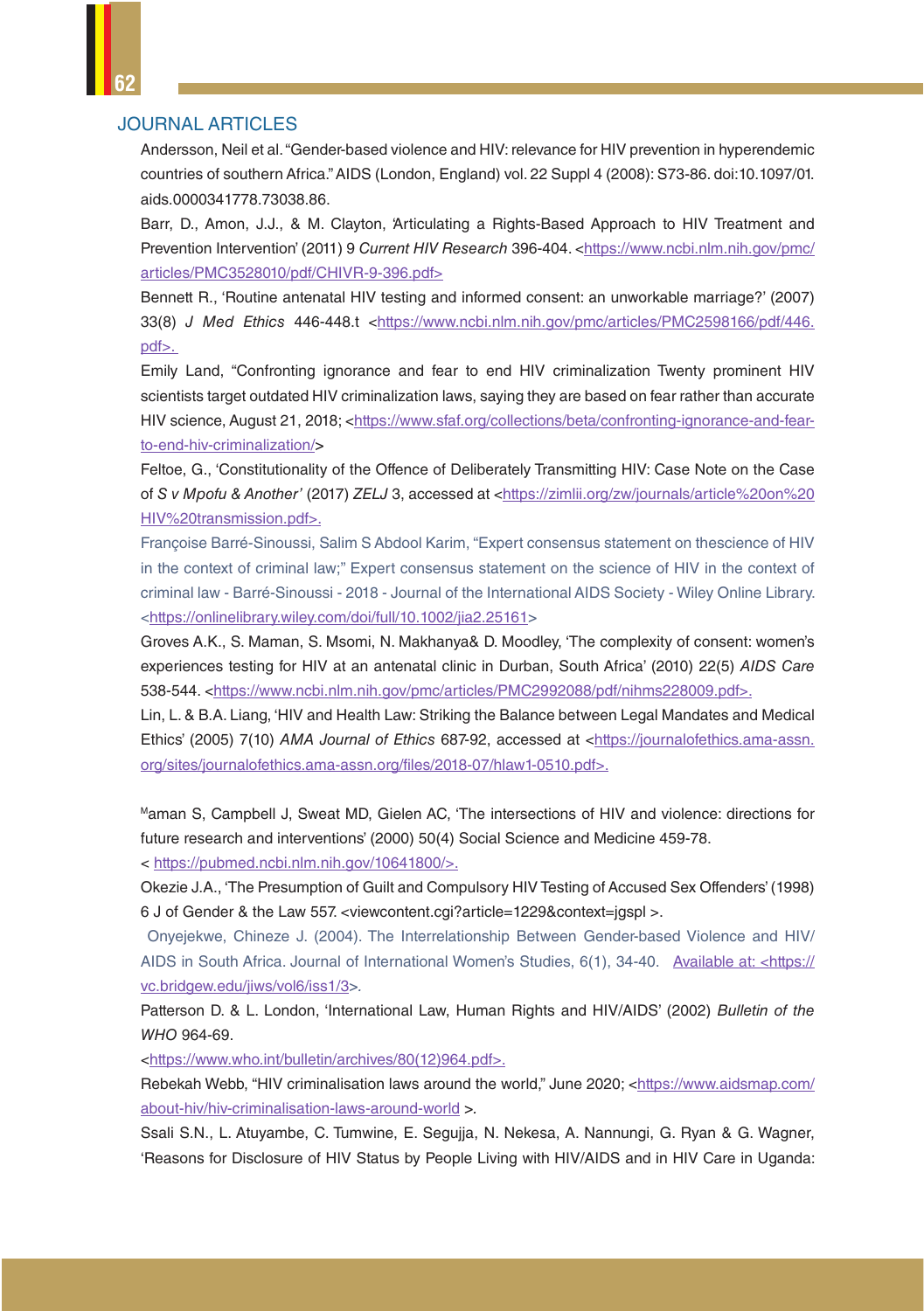## JOURNAL ARTICLES

Andersson, Neil et al. "Gender-based violence and HIV: relevance for HIV prevention in hyperendemic countries of southern Africa." AIDS (London, England) vol. 22 Suppl 4 (2008): S73-86. doi:10.1097/01.aids.0000341778.73038.86.

Barr, D., Amon, J.J., & M. Clayton, 'Articulating a Rights-Based Approach to HIV Treatment and Prevention Intervention' (2011) 9 *Current HIV Research* 396-404. <https://www.ncbi.nlm.nih.gov/pmc/articles/PMC3528010/pdf/CHIVR-9-396.pdf>

Bennett R., 'Routine antenatal HIV testing and informed consent: an unworkable marriage?' (2007) 33(8) *J Med Ethics* 446-448.t <https://www.ncbi.nlm.nih.gov/pmc/articles/PMC2598166/pdf/446.pdf>.

Emily Land, "Confronting ignorance and fear to end HIV criminalization Twenty prominent HIV scientists target outdated HIV criminalization laws, saying they are based on fear rather than accurate HIV science, August 21, 2018; <https://www.sfaf.org/collections/beta/confronting-ignorance-and-fear-to-end-hiv-criminalization/>

Feltoe, G., 'Constitutionality of the Offence of Deliberately Transmitting HIV: Case Note on the Case of *S v Mpofu & Another'* (2017) *ZELJ* 3, accessed at <https://zimlii.org/zw/journals/article%20on%20HIV%20transmission.pdf>.

Françoise Barré-Sinoussi, Salim S Abdool Karim, "Expert consensus statement on thescience of HIV in the context of criminal law;" Expert consensus statement on the science of HIV in the context of criminal law - Barré-Sinoussi - 2018 - Journal of the International AIDS Society - Wiley Online Library. <https://onlinelibrary.wiley.com/doi/full/10.1002/jia2.25161>

Groves A.K., S. Maman, S. Msomi, N. Makhanya& D. Moodley, 'The complexity of consent: women's experiences testing for HIV at an antenatal clinic in Durban, South Africa' (2010) 22(5) *AIDS Care* 538-544. <https://www.ncbi.nlm.nih.gov/pmc/articles/PMC2992088/pdf/nihms228009.pdf>.

Lin, L. & B.A. Liang, 'HIV and Health Law: Striking the Balance between Legal Mandates and Medical Ethics' (2005) 7(10) *AMA Journal of Ethics* 687-92, accessed at <https://journalofethics.ama-assn.org/sites/journalofethics.ama-assn.org/files/2018-07/hlaw1-0510.pdf>.

Maman S, Campbell J, Sweat MD, Gielen AC, 'The intersections of HIV and violence: directions for future research and interventions' (2000) 50(4) Social Science and Medicine 459-78.
< https://pubmed.ncbi.nlm.nih.gov/10641800/>.

Okezie J.A., 'The Presumption of Guilt and Compulsory HIV Testing of Accused Sex Offenders' (1998) 6 J of Gender & the Law 557. <viewcontent.cgi?article=1229&context=jgspl >.

Onyejekwe, Chineze J. (2004). The Interrelationship Between Gender-based Violence and HIV/AIDS in South Africa. Journal of International Women's Studies, 6(1), 34-40. Available at: <https://vc.bridgew.edu/jiws/vol6/iss1/3>.

Patterson D. & L. London, 'International Law, Human Rights and HIV/AIDS' (2002) *Bulletin of the WHO* 964-69.
<https://www.who.int/bulletin/archives/80(12)964.pdf>.

Rebekah Webb, "HIV criminalisation laws around the world," June 2020; <https://www.aidsmap.com/about-hiv/hiv-criminalisation-laws-around-world >.

Ssali S.N., L. Atuyambe, C. Tumwine, E. Segujja, N. Nekesa, A. Nannungi, G. Ryan & G. Wagner, 'Reasons for Disclosure of HIV Status by People Living with HIV/AIDS and in HIV Care in Uganda: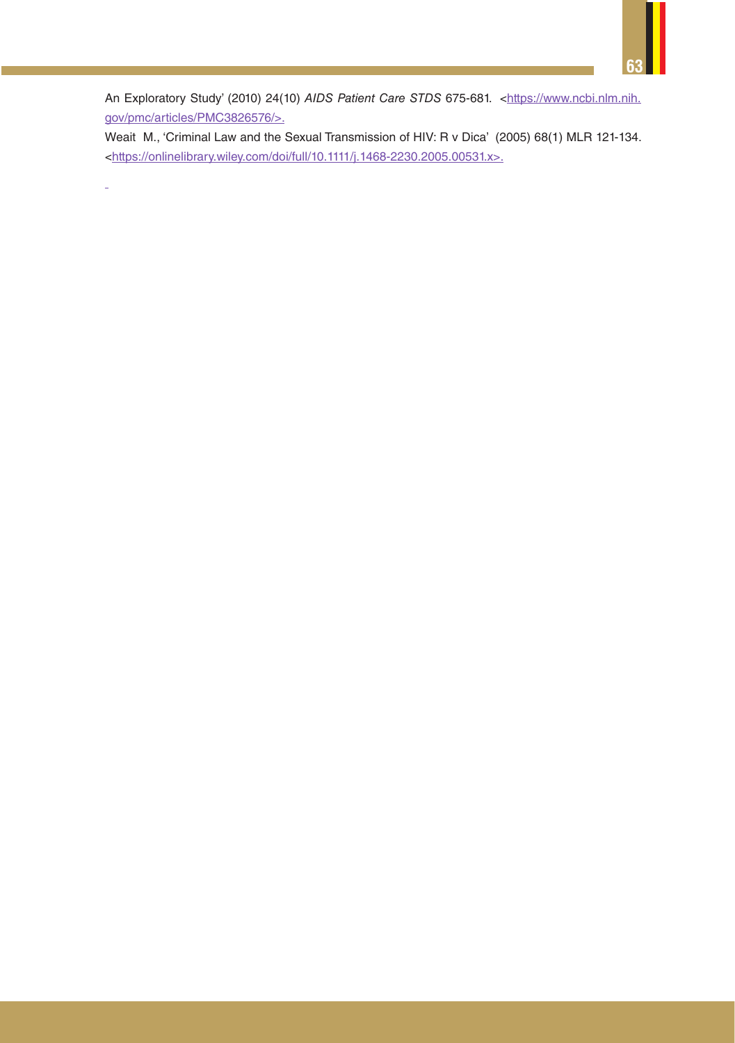An Exploratory Study' (2010) 24(10) *AIDS Patient Care STDS* 675-681. <https://www.ncbi.nlm.nih.gov/pmc/articles/PMC3826576/>.

Weait M., 'Criminal Law and the Sexual Transmission of HIV: R v Dica' (2005) 68(1) MLR 121-134. <https://onlinelibrary.wiley.com/doi/full/10.1111/j.1468-2230.2005.00531.x>.